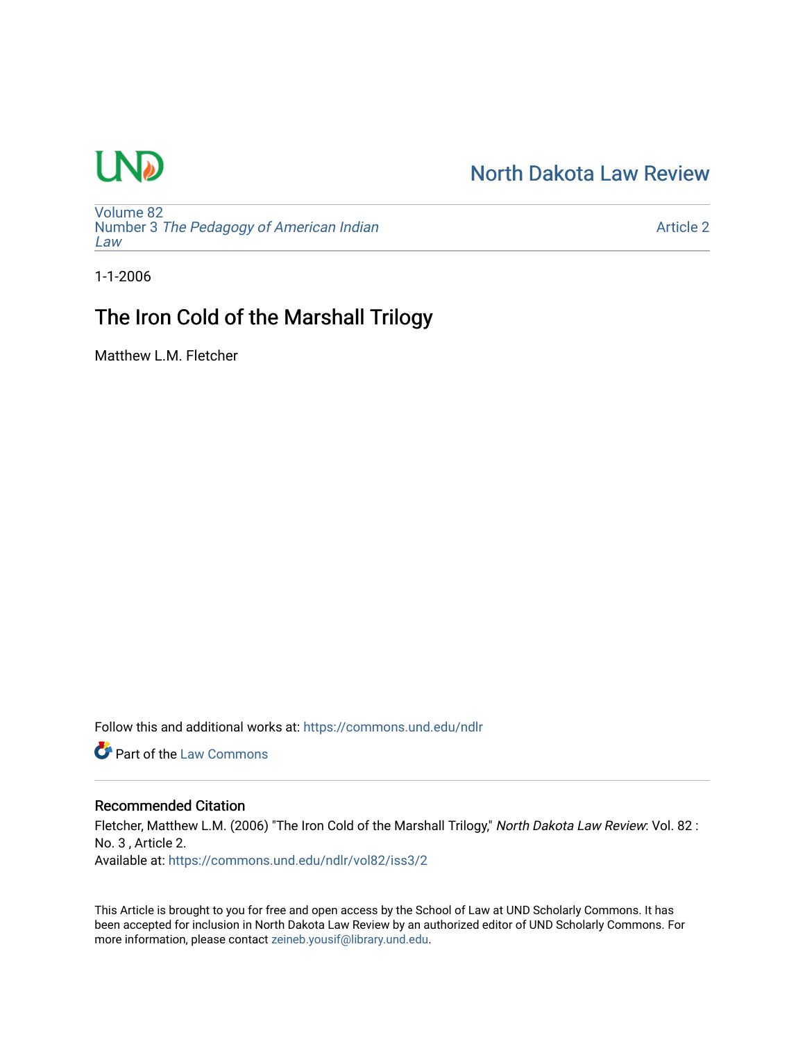North Dakota Law Review

Volume 82
Number 3 *The Pedagogy of American Indian Law*

Article 2

1-1-2006

# The Iron Cold of the Marshall Trilogy

Matthew L.M. Fletcher

Follow this and additional works at: https://commons.und.edu/ndlr

Part of the Law Commons

## Recommended Citation

Fletcher, Matthew L.M. (2006) "The Iron Cold of the Marshall Trilogy," *North Dakota Law Review*: Vol. 82 : No. 3 , Article 2.
Available at: https://commons.und.edu/ndlr/vol82/iss3/2

This Article is brought to you for free and open access by the School of Law at UND Scholarly Commons. It has been accepted for inclusion in North Dakota Law Review by an authorized editor of UND Scholarly Commons. For more information, please contact zeineb.yousif@library.und.edu.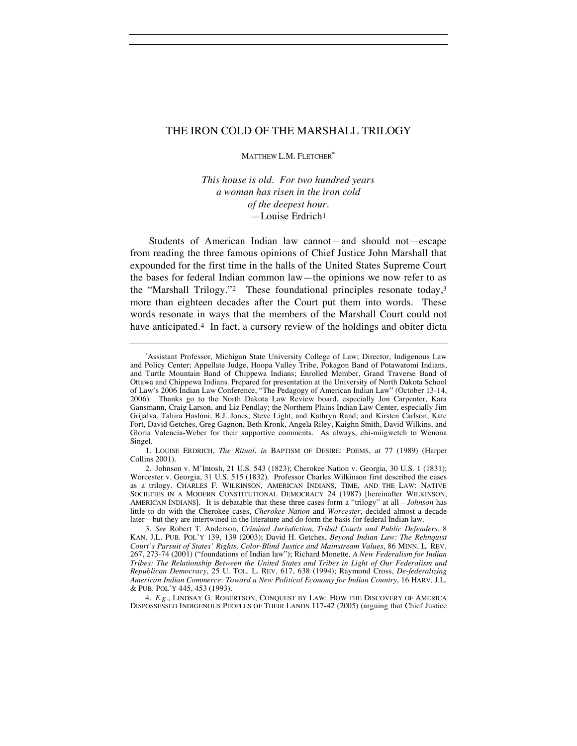# THE IRON COLD OF THE MARSHALL TRILOGY

MATTHEW L.M. FLETCHER*

> *This house is old. For two hundred years*
> *a woman has risen in the iron cold*
> *of the deepest hour.*
> —Louise Erdrich[1]

Students of American Indian law cannot—and should not—escape from reading the three famous opinions of Chief Justice John Marshall that expounded for the first time in the halls of the United States Supreme Court the bases for federal Indian common law—the opinions we now refer to as the "Marshall Trilogy."[2] These foundational principles resonate today,[3] more than eighteen decades after the Court put them into words. These words resonate in ways that the members of the Marshall Court could not have anticipated.[4] In fact, a cursory review of the holdings and obiter dicta

---

*Assistant Professor, Michigan State University College of Law; Director, Indigenous Law and Policy Center; Appellate Judge, Hoopa Valley Tribe, Pokagon Band of Potawatomi Indians, and Turtle Mountain Band of Chippewa Indians; Enrolled Member, Grand Traverse Band of Ottawa and Chippewa Indians. Prepared for presentation at the University of North Dakota School of Law's 2006 Indian Law Conference, "The Pedagogy of American Indian Law" (October 13-14, 2006). Thanks go to the North Dakota Law Review board, especially Jon Carpenter, Kara Gansmann, Craig Larson, and Liz Pendlay; the Northern Plains Indian Law Center, especially Jim Grijalva, Tahira Hashmi, B.J. Jones, Steve Light, and Kathryn Rand; and Kirsten Carlson, Kate Fort, David Getches, Greg Gagnon, Beth Kronk, Angela Riley, Kaighn Smith, David Wilkins, and Gloria Valencia-Weber for their supportive comments. As always, chi-miigwetch to Wenona Singel.

1. LOUISE ERDRICH, *The Ritual*, *in* BAPTISM OF DESIRE: POEMS, at 77 (1989) (Harper Collins 2001).

2. Johnson v. M'Intosh, 21 U.S. 543 (1823); Cherokee Nation v. Georgia, 30 U.S. 1 (1831); Worcester v. Georgia, 31 U.S. 515 (1832). Professor Charles Wilkinson first described the cases as a trilogy. CHARLES F. WILKINSON, AMERICAN INDIANS, TIME, AND THE LAW: NATIVE SOCIETIES IN A MODERN CONSTITUTIONAL DEMOCRACY 24 (1987) [hereinafter WILKINSON, AMERICAN INDIANS]. It is debatable that these three cases form a "trilogy" at all—*Johnson* has little to do with the Cherokee cases, *Cherokee Nation* and *Worcester*, decided almost a decade later—but they are intertwined in the literature and do form the basis for federal Indian law.

3. *See* Robert T. Anderson, *Criminal Jurisdiction, Tribal Courts and Public Defenders*, 8 KAN. J.L. PUB. POL'Y 139, 139 (2003); David H. Getches, *Beyond Indian Law: The Rehnquist Court's Pursuit of States' Rights, Color-Blind Justice and Mainstream Values*, 86 MINN. L. REV. 267, 273-74 (2001) ("foundations of Indian law"); Richard Monette, *A New Federalism for Indian Tribes: The Relationship Between the United States and Tribes in Light of Our Federalism and Republican Democracy*, 25 U. TOL. L. REV. 617, 638 (1994); Raymond Cross, *De-federalizing American Indian Commerce: Toward a New Political Economy for Indian Country*, 16 HARV. J.L. & PUB. POL'Y 445, 453 (1993).

4. *E.g.*, LINDSAY G. ROBERTSON, CONQUEST BY LAW: HOW THE DISCOVERY OF AMERICA DISPOSSESSED INDIGENOUS PEOPLES OF THEIR LANDS 117-42 (2005) (arguing that Chief Justice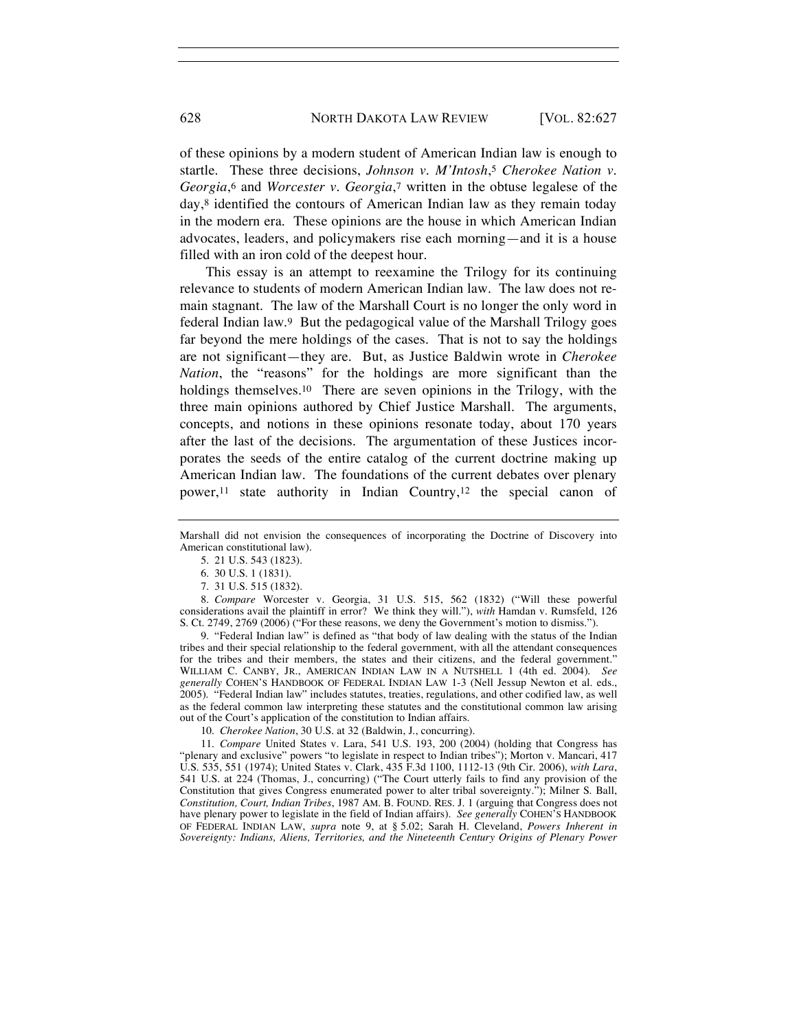of these opinions by a modern student of American Indian law is enough to startle. These three decisions, *Johnson v. M'Intosh*,[5] *Cherokee Nation v. Georgia*,[6] and *Worcester v. Georgia*,[7] written in the obtuse legalese of the day,[8] identified the contours of American Indian law as they remain today in the modern era. These opinions are the house in which American Indian advocates, leaders, and policymakers rise each morning—and it is a house filled with an iron cold of the deepest hour.

This essay is an attempt to reexamine the Trilogy for its continuing relevance to students of modern American Indian law. The law does not remain stagnant. The law of the Marshall Court is no longer the only word in federal Indian law.[9] But the pedagogical value of the Marshall Trilogy goes far beyond the mere holdings of the cases. That is not to say the holdings are not significant—they are. But, as Justice Baldwin wrote in *Cherokee Nation*, the "reasons" for the holdings are more significant than the holdings themselves.[10] There are seven opinions in the Trilogy, with the three main opinions authored by Chief Justice Marshall. The arguments, concepts, and notions in these opinions resonate today, about 170 years after the last of the decisions. The argumentation of these Justices incorporates the seeds of the entire catalog of the current doctrine making up American Indian law. The foundations of the current debates over plenary power,[11] state authority in Indian Country,[12] the special canon of

---

Marshall did not envision the consequences of incorporating the Doctrine of Discovery into American constitutional law).

5. 21 U.S. 543 (1823).

6. 30 U.S. 1 (1831).

7. 31 U.S. 515 (1832).

8. *Compare* Worcester v. Georgia, 31 U.S. 515, 562 (1832) ("Will these powerful considerations avail the plaintiff in error? We think they will."), *with* Hamdan v. Rumsfeld, 126 S. Ct. 2749, 2769 (2006) ("For these reasons, we deny the Government's motion to dismiss.").

9. "Federal Indian law" is defined as "that body of law dealing with the status of the Indian tribes and their special relationship to the federal government, with all the attendant consequences for the tribes and their members, the states and their citizens, and the federal government." WILLIAM C. CANBY, JR., AMERICAN INDIAN LAW IN A NUTSHELL 1 (4th ed. 2004). *See generally* COHEN'S HANDBOOK OF FEDERAL INDIAN LAW 1-3 (Nell Jessup Newton et al. eds., 2005). "Federal Indian law" includes statutes, treaties, regulations, and other codified law, as well as the federal common law interpreting these statutes and the constitutional common law arising out of the Court's application of the constitution to Indian affairs.

10. *Cherokee Nation*, 30 U.S. at 32 (Baldwin, J., concurring).

11. *Compare* United States v. Lara, 541 U.S. 193, 200 (2004) (holding that Congress has "plenary and exclusive" powers "to legislate in respect to Indian tribes"); Morton v. Mancari, 417 U.S. 535, 551 (1974); United States v. Clark, 435 F.3d 1100, 1112-13 (9th Cir. 2006), *with Lara*, 541 U.S. at 224 (Thomas, J., concurring) ("The Court utterly fails to find any provision of the Constitution that gives Congress enumerated power to alter tribal sovereignty."); Milner S. Ball, *Constitution, Court, Indian Tribes*, 1987 AM. B. FOUND. RES. J. 1 (arguing that Congress does not have plenary power to legislate in the field of Indian affairs). *See generally* COHEN'S HANDBOOK OF FEDERAL INDIAN LAW, *supra* note 9, at § 5.02; Sarah H. Cleveland, *Powers Inherent in Sovereignty: Indians, Aliens, Territories, and the Nineteenth Century Origins of Plenary Power*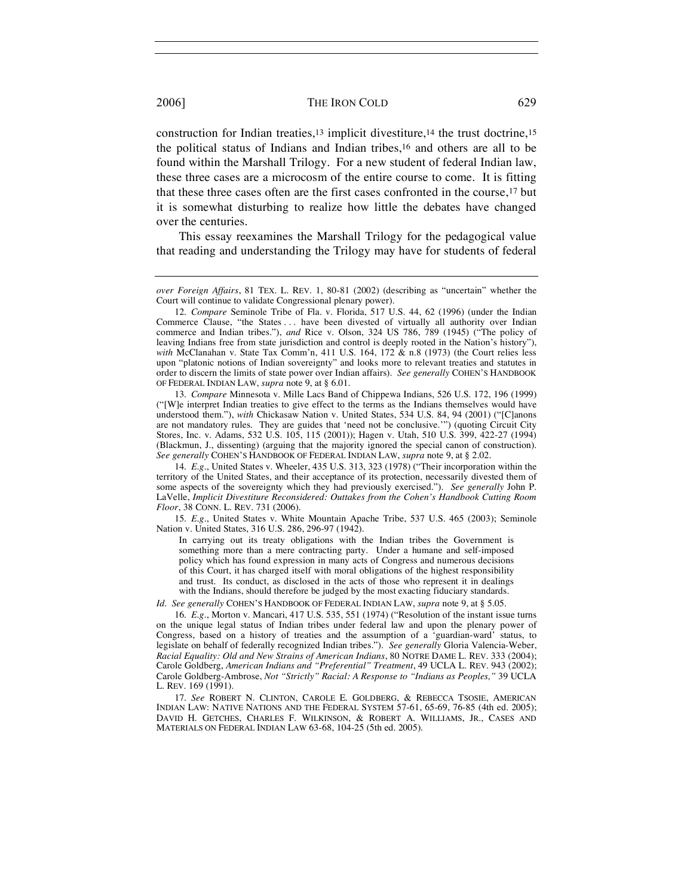construction for Indian treaties,[13] implicit divestiture,[14] the trust doctrine,[15] the political status of Indians and Indian tribes,[16] and others are all to be found within the Marshall Trilogy. For a new student of federal Indian law, these three cases are a microcosm of the entire course to come. It is fitting that these three cases often are the first cases confronted in the course,[17] but it is somewhat disturbing to realize how little the debates have changed over the centuries.

This essay reexamines the Marshall Trilogy for the pedagogical value that reading and understanding the Trilogy may have for students of federal

---

*over Foreign Affairs*, 81 TEX. L. REV. 1, 80-81 (2002) (describing as "uncertain" whether the Court will continue to validate Congressional plenary power).

12. *Compare* Seminole Tribe of Fla. v. Florida, 517 U.S. 44, 62 (1996) (under the Indian Commerce Clause, "the States . . . have been divested of virtually all authority over Indian commerce and Indian tribes."), *and* Rice v. Olson, 324 US 786, 789 (1945) ("The policy of leaving Indians free from state jurisdiction and control is deeply rooted in the Nation's history"), *with* McClanahan v. State Tax Comm'n, 411 U.S. 164, 172 & n.8 (1973) (the Court relies less upon "platonic notions of Indian sovereignty" and looks more to relevant treaties and statutes in order to discern the limits of state power over Indian affairs). *See generally* COHEN'S HANDBOOK OF FEDERAL INDIAN LAW, *supra* note 9, at § 6.01.

13. *Compare* Minnesota v. Mille Lacs Band of Chippewa Indians, 526 U.S. 172, 196 (1999) ("[W]e interpret Indian treaties to give effect to the terms as the Indians themselves would have understood them."), *with* Chickasaw Nation v. United States, 534 U.S. 84, 94 (2001) ("[C]anons are not mandatory rules. They are guides that 'need not be conclusive.'") (quoting Circuit City Stores, Inc. v. Adams, 532 U.S. 105, 115 (2001)); Hagen v. Utah, 510 U.S. 399, 422-27 (1994) (Blackmun, J., dissenting) (arguing that the majority ignored the special canon of construction). *See generally* COHEN'S HANDBOOK OF FEDERAL INDIAN LAW, *supra* note 9, at § 2.02.

14. *E.g.*, United States v. Wheeler, 435 U.S. 313, 323 (1978) ("Their incorporation within the territory of the United States, and their acceptance of its protection, necessarily divested them of some aspects of the sovereignty which they had previously exercised."). *See generally* John P. LaVelle, *Implicit Divestiture Reconsidered: Outtakes from the Cohen's Handbook Cutting Room Floor*, 38 CONN. L. REV. 731 (2006).

15. *E.g.*, United States v. White Mountain Apache Tribe, 537 U.S. 465 (2003); Seminole Nation v. United States, 316 U.S. 286, 296-97 (1942).

> In carrying out its treaty obligations with the Indian tribes the Government is something more than a mere contracting party. Under a humane and self-imposed policy which has found expression in many acts of Congress and numerous decisions of this Court, it has charged itself with moral obligations of the highest responsibility and trust. Its conduct, as disclosed in the acts of those who represent it in dealings with the Indians, should therefore be judged by the most exacting fiduciary standards.

*Id. See generally* COHEN'S HANDBOOK OF FEDERAL INDIAN LAW, *supra* note 9, at § 5.05.

16. *E.g.*, Morton v. Mancari, 417 U.S. 535, 551 (1974) ("Resolution of the instant issue turns on the unique legal status of Indian tribes under federal law and upon the plenary power of Congress, based on a history of treaties and the assumption of a 'guardian-ward' status, to legislate on behalf of federally recognized Indian tribes."). *See generally* Gloria Valencia-Weber, *Racial Equality: Old and New Strains of American Indians*, 80 NOTRE DAME L. REV. 333 (2004); Carole Goldberg, *American Indians and "Preferential" Treatment*, 49 UCLA L. REV. 943 (2002); Carole Goldberg-Ambrose, *Not "Strictly" Racial: A Response to "Indians as Peoples,"* 39 UCLA L. REV. 169 (1991).

17. *See* ROBERT N. CLINTON, CAROLE E. GOLDBERG, & REBECCA TSOSIE, AMERICAN INDIAN LAW: NATIVE NATIONS AND THE FEDERAL SYSTEM 57-61, 65-69, 76-85 (4th ed. 2005); DAVID H. GETCHES, CHARLES F. WILKINSON, & ROBERT A. WILLIAMS, JR., CASES AND MATERIALS ON FEDERAL INDIAN LAW 63-68, 104-25 (5th ed. 2005).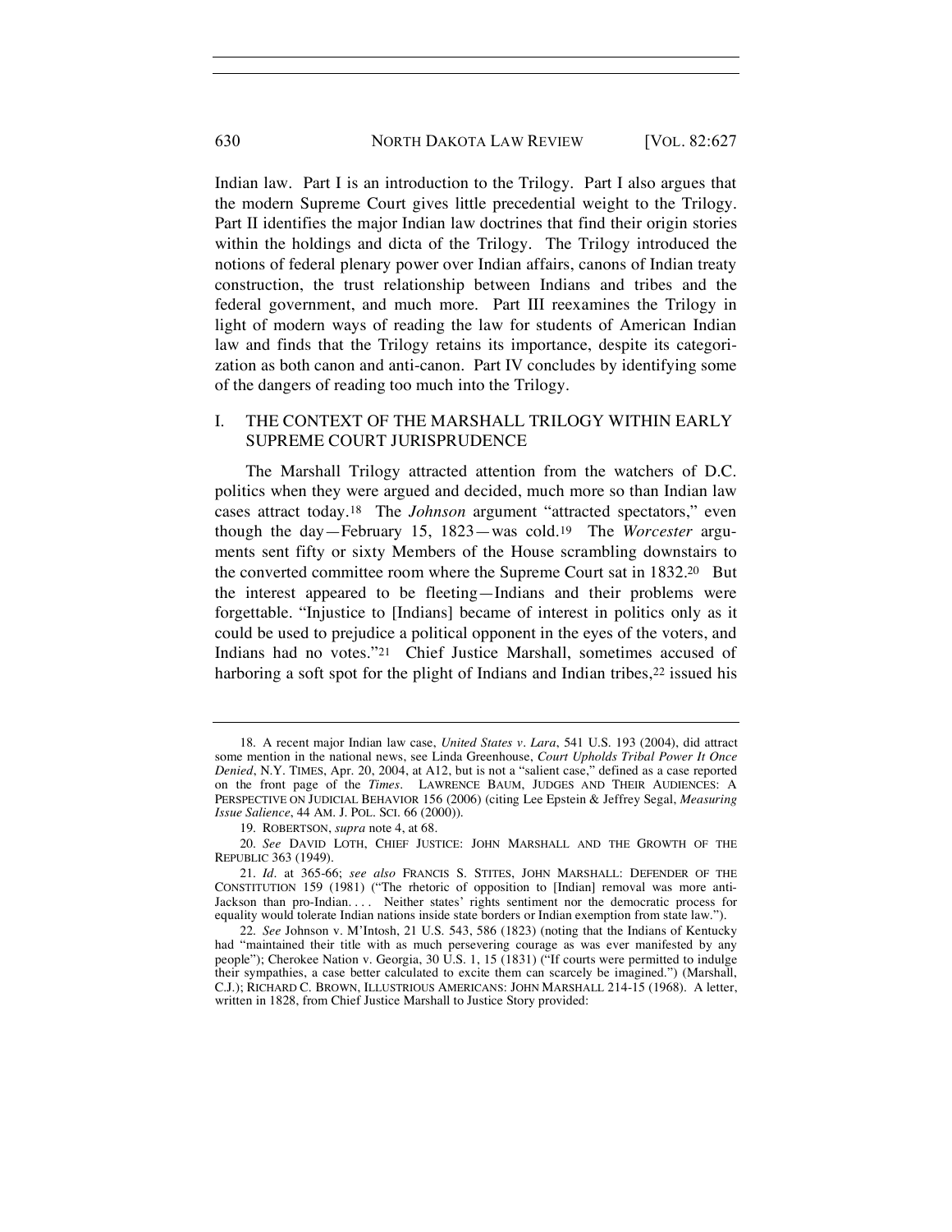Indian law. Part I is an introduction to the Trilogy. Part I also argues that the modern Supreme Court gives little precedential weight to the Trilogy. Part II identifies the major Indian law doctrines that find their origin stories within the holdings and dicta of the Trilogy. The Trilogy introduced the notions of federal plenary power over Indian affairs, canons of Indian treaty construction, the trust relationship between Indians and tribes and the federal government, and much more. Part III reexamines the Trilogy in light of modern ways of reading the law for students of American Indian law and finds that the Trilogy retains its importance, despite its categorization as both canon and anti-canon. Part IV concludes by identifying some of the dangers of reading too much into the Trilogy.

## I. THE CONTEXT OF THE MARSHALL TRILOGY WITHIN EARLY SUPREME COURT JURISPRUDENCE

The Marshall Trilogy attracted attention from the watchers of D.C. politics when they were argued and decided, much more so than Indian law cases attract today.[18] The *Johnson* argument "attracted spectators," even though the day—February 15, 1823—was cold.[19] The *Worcester* arguments sent fifty or sixty Members of the House scrambling downstairs to the converted committee room where the Supreme Court sat in 1832.[20] But the interest appeared to be fleeting—Indians and their problems were forgettable. "Injustice to [Indians] became of interest in politics only as it could be used to prejudice a political opponent in the eyes of the voters, and Indians had no votes."[21] Chief Justice Marshall, sometimes accused of harboring a soft spot for the plight of Indians and Indian tribes,[22] issued his

---

18. A recent major Indian law case, *United States v. Lara*, 541 U.S. 193 (2004), did attract some mention in the national news, see Linda Greenhouse, *Court Upholds Tribal Power It Once Denied*, N.Y. TIMES, Apr. 20, 2004, at A12, but is not a "salient case," defined as a case reported on the front page of the *Times*. LAWRENCE BAUM, JUDGES AND THEIR AUDIENCES: A PERSPECTIVE ON JUDICIAL BEHAVIOR 156 (2006) (citing Lee Epstein & Jeffrey Segal, *Measuring Issue Salience*, 44 AM. J. POL. SCI. 66 (2000)).

19. ROBERTSON, *supra* note 4, at 68.

20. *See* DAVID LOTH, CHIEF JUSTICE: JOHN MARSHALL AND THE GROWTH OF THE REPUBLIC 363 (1949).

21. *Id.* at 365-66; *see also* FRANCIS S. STITES, JOHN MARSHALL: DEFENDER OF THE CONSTITUTION 159 (1981) ("The rhetoric of opposition to [Indian] removal was more anti-Jackson than pro-Indian. . . . Neither states' rights sentiment nor the democratic process for equality would tolerate Indian nations inside state borders or Indian exemption from state law.").

22. *See* Johnson v. M'Intosh, 21 U.S. 543, 586 (1823) (noting that the Indians of Kentucky had "maintained their title with as much persevering courage as was ever manifested by any people"); Cherokee Nation v. Georgia, 30 U.S. 1, 15 (1831) ("If courts were permitted to indulge their sympathies, a case better calculated to excite them can scarcely be imagined.") (Marshall, C.J.); RICHARD C. BROWN, ILLUSTRIOUS AMERICANS: JOHN MARSHALL 214-15 (1968). A letter, written in 1828, from Chief Justice Marshall to Justice Story provided: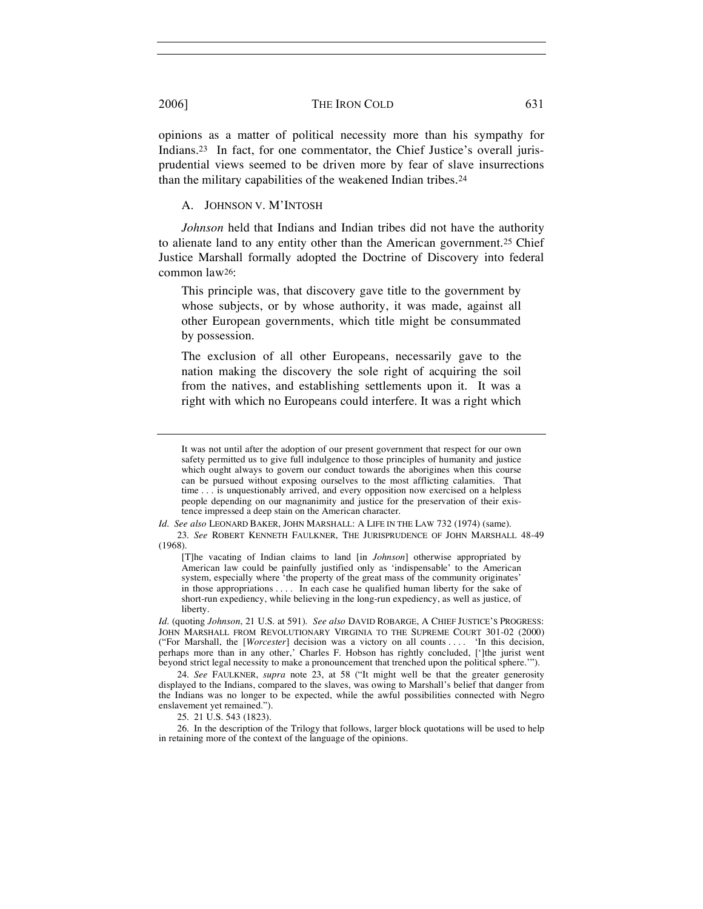opinions as a matter of political necessity more than his sympathy for Indians.[23] In fact, for one commentator, the Chief Justice's overall jurisprudential views seemed to be driven more by fear of slave insurrections than the military capabilities of the weakened Indian tribes.[24]

### A. JOHNSON V. M'INTOSH

*Johnson* held that Indians and Indian tribes did not have the authority to alienate land to any entity other than the American government.[25] Chief Justice Marshall formally adopted the Doctrine of Discovery into federal common law[26]:

> This principle was, that discovery gave title to the government by whose subjects, or by whose authority, it was made, against all other European governments, which title might be consummated by possession.
>
> The exclusion of all other Europeans, necessarily gave to the nation making the discovery the sole right of acquiring the soil from the natives, and establishing settlements upon it. It was a right with which no Europeans could interfere. It was a right which

---

> It was not until after the adoption of our present government that respect for our own safety permitted us to give full indulgence to those principles of humanity and justice which ought always to govern our conduct towards the aborigines when this course can be pursued without exposing ourselves to the most afflicting calamities. That time . . . is unquestionably arrived, and every opposition now exercised on a helpless people depending on our magnanimity and justice for the preservation of their existence impressed a deep stain on the American character.

*Id. See also* LEONARD BAKER, JOHN MARSHALL: A LIFE IN THE LAW 732 (1974) (same).

23. *See* ROBERT KENNETH FAULKNER, THE JURISPRUDENCE OF JOHN MARSHALL 48-49 (1968).

> [T]he vacating of Indian claims to land [in *Johnson*] otherwise appropriated by American law could be painfully justified only as 'indispensable' to the American system, especially where 'the property of the great mass of the community originates' in those appropriations . . . . In each case he qualified human liberty for the sake of short-run expediency, while believing in the long-run expediency, as well as justice, of liberty.

*Id.* (quoting *Johnson*, 21 U.S. at 591). *See also* DAVID ROBARGE, A CHIEF JUSTICE'S PROGRESS: JOHN MARSHALL FROM REVOLUTIONARY VIRGINIA TO THE SUPREME COURT 301-02 (2000) ("For Marshall, the [*Worcester*] decision was a victory on all counts . . . . 'In this decision, perhaps more than in any other,' Charles F. Hobson has rightly concluded, [']the jurist went beyond strict legal necessity to make a pronouncement that trenched upon the political sphere.'").

24. *See* FAULKNER, *supra* note 23, at 58 ("It might well be that the greater generosity displayed to the Indians, compared to the slaves, was owing to Marshall's belief that danger from the Indians was no longer to be expected, while the awful possibilities connected with Negro enslavement yet remained.").

25. 21 U.S. 543 (1823).

26. In the description of the Trilogy that follows, larger block quotations will be used to help in retaining more of the context of the language of the opinions.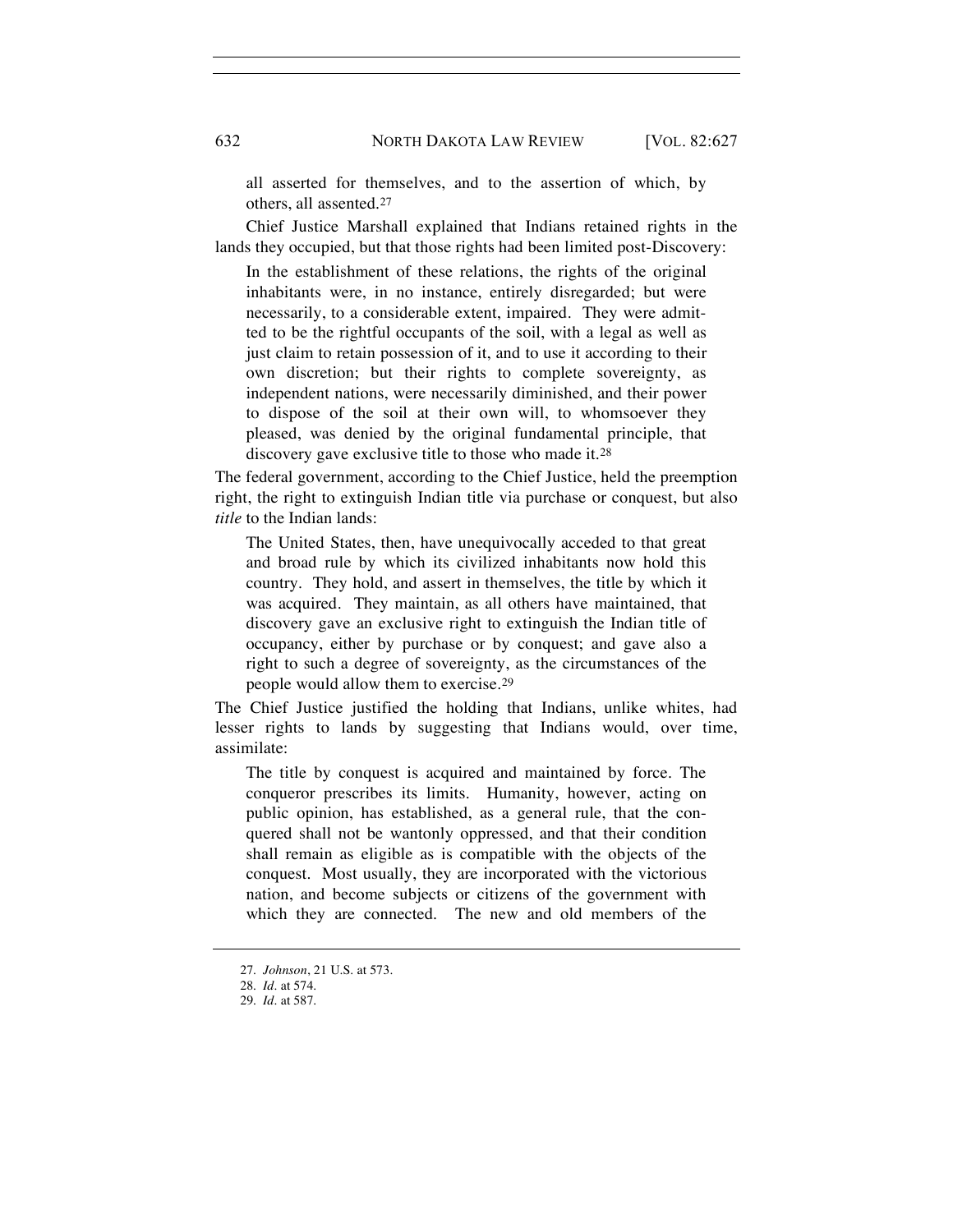> all asserted for themselves, and to the assertion of which, by others, all assented.[27]

Chief Justice Marshall explained that Indians retained rights in the lands they occupied, but that those rights had been limited post-Discovery:

> In the establishment of these relations, the rights of the original inhabitants were, in no instance, entirely disregarded; but were necessarily, to a considerable extent, impaired. They were admitted to be the rightful occupants of the soil, with a legal as well as just claim to retain possession of it, and to use it according to their own discretion; but their rights to complete sovereignty, as independent nations, were necessarily diminished, and their power to dispose of the soil at their own will, to whomsoever they pleased, was denied by the original fundamental principle, that discovery gave exclusive title to those who made it.[28]

The federal government, according to the Chief Justice, held the preemption right, the right to extinguish Indian title via purchase or conquest, but also *title* to the Indian lands:

> The United States, then, have unequivocally acceded to that great and broad rule by which its civilized inhabitants now hold this country. They hold, and assert in themselves, the title by which it was acquired. They maintain, as all others have maintained, that discovery gave an exclusive right to extinguish the Indian title of occupancy, either by purchase or by conquest; and gave also a right to such a degree of sovereignty, as the circumstances of the people would allow them to exercise.[29]

The Chief Justice justified the holding that Indians, unlike whites, had lesser rights to lands by suggesting that Indians would, over time, assimilate:

> The title by conquest is acquired and maintained by force. The conqueror prescribes its limits. Humanity, however, acting on public opinion, has established, as a general rule, that the conquered shall not be wantonly oppressed, and that their condition shall remain as eligible as is compatible with the objects of the conquest. Most usually, they are incorporated with the victorious nation, and become subjects or citizens of the government with which they are connected. The new and old members of the

27. *Johnson*, 21 U.S. at 573.
28. *Id.* at 574.
29. *Id.* at 587.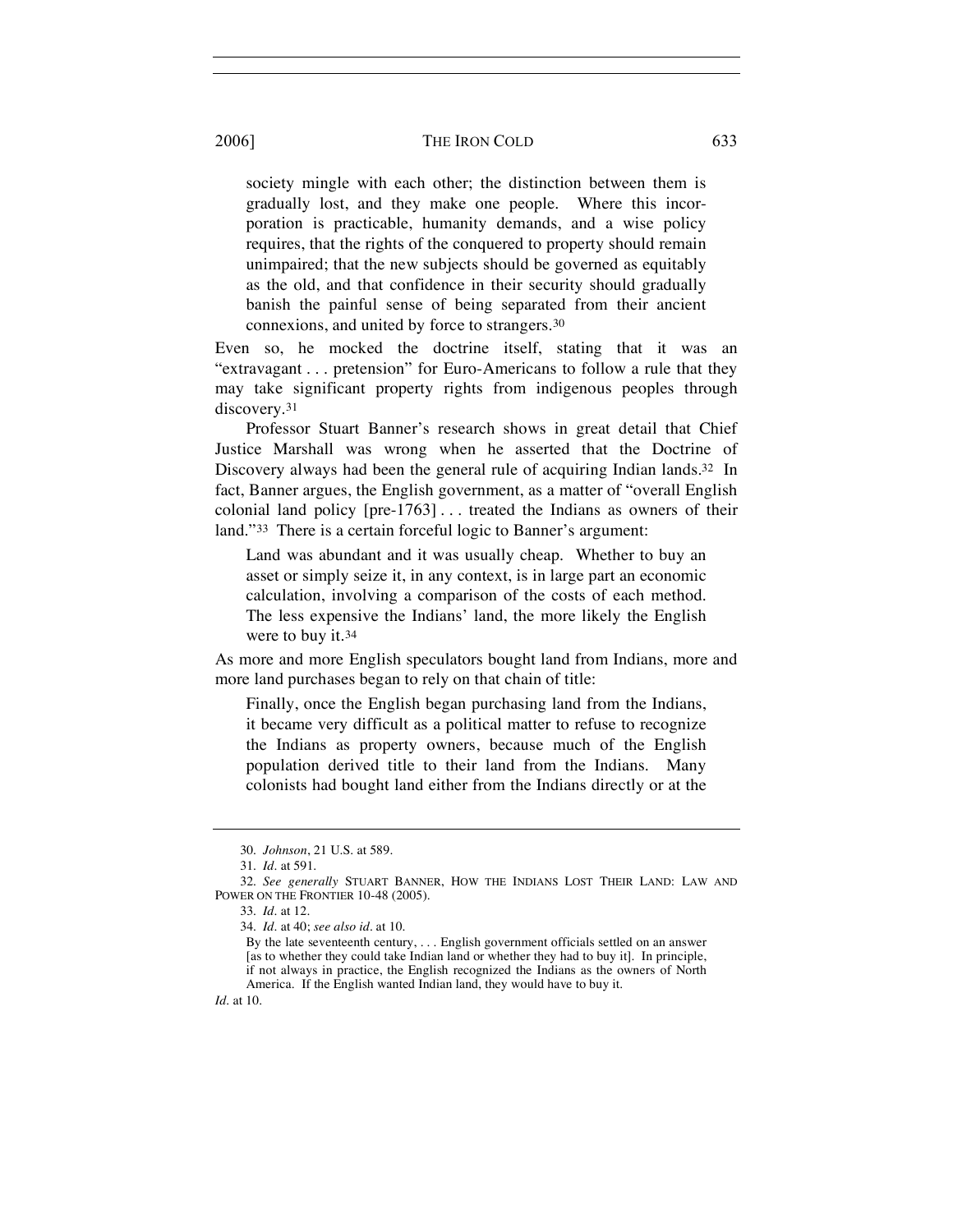> society mingle with each other; the distinction between them is gradually lost, and they make one people. Where this incorporation is practicable, humanity demands, and a wise policy requires, that the rights of the conquered to property should remain unimpaired; that the new subjects should be governed as equitably as the old, and that confidence in their security should gradually banish the painful sense of being separated from their ancient connexions, and united by force to strangers.[30]

Even so, he mocked the doctrine itself, stating that it was an "extravagant . . . pretension" for Euro-Americans to follow a rule that they may take significant property rights from indigenous peoples through discovery.[31]

Professor Stuart Banner's research shows in great detail that Chief Justice Marshall was wrong when he asserted that the Doctrine of Discovery always had been the general rule of acquiring Indian lands.[32] In fact, Banner argues, the English government, as a matter of "overall English colonial land policy [pre-1763] . . . treated the Indians as owners of their land."[33] There is a certain forceful logic to Banner's argument:

> Land was abundant and it was usually cheap. Whether to buy an asset or simply seize it, in any context, is in large part an economic calculation, involving a comparison of the costs of each method. The less expensive the Indians' land, the more likely the English were to buy it.[34]

As more and more English speculators bought land from Indians, more and more land purchases began to rely on that chain of title:

> Finally, once the English began purchasing land from the Indians, it became very difficult as a political matter to refuse to recognize the Indians as property owners, because much of the English population derived title to their land from the Indians. Many colonists had bought land either from the Indians directly or at the

---

30. *Johnson*, 21 U.S. at 589.

31. *Id.* at 591.

32. *See generally* STUART BANNER, HOW THE INDIANS LOST THEIR LAND: LAW AND POWER ON THE FRONTIER 10-48 (2005).

33. *Id.* at 12.

34. *Id.* at 40; *see also id.* at 10.

> By the late seventeenth century, . . . English government officials settled on an answer [as to whether they could take Indian land or whether they had to buy it]. In principle, if not always in practice, the English recognized the Indians as the owners of North America. If the English wanted Indian land, they would have to buy it.

*Id.* at 10.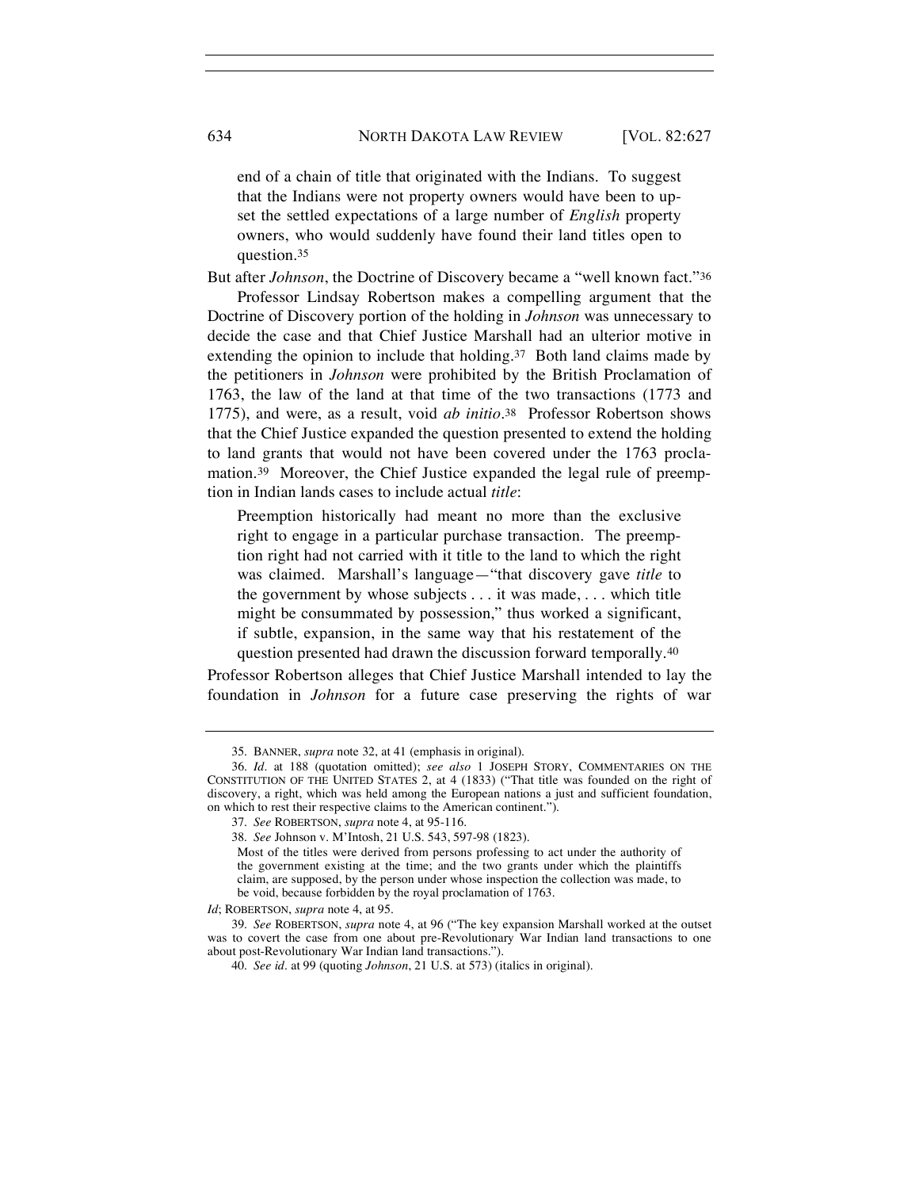> end of a chain of title that originated with the Indians. To suggest that the Indians were not property owners would have been to upset the settled expectations of a large number of *English* property owners, who would suddenly have found their land titles open to question.[35]

But after *Johnson*, the Doctrine of Discovery became a "well known fact."[36]

Professor Lindsay Robertson makes a compelling argument that the Doctrine of Discovery portion of the holding in *Johnson* was unnecessary to decide the case and that Chief Justice Marshall had an ulterior motive in extending the opinion to include that holding.[37] Both land claims made by the petitioners in *Johnson* were prohibited by the British Proclamation of 1763, the law of the land at that time of the two transactions (1773 and 1775), and were, as a result, void *ab initio*.[38] Professor Robertson shows that the Chief Justice expanded the question presented to extend the holding to land grants that would not have been covered under the 1763 proclamation.[39] Moreover, the Chief Justice expanded the legal rule of preemption in Indian lands cases to include actual *title*:

> Preemption historically had meant no more than the exclusive right to engage in a particular purchase transaction. The preemption right had not carried with it title to the land to which the right was claimed. Marshall's language—"that discovery gave *title* to the government by whose subjects . . . it was made, . . . which title might be consummated by possession," thus worked a significant, if subtle, expansion, in the same way that his restatement of the question presented had drawn the discussion forward temporally.[40]

Professor Robertson alleges that Chief Justice Marshall intended to lay the foundation in *Johnson* for a future case preserving the rights of war

---

35. BANNER, *supra* note 32, at 41 (emphasis in original).

36. *Id.* at 188 (quotation omitted); *see also* 1 JOSEPH STORY, COMMENTARIES ON THE CONSTITUTION OF THE UNITED STATES 2, at 4 (1833) ("That title was founded on the right of discovery, a right, which was held among the European nations a just and sufficient foundation, on which to rest their respective claims to the American continent.").

37. *See* ROBERTSON, *supra* note 4, at 95-116.

38. *See* Johnson v. M'Intosh, 21 U.S. 543, 597-98 (1823).

> Most of the titles were derived from persons professing to act under the authority of the government existing at the time; and the two grants under which the plaintiffs claim, are supposed, by the person under whose inspection the collection was made, to be void, because forbidden by the royal proclamation of 1763.

*Id*; ROBERTSON, *supra* note 4, at 95.

39. *See* ROBERTSON, *supra* note 4, at 96 ("The key expansion Marshall worked at the outset was to covert the case from one about pre-Revolutionary War Indian land transactions to one about post-Revolutionary War Indian land transactions.").

40. *See id.* at 99 (quoting *Johnson*, 21 U.S. at 573) (italics in original).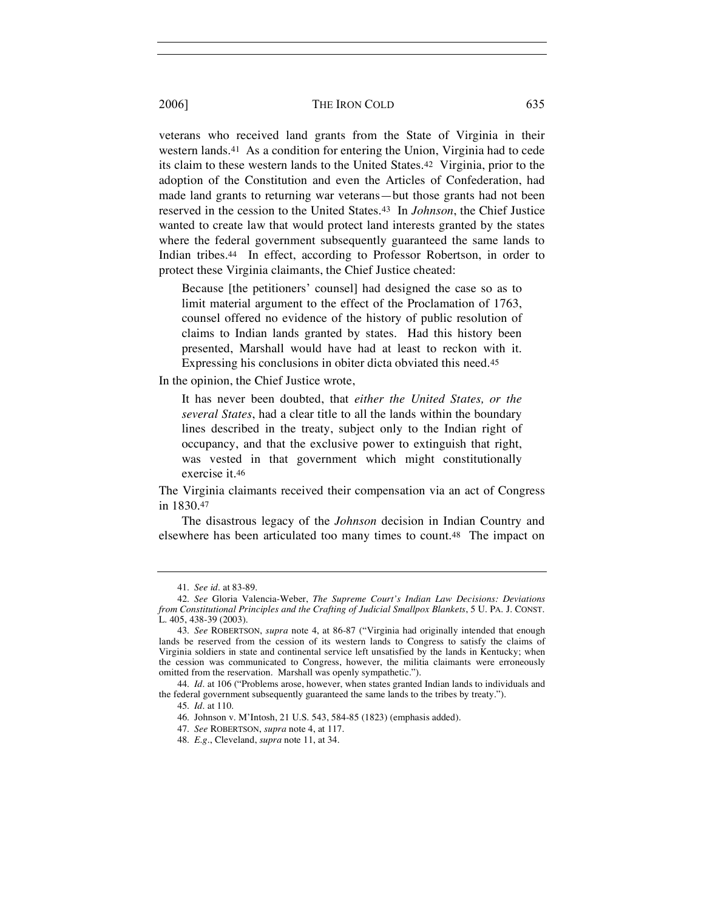veterans who received land grants from the State of Virginia in their western lands.[41] As a condition for entering the Union, Virginia had to cede its claim to these western lands to the United States.[42] Virginia, prior to the adoption of the Constitution and even the Articles of Confederation, had made land grants to returning war veterans—but those grants had not been reserved in the cession to the United States.[43] In *Johnson*, the Chief Justice wanted to create law that would protect land interests granted by the states where the federal government subsequently guaranteed the same lands to Indian tribes.[44] In effect, according to Professor Robertson, in order to protect these Virginia claimants, the Chief Justice cheated:

> Because [the petitioners' counsel] had designed the case so as to limit material argument to the effect of the Proclamation of 1763, counsel offered no evidence of the history of public resolution of claims to Indian lands granted by states. Had this history been presented, Marshall would have had at least to reckon with it. Expressing his conclusions in obiter dicta obviated this need.[45]

In the opinion, the Chief Justice wrote,

> It has never been doubted, that *either the United States, or the several States*, had a clear title to all the lands within the boundary lines described in the treaty, subject only to the Indian right of occupancy, and that the exclusive power to extinguish that right, was vested in that government which might constitutionally exercise it.[46]

The Virginia claimants received their compensation via an act of Congress in 1830.[47]

The disastrous legacy of the *Johnson* decision in Indian Country and elsewhere has been articulated too many times to count.[48] The impact on

---

41. *See id*. at 83-89.

42. *See* Gloria Valencia-Weber, *The Supreme Court's Indian Law Decisions: Deviations from Constitutional Principles and the Crafting of Judicial Smallpox Blankets*, 5 U. PA. J. CONST. L. 405, 438-39 (2003).

43. *See* ROBERTSON, *supra* note 4, at 86-87 ("Virginia had originally intended that enough lands be reserved from the cession of its western lands to Congress to satisfy the claims of Virginia soldiers in state and continental service left unsatisfied by the lands in Kentucky; when the cession was communicated to Congress, however, the militia claimants were erroneously omitted from the reservation. Marshall was openly sympathetic.").

44. *Id*. at 106 ("Problems arose, however, when states granted Indian lands to individuals and the federal government subsequently guaranteed the same lands to the tribes by treaty.").

45. *Id*. at 110.

46. Johnson v. M'Intosh, 21 U.S. 543, 584-85 (1823) (emphasis added).

47. *See* ROBERTSON, *supra* note 4, at 117.

48. *E.g*., Cleveland, *supra* note 11, at 34.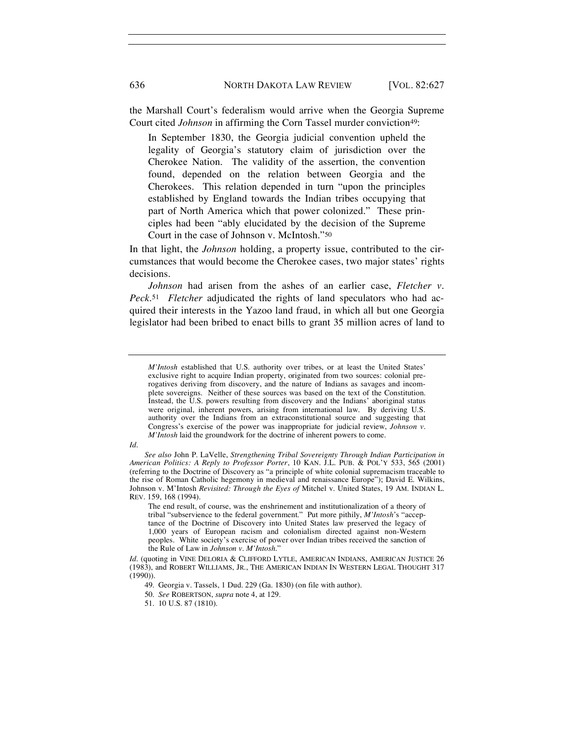the Marshall Court's federalism would arrive when the Georgia Supreme Court cited *Johnson* in affirming the Corn Tassel murder conviction[49]:

> In September 1830, the Georgia judicial convention upheld the legality of Georgia's statutory claim of jurisdiction over the Cherokee Nation. The validity of the assertion, the convention found, depended on the relation between Georgia and the Cherokees. This relation depended in turn "upon the principles established by England towards the Indian tribes occupying that part of North America which that power colonized." These principles had been "ably elucidated by the decision of the Supreme Court in the case of Johnson v. McIntosh."[50]

In that light, the *Johnson* holding, a property issue, contributed to the circumstances that would become the Cherokee cases, two major states' rights decisions.

*Johnson* had arisen from the ashes of an earlier case, *Fletcher v. Peck*.[51] *Fletcher* adjudicated the rights of land speculators who had acquired their interests in the Yazoo land fraud, in which all but one Georgia legislator had been bribed to enact bills to grant 35 million acres of land to

---

> *M'Intosh* established that U.S. authority over tribes, or at least the United States' exclusive right to acquire Indian property, originated from two sources: colonial prerogatives deriving from discovery, and the nature of Indians as savages and incomplete sovereigns. Neither of these sources was based on the text of the Constitution. Instead, the U.S. powers resulting from discovery and the Indians' aboriginal status were original, inherent powers, arising from international law. By deriving U.S. authority over the Indians from an extraconstitutional source and suggesting that Congress's exercise of the power was inappropriate for judicial review, *Johnson v. M'Intosh* laid the groundwork for the doctrine of inherent powers to come.

*Id.*

*See also* John P. LaVelle, *Strengthening Tribal Sovereignty Through Indian Participation in American Politics: A Reply to Professor Porter*, 10 KAN. J.L. PUB. & POL'Y 533, 565 (2001) (referring to the Doctrine of Discovery as "a principle of white colonial supremacism traceable to the rise of Roman Catholic hegemony in medieval and renaissance Europe"); David E. Wilkins, Johnson v. M'Intosh *Revisited: Through the Eyes of* Mitchel v. United States, 19 AM. INDIAN L. REV. 159, 168 (1994).

> The end result, of course, was the enshrinement and institutionalization of a theory of tribal "subservience to the federal government." Put more pithily, *M'Intosh*'s "acceptance of the Doctrine of Discovery into United States law preserved the legacy of 1,000 years of European racism and colonialism directed against non-Western peoples. White society's exercise of power over Indian tribes received the sanction of the Rule of Law in *Johnson v. M'Intosh*."

*Id.* (quoting in VINE DELORIA & CLIFFORD LYTLE, AMERICAN INDIANS, AMERICAN JUSTICE 26 (1983), and ROBERT WILLIAMS, JR., THE AMERICAN INDIAN IN WESTERN LEGAL THOUGHT 317 (1990)).

49. Georgia v. Tassels, 1 Dud. 229 (Ga. 1830) (on file with author).

50. *See* ROBERTSON, *supra* note 4, at 129.

51. 10 U.S. 87 (1810).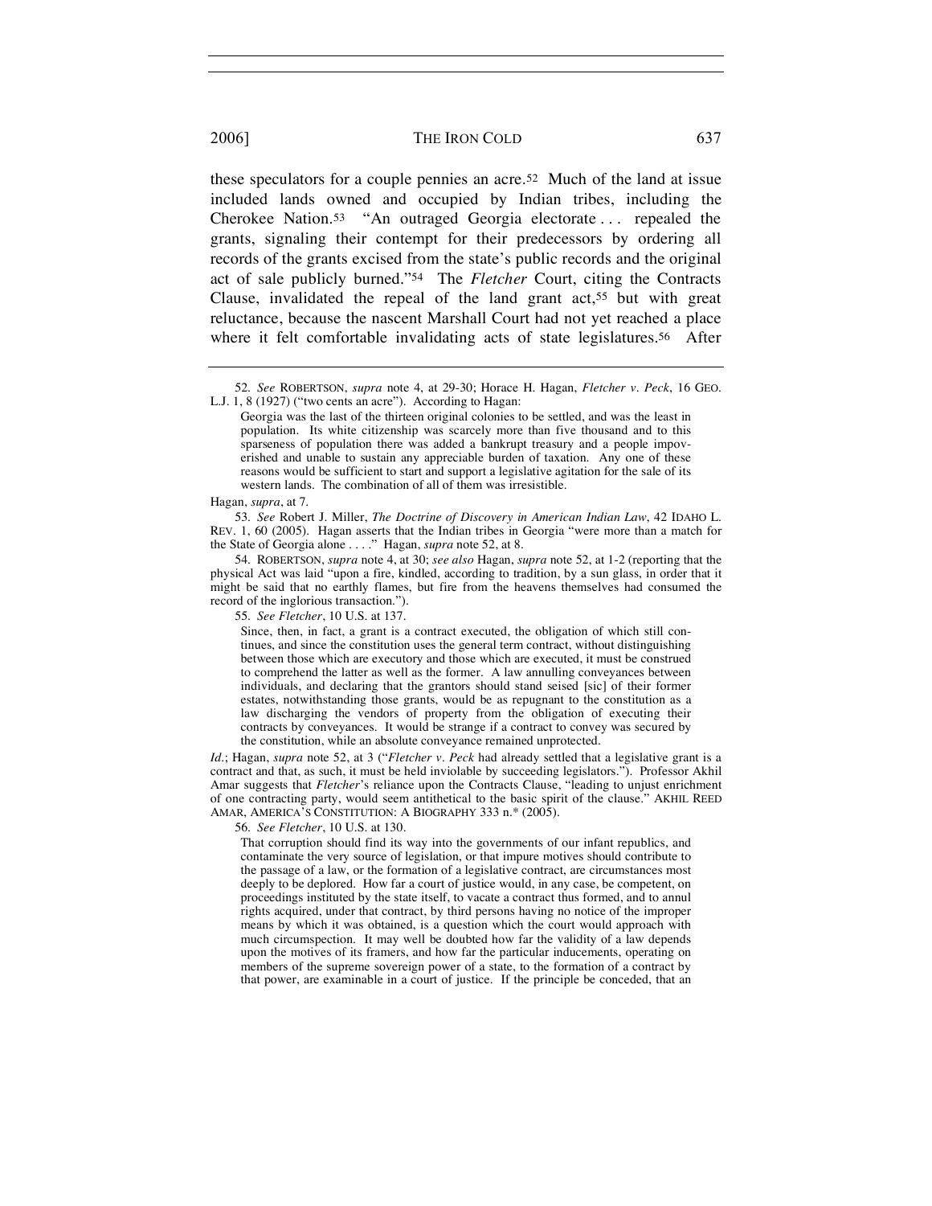these speculators for a couple pennies an acre.[52] Much of the land at issue included lands owned and occupied by Indian tribes, including the Cherokee Nation.[53] "An outraged Georgia electorate . . . repealed the grants, signaling their contempt for their predecessors by ordering all records of the grants excised from the state's public records and the original act of sale publicly burned."[54] The *Fletcher* Court, citing the Contracts Clause, invalidated the repeal of the land grant act,[55] but with great reluctance, because the nascent Marshall Court had not yet reached a place where it felt comfortable invalidating acts of state legislatures.[56] After

---

52. *See* ROBERTSON, *supra* note 4, at 29-30; Horace H. Hagan, *Fletcher v. Peck*, 16 GEO. L.J. 1, 8 (1927) ("two cents an acre"). According to Hagan:

> Georgia was the last of the thirteen original colonies to be settled, and was the least in population. Its white citizenship was scarcely more than five thousand and to this sparseness of population there was added a bankrupt treasury and a people impoverished and unable to sustain any appreciable burden of taxation. Any one of these reasons would be sufficient to start and support a legislative agitation for the sale of its western lands. The combination of all of them was irresistible.

Hagan, *supra*, at 7.

53. *See* Robert J. Miller, *The Doctrine of Discovery in American Indian Law*, 42 IDAHO L. REV. 1, 60 (2005). Hagan asserts that the Indian tribes in Georgia "were more than a match for the State of Georgia alone . . . ." Hagan, *supra* note 52, at 8.

54. ROBERTSON, *supra* note 4, at 30; *see also* Hagan, *supra* note 52, at 1-2 (reporting that the physical Act was laid "upon a fire, kindled, according to tradition, by a sun glass, in order that it might be said that no earthly flames, but fire from the heavens themselves had consumed the record of the inglorious transaction.").

55. *See Fletcher*, 10 U.S. at 137.

> Since, then, in fact, a grant is a contract executed, the obligation of which still continues, and since the constitution uses the general term contract, without distinguishing between those which are executory and those which are executed, it must be construed to comprehend the latter as well as the former. A law annulling conveyances between individuals, and declaring that the grantors should stand seised [sic] of their former estates, notwithstanding those grants, would be as repugnant to the constitution as a law discharging the vendors of property from the obligation of executing their contracts by conveyances. It would be strange if a contract to convey was secured by the constitution, while an absolute conveyance remained unprotected.

*Id.*; Hagan, *supra* note 52, at 3 ("*Fletcher v. Peck* had already settled that a legislative grant is a contract and that, as such, it must be held inviolable by succeeding legislators."). Professor Akhil Amar suggests that *Fletcher*'s reliance upon the Contracts Clause, "leading to unjust enrichment of one contracting party, would seem antithetical to the basic spirit of the clause." AKHIL REED AMAR, AMERICA'S CONSTITUTION: A BIOGRAPHY 333 n.* (2005).

56. *See Fletcher*, 10 U.S. at 130.

> That corruption should find its way into the governments of our infant republics, and contaminate the very source of legislation, or that impure motives should contribute to the passage of a law, or the formation of a legislative contract, are circumstances most deeply to be deplored. How far a court of justice would, in any case, be competent, on proceedings instituted by the state itself, to vacate a contract thus formed, and to annul rights acquired, under that contract, by third persons having no notice of the improper means by which it was obtained, is a question which the court would approach with much circumspection. It may well be doubted how far the validity of a law depends upon the motives of its framers, and how far the particular inducements, operating on members of the supreme sovereign power of a state, to the formation of a contract by that power, are examinable in a court of justice. If the principle be conceded, that an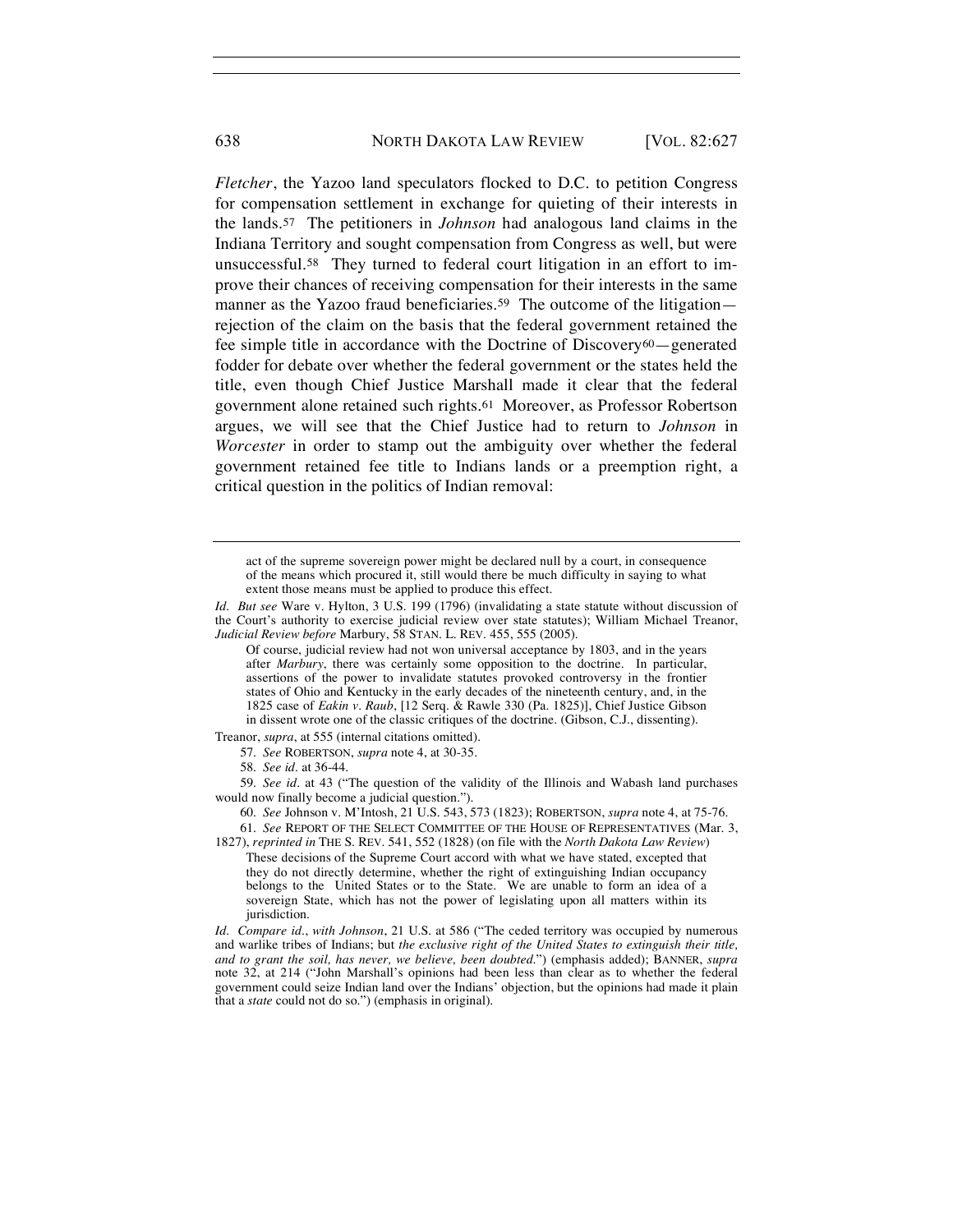*Fletcher*, the Yazoo land speculators flocked to D.C. to petition Congress for compensation settlement in exchange for quieting of their interests in the lands.[57] The petitioners in *Johnson* had analogous land claims in the Indiana Territory and sought compensation from Congress as well, but were unsuccessful.[58] They turned to federal court litigation in an effort to improve their chances of receiving compensation for their interests in the same manner as the Yazoo fraud beneficiaries.[59] The outcome of the litigation—rejection of the claim on the basis that the federal government retained the fee simple title in accordance with the Doctrine of Discovery[60]—generated fodder for debate over whether the federal government or the states held the title, even though Chief Justice Marshall made it clear that the federal government alone retained such rights.[61] Moreover, as Professor Robertson argues, we will see that the Chief Justice had to return to *Johnson* in *Worcester* in order to stamp out the ambiguity over whether the federal government retained fee title to Indians lands or a preemption right, a critical question in the politics of Indian removal:

---

> act of the supreme sovereign power might be declared null by a court, in consequence of the means which procured it, still would there be much difficulty in saying to what extent those means must be applied to produce this effect.

*Id.* *But see* Ware v. Hylton, 3 U.S. 199 (1796) (invalidating a state statute without discussion of the Court's authority to exercise judicial review over state statutes); William Michael Treanor, *Judicial Review before* Marbury, 58 STAN. L. REV. 455, 555 (2005).

> Of course, judicial review had not won universal acceptance by 1803, and in the years after *Marbury*, there was certainly some opposition to the doctrine. In particular, assertions of the power to invalidate statutes provoked controversy in the frontier states of Ohio and Kentucky in the early decades of the nineteenth century, and, in the 1825 case of *Eakin v. Raub*, [12 Serq. & Rawle 330 (Pa. 1825)], Chief Justice Gibson in dissent wrote one of the classic critiques of the doctrine. (Gibson, C.J., dissenting).

Treanor, *supra*, at 555 (internal citations omitted).

57. *See* ROBERTSON, *supra* note 4, at 30-35.

58. *See id.* at 36-44.

59. *See id.* at 43 ("The question of the validity of the Illinois and Wabash land purchases would now finally become a judicial question.").

60. *See* Johnson v. M'Intosh, 21 U.S. 543, 573 (1823); ROBERTSON, *supra* note 4, at 75-76.

61. *See* REPORT OF THE SELECT COMMITTEE OF THE HOUSE OF REPRESENTATIVES (Mar. 3, 1827), *reprinted in* THE S. REV. 541, 552 (1828) (on file with the *North Dakota Law Review*)

> These decisions of the Supreme Court accord with what we have stated, excepted that they do not directly determine, whether the right of extinguishing Indian occupancy belongs to the United States or to the State. We are unable to form an idea of a sovereign State, which has not the power of legislating upon all matters within its jurisdiction.

*Id.* *Compare id.*, *with Johnson*, 21 U.S. at 586 ("The ceded territory was occupied by numerous and warlike tribes of Indians; but *the exclusive right of the United States to extinguish their title, and to grant the soil, has never, we believe, been doubted.*") (emphasis added); BANNER, *supra* note 32, at 214 ("John Marshall's opinions had been less than clear as to whether the federal government could seize Indian land over the Indians' objection, but the opinions had made it plain that a *state* could not do so.") (emphasis in original).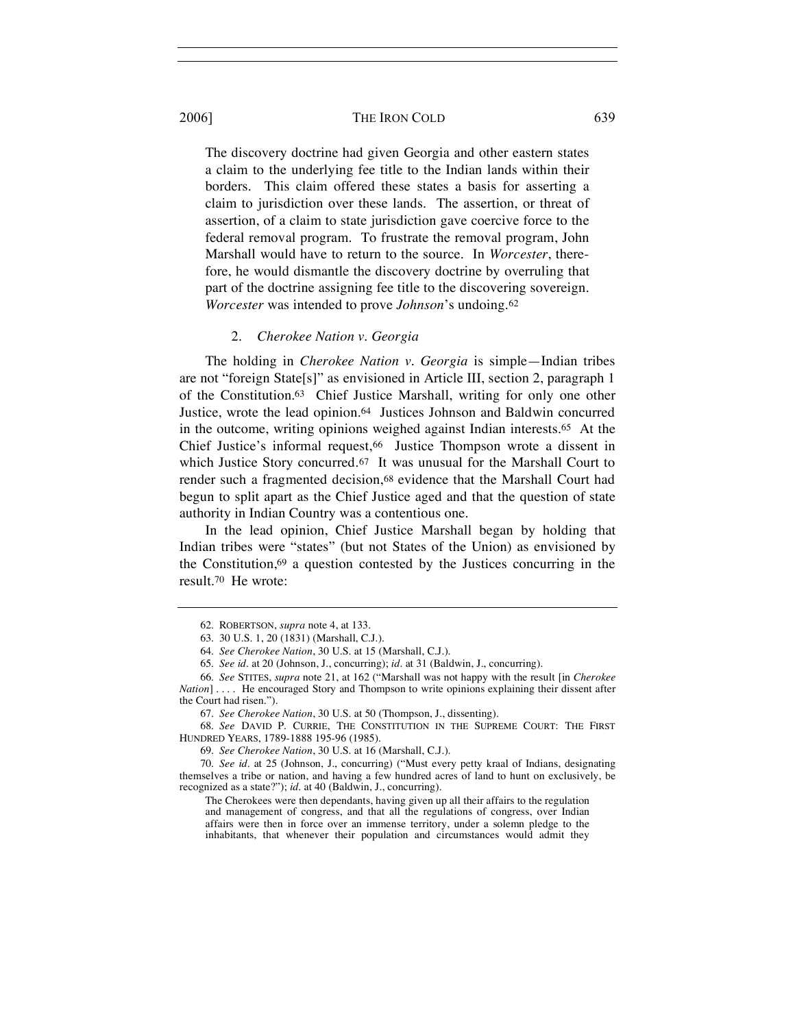The discovery doctrine had given Georgia and other eastern states a claim to the underlying fee title to the Indian lands within their borders. This claim offered these states a basis for asserting a claim to jurisdiction over these lands. The assertion, or threat of assertion, of a claim to state jurisdiction gave coercive force to the federal removal program. To frustrate the removal program, John Marshall would have to return to the source. In *Worcester*, therefore, he would dismantle the discovery doctrine by overruling that part of the doctrine assigning fee title to the discovering sovereign. *Worcester* was intended to prove *Johnson*'s undoing.[62]

### 2. *Cherokee Nation v. Georgia*

The holding in *Cherokee Nation v. Georgia* is simple—Indian tribes are not "foreign State[s]" as envisioned in Article III, section 2, paragraph 1 of the Constitution.[63] Chief Justice Marshall, writing for only one other Justice, wrote the lead opinion.[64] Justices Johnson and Baldwin concurred in the outcome, writing opinions weighed against Indian interests.[65] At the Chief Justice's informal request,[66] Justice Thompson wrote a dissent in which Justice Story concurred.[67] It was unusual for the Marshall Court to render such a fragmented decision,[68] evidence that the Marshall Court had begun to split apart as the Chief Justice aged and that the question of state authority in Indian Country was a contentious one.

In the lead opinion, Chief Justice Marshall began by holding that Indian tribes were "states" (but not States of the Union) as envisioned by the Constitution,[69] a question contested by the Justices concurring in the result.[70] He wrote:

---

62. ROBERTSON, *supra* note 4, at 133.

63. 30 U.S. 1, 20 (1831) (Marshall, C.J.).

64. *See Cherokee Nation*, 30 U.S. at 15 (Marshall, C.J.).

65. *See id.* at 20 (Johnson, J., concurring); *id.* at 31 (Baldwin, J., concurring).

66. *See* STITES, *supra* note 21, at 162 ("Marshall was not happy with the result [in *Cherokee Nation*] . . . . He encouraged Story and Thompson to write opinions explaining their dissent after the Court had risen.").

67. *See Cherokee Nation*, 30 U.S. at 50 (Thompson, J., dissenting).

68. *See* DAVID P. CURRIE, THE CONSTITUTION IN THE SUPREME COURT: THE FIRST HUNDRED YEARS, 1789-1888 195-96 (1985).

69. *See Cherokee Nation*, 30 U.S. at 16 (Marshall, C.J.).

70. *See id.* at 25 (Johnson, J., concurring) ("Must every petty kraal of Indians, designating themselves a tribe or nation, and having a few hundred acres of land to hunt on exclusively, be recognized as a state?"); *id.* at 40 (Baldwin, J., concurring).

> The Cherokees were then dependants, having given up all their affairs to the regulation and management of congress, and that all the regulations of congress, over Indian affairs were then in force over an immense territory, under a solemn pledge to the inhabitants, that whenever their population and circumstances would admit they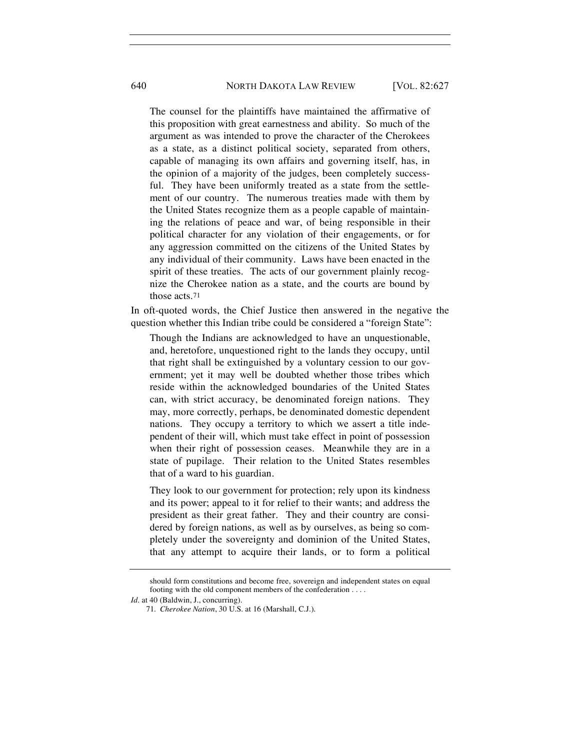> The counsel for the plaintiffs have maintained the affirmative of this proposition with great earnestness and ability. So much of the argument as was intended to prove the character of the Cherokees as a state, as a distinct political society, separated from others, capable of managing its own affairs and governing itself, has, in the opinion of a majority of the judges, been completely successful. They have been uniformly treated as a state from the settlement of our country. The numerous treaties made with them by the United States recognize them as a people capable of maintaining the relations of peace and war, of being responsible in their political character for any violation of their engagements, or for any aggression committed on the citizens of the United States by any individual of their community. Laws have been enacted in the spirit of these treaties. The acts of our government plainly recognize the Cherokee nation as a state, and the courts are bound by those acts.[71]

In oft-quoted words, the Chief Justice then answered in the negative the question whether this Indian tribe could be considered a "foreign State":

> Though the Indians are acknowledged to have an unquestionable, and, heretofore, unquestioned right to the lands they occupy, until that right shall be extinguished by a voluntary cession to our government; yet it may well be doubted whether those tribes which reside within the acknowledged boundaries of the United States can, with strict accuracy, be denominated foreign nations. They may, more correctly, perhaps, be denominated domestic dependent nations. They occupy a territory to which we assert a title independent of their will, which must take effect in point of possession when their right of possession ceases. Meanwhile they are in a state of pupilage. Their relation to the United States resembles that of a ward to his guardian.
>
> They look to our government for protection; rely upon its kindness and its power; appeal to it for relief to their wants; and address the president as their great father. They and their country are considered by foreign nations, as well as by ourselves, as being so completely under the sovereignty and dominion of the United States, that any attempt to acquire their lands, or to form a political

---

> should form constitutions and become free, sovereign and independent states on equal footing with the old component members of the confederation . . . .

*Id.* at 40 (Baldwin, J., concurring).

71. *Cherokee Nation*, 30 U.S. at 16 (Marshall, C.J.).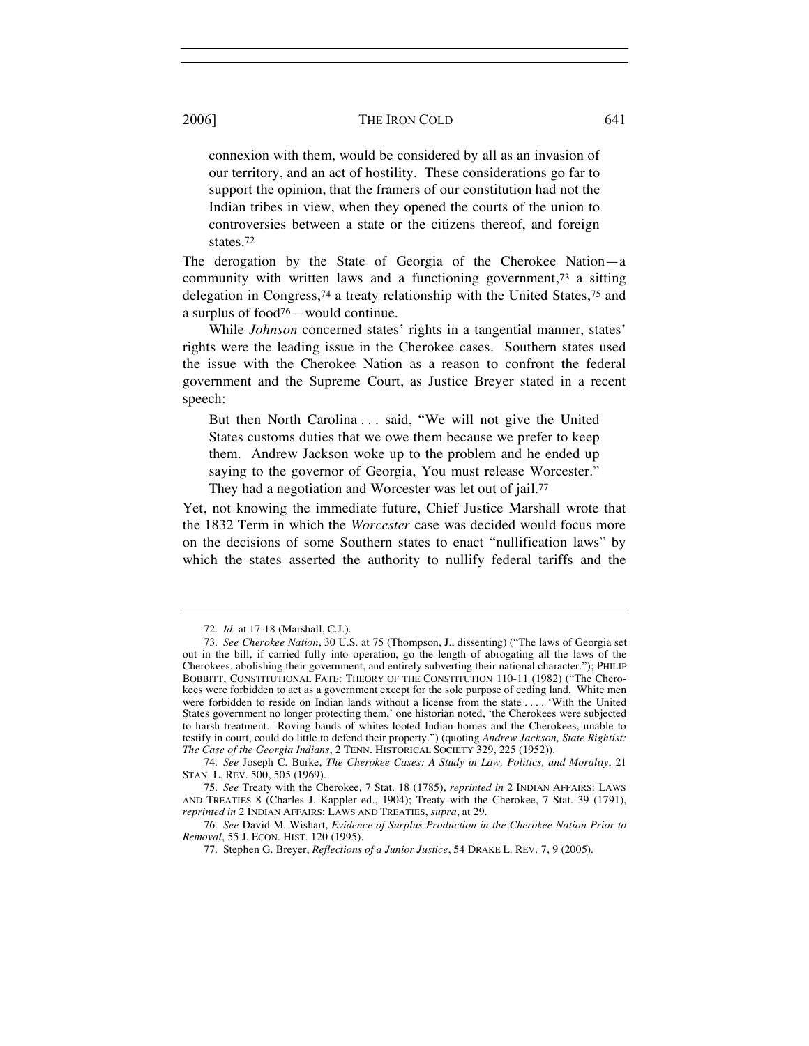> connexion with them, would be considered by all as an invasion of our territory, and an act of hostility. These considerations go far to support the opinion, that the framers of our constitution had not the Indian tribes in view, when they opened the courts of the union to controversies between a state or the citizens thereof, and foreign states.[72]

The derogation by the State of Georgia of the Cherokee Nation—a community with written laws and a functioning government,[73] a sitting delegation in Congress,[74] a treaty relationship with the United States,[75] and a surplus of food[76]—would continue.

While *Johnson* concerned states' rights in a tangential manner, states' rights were the leading issue in the Cherokee cases. Southern states used the issue with the Cherokee Nation as a reason to confront the federal government and the Supreme Court, as Justice Breyer stated in a recent speech:

> But then North Carolina . . . said, "We will not give the United States customs duties that we owe them because we prefer to keep them. Andrew Jackson woke up to the problem and he ended up saying to the governor of Georgia, You must release Worcester." They had a negotiation and Worcester was let out of jail.[77]

Yet, not knowing the immediate future, Chief Justice Marshall wrote that the 1832 Term in which the *Worcester* case was decided would focus more on the decisions of some Southern states to enact "nullification laws" by which the states asserted the authority to nullify federal tariffs and the

---

72. *Id*. at 17-18 (Marshall, C.J.).

73. *See Cherokee Nation*, 30 U.S. at 75 (Thompson, J., dissenting) ("The laws of Georgia set out in the bill, if carried fully into operation, go the length of abrogating all the laws of the Cherokees, abolishing their government, and entirely subverting their national character."); PHILIP BOBBITT, CONSTITUTIONAL FATE: THEORY OF THE CONSTITUTION 110-11 (1982) ("The Cherokees were forbidden to act as a government except for the sole purpose of ceding land. White men were forbidden to reside on Indian lands without a license from the state . . . . 'With the United States government no longer protecting them,' one historian noted, 'the Cherokees were subjected to harsh treatment. Roving bands of whites looted Indian homes and the Cherokees, unable to testify in court, could do little to defend their property.") (quoting *Andrew Jackson, State Rightist: The Case of the Georgia Indians*, 2 TENN. HISTORICAL SOCIETY 329, 225 (1952)).

74. *See* Joseph C. Burke, *The Cherokee Cases: A Study in Law, Politics, and Morality*, 21 STAN. L. REV. 500, 505 (1969).

75. *See* Treaty with the Cherokee, 7 Stat. 18 (1785), *reprinted in* 2 INDIAN AFFAIRS: LAWS AND TREATIES 8 (Charles J. Kappler ed., 1904); Treaty with the Cherokee, 7 Stat. 39 (1791), *reprinted in* 2 INDIAN AFFAIRS: LAWS AND TREATIES, *supra*, at 29.

76. *See* David M. Wishart, *Evidence of Surplus Production in the Cherokee Nation Prior to Removal*, 55 J. ECON. HIST. 120 (1995).

77. Stephen G. Breyer, *Reflections of a Junior Justice*, 54 DRAKE L. REV. 7, 9 (2005).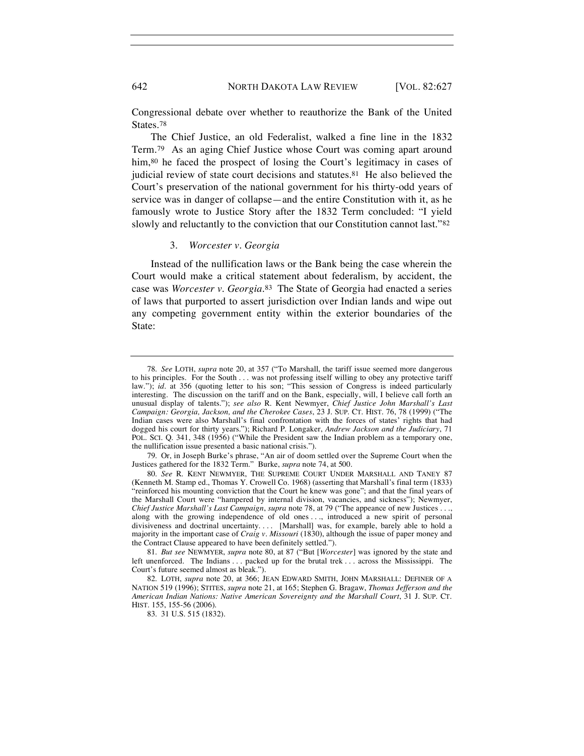Congressional debate over whether to reauthorize the Bank of the United States.[78]

The Chief Justice, an old Federalist, walked a fine line in the 1832 Term.[79] As an aging Chief Justice whose Court was coming apart around him,[80] he faced the prospect of losing the Court's legitimacy in cases of judicial review of state court decisions and statutes.[81] He also believed the Court's preservation of the national government for his thirty-odd years of service was in danger of collapse—and the entire Constitution with it, as he famously wrote to Justice Story after the 1832 Term concluded: "I yield slowly and reluctantly to the conviction that our Constitution cannot last."[82]

### 3. *Worcester v. Georgia*

Instead of the nullification laws or the Bank being the case wherein the Court would make a critical statement about federalism, by accident, the case was *Worcester v. Georgia*.[83] The State of Georgia had enacted a series of laws that purported to assert jurisdiction over Indian lands and wipe out any competing government entity within the exterior boundaries of the State:

---

78. *See* LOTH, *supra* note 20, at 357 ("To Marshall, the tariff issue seemed more dangerous to his principles. For the South . . . was not professing itself willing to obey any protective tariff law."); *id.* at 356 (quoting letter to his son; "This session of Congress is indeed particularly interesting. The discussion on the tariff and on the Bank, especially, will, I believe call forth an unusual display of talents."); *see also* R. Kent Newmyer, *Chief Justice John Marshall's Last Campaign: Georgia, Jackson, and the Cherokee Cases*, 23 J. SUP. CT. HIST. 76, 78 (1999) ("The Indian cases were also Marshall's final confrontation with the forces of states' rights that had dogged his court for thirty years."); Richard P. Longaker, *Andrew Jackson and the Judiciary*, 71 POL. SCI. Q. 341, 348 (1956) ("While the President saw the Indian problem as a temporary one, the nullification issue presented a basic national crisis.").

79. Or, in Joseph Burke's phrase, "An air of doom settled over the Supreme Court when the Justices gathered for the 1832 Term." Burke, *supra* note 74, at 500.

80. *See* R. KENT NEWMYER, THE SUPREME COURT UNDER MARSHALL AND TANEY 87 (Kenneth M. Stamp ed., Thomas Y. Crowell Co. 1968) (asserting that Marshall's final term (1833) "reinforced his mounting conviction that the Court he knew was gone"; and that the final years of the Marshall Court were "hampered by internal division, vacancies, and sickness"); Newmyer, *Chief Justice Marshall's Last Campaign*, *supra* note 78, at 79 ("The appeance of new Justices . . ., along with the growing independence of old ones . . ., introduced a new spirit of personal divisiveness and doctrinal uncertainty. . . . [Marshall] was, for example, barely able to hold a majority in the important case of *Craig v. Missouri* (1830), although the issue of paper money and the Contract Clause appeared to have been definitely settled.").

81. *But see* NEWMYER, *supra* note 80, at 87 ("But [*Worcester*] was ignored by the state and left unenforced. The Indians . . . packed up for the brutal trek . . . across the Mississippi. The Court's future seemed almost as bleak.").

82. LOTH, *supra* note 20, at 366; JEAN EDWARD SMITH, JOHN MARSHALL: DEFINER OF A NATION 519 (1996); STITES, *supra* note 21, at 165; Stephen G. Bragaw, *Thomas Jefferson and the American Indian Nations: Native American Sovereignty and the Marshall Court*, 31 J. SUP. CT. HIST. 155, 155-56 (2006).

83. 31 U.S. 515 (1832).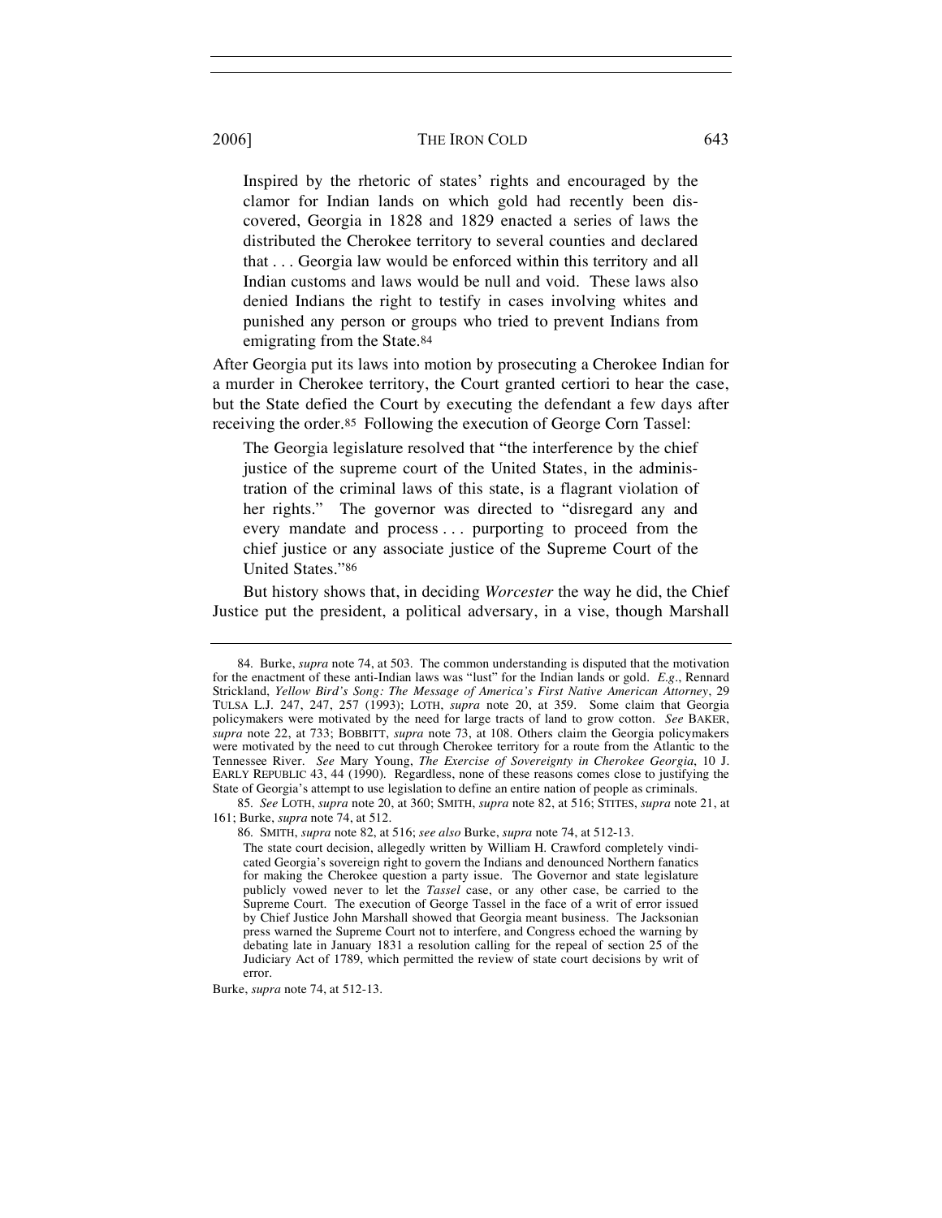> Inspired by the rhetoric of states' rights and encouraged by the clamor for Indian lands on which gold had recently been discovered, Georgia in 1828 and 1829 enacted a series of laws the distributed the Cherokee territory to several counties and declared that . . . Georgia law would be enforced within this territory and all Indian customs and laws would be null and void. These laws also denied Indians the right to testify in cases involving whites and punished any person or groups who tried to prevent Indians from emigrating from the State.[84]

After Georgia put its laws into motion by prosecuting a Cherokee Indian for a murder in Cherokee territory, the Court granted certiori to hear the case, but the State defied the Court by executing the defendant a few days after receiving the order.[85] Following the execution of George Corn Tassel:

> The Georgia legislature resolved that "the interference by the chief justice of the supreme court of the United States, in the administration of the criminal laws of this state, is a flagrant violation of her rights." The governor was directed to "disregard any and every mandate and process . . . purporting to proceed from the chief justice or any associate justice of the Supreme Court of the United States."[86]

But history shows that, in deciding *Worcester* the way he did, the Chief Justice put the president, a political adversary, in a vise, though Marshall

---

84. Burke, *supra* note 74, at 503. The common understanding is disputed that the motivation for the enactment of these anti-Indian laws was "lust" for the Indian lands or gold. *E.g.*, Rennard Strickland, *Yellow Bird's Song: The Message of America's First Native American Attorney*, 29 TULSA L.J. 247, 247, 257 (1993); LOTH, *supra* note 20, at 359. Some claim that Georgia policymakers were motivated by the need for large tracts of land to grow cotton. *See* BAKER, *supra* note 22, at 733; BOBBITT, *supra* note 73, at 108. Others claim the Georgia policymakers were motivated by the need to cut through Cherokee territory for a route from the Atlantic to the Tennessee River. *See* Mary Young, *The Exercise of Sovereignty in Cherokee Georgia*, 10 J. EARLY REPUBLIC 43, 44 (1990). Regardless, none of these reasons comes close to justifying the State of Georgia's attempt to use legislation to define an entire nation of people as criminals.

85. *See* LOTH, *supra* note 20, at 360; SMITH, *supra* note 82, at 516; STITES, *supra* note 21, at 161; Burke, *supra* note 74, at 512.

86. SMITH, *supra* note 82, at 516; *see also* Burke, *supra* note 74, at 512-13.

> The state court decision, allegedly written by William H. Crawford completely vindicated Georgia's sovereign right to govern the Indians and denounced Northern fanatics for making the Cherokee question a party issue. The Governor and state legislature publicly vowed never to let the *Tassel* case, or any other case, be carried to the Supreme Court. The execution of George Tassel in the face of a writ of error issued by Chief Justice John Marshall showed that Georgia meant business. The Jacksonian press warned the Supreme Court not to interfere, and Congress echoed the warning by debating late in January 1831 a resolution calling for the repeal of section 25 of the Judiciary Act of 1789, which permitted the review of state court decisions by writ of error.

Burke, *supra* note 74, at 512-13.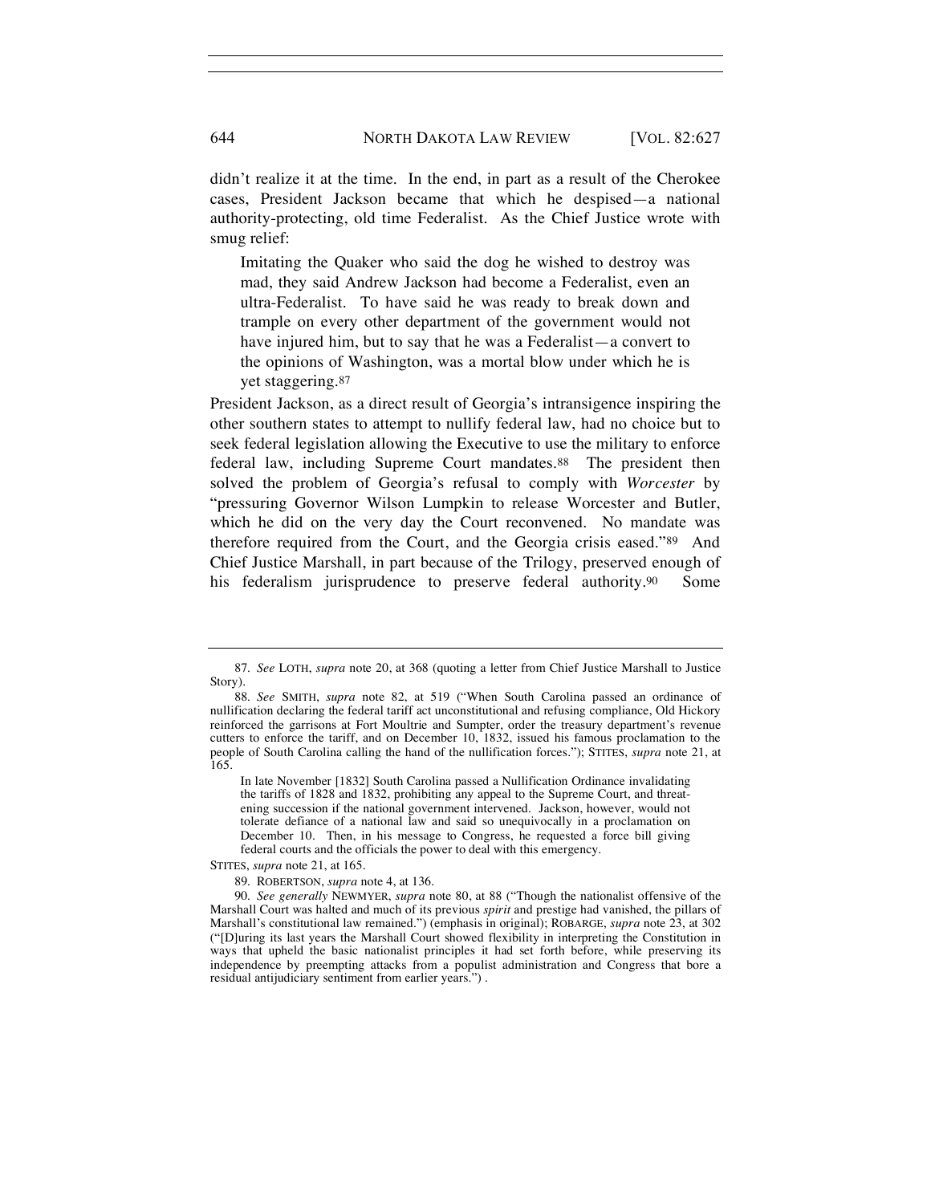didn't realize it at the time. In the end, in part as a result of the Cherokee cases, President Jackson became that which he despised—a national authority-protecting, old time Federalist. As the Chief Justice wrote with smug relief:

> Imitating the Quaker who said the dog he wished to destroy was mad, they said Andrew Jackson had become a Federalist, even an ultra-Federalist. To have said he was ready to break down and trample on every other department of the government would not have injured him, but to say that he was a Federalist—a convert to the opinions of Washington, was a mortal blow under which he is yet staggering.[87]

President Jackson, as a direct result of Georgia's intransigence inspiring the other southern states to attempt to nullify federal law, had no choice but to seek federal legislation allowing the Executive to use the military to enforce federal law, including Supreme Court mandates.[88] The president then solved the problem of Georgia's refusal to comply with *Worcester* by "pressuring Governor Wilson Lumpkin to release Worcester and Butler, which he did on the very day the Court reconvened. No mandate was therefore required from the Court, and the Georgia crisis eased."[89] And Chief Justice Marshall, in part because of the Trilogy, preserved enough of his federalism jurisprudence to preserve federal authority.[90] Some

---

87. *See* LOTH, *supra* note 20, at 368 (quoting a letter from Chief Justice Marshall to Justice Story).

88. *See* SMITH, *supra* note 82, at 519 ("When South Carolina passed an ordinance of nullification declaring the federal tariff act unconstitutional and refusing compliance, Old Hickory reinforced the garrisons at Fort Moultrie and Sumpter, order the treasury department's revenue cutters to enforce the tariff, and on December 10, 1832, issued his famous proclamation to the people of South Carolina calling the hand of the nullification forces."); STITES, *supra* note 21, at 165.

> In late November [1832] South Carolina passed a Nullification Ordinance invalidating the tariffs of 1828 and 1832, prohibiting any appeal to the Supreme Court, and threatening succession if the national government intervened. Jackson, however, would not tolerate defiance of a national law and said so unequivocally in a proclamation on December 10. Then, in his message to Congress, he requested a force bill giving federal courts and the officials the power to deal with this emergency.

STITES, *supra* note 21, at 165.

89. ROBERTSON, *supra* note 4, at 136.

90. *See generally* NEWMYER, *supra* note 80, at 88 ("Though the nationalist offensive of the Marshall Court was halted and much of its previous *spirit* and prestige had vanished, the pillars of Marshall's constitutional law remained.") (emphasis in original); ROBARGE, *supra* note 23, at 302 ("[D]uring its last years the Marshall Court showed flexibility in interpreting the Constitution in ways that upheld the basic nationalist principles it had set forth before, while preserving its independence by preempting attacks from a populist administration and Congress that bore a residual antijudiciary sentiment from earlier years.") .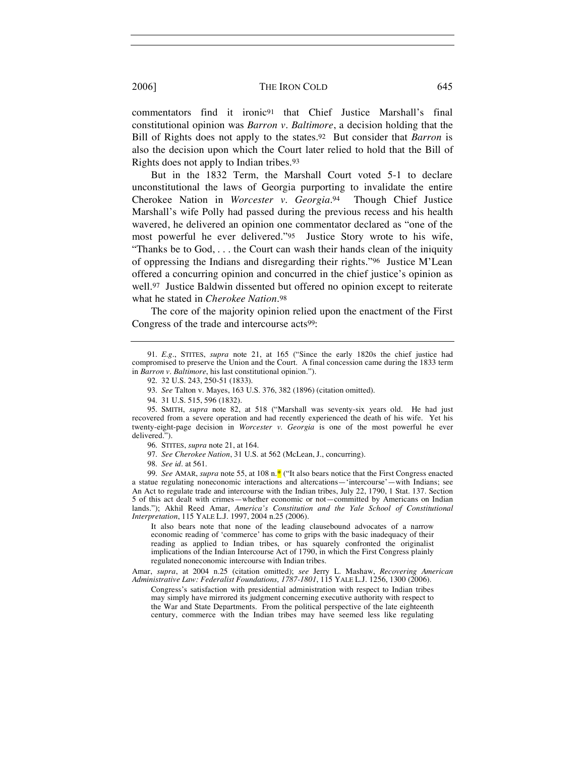commentators find it ironic[91] that Chief Justice Marshall's final constitutional opinion was *Barron v. Baltimore*, a decision holding that the Bill of Rights does not apply to the states.[92] But consider that *Barron* is also the decision upon which the Court later relied to hold that the Bill of Rights does not apply to Indian tribes.[93]

But in the 1832 Term, the Marshall Court voted 5-1 to declare unconstitutional the laws of Georgia purporting to invalidate the entire Cherokee Nation in *Worcester v. Georgia*.[94] Though Chief Justice Marshall's wife Polly had passed during the previous recess and his health wavered, he delivered an opinion one commentator declared as "one of the most powerful he ever delivered."[95] Justice Story wrote to his wife, "Thanks be to God, . . . the Court can wash their hands clean of the iniquity of oppressing the Indians and disregarding their rights."[96] Justice M'Lean offered a concurring opinion and concurred in the chief justice's opinion as well.[97] Justice Baldwin dissented but offered no opinion except to reiterate what he stated in *Cherokee Nation*.[98]

The core of the majority opinion relied upon the enactment of the First Congress of the trade and intercourse acts[99]:

---

91. *E.g.*, STITES, *supra* note 21, at 165 ("Since the early 1820s the chief justice had compromised to preserve the Union and the Court. A final concession came during the 1833 term in *Barron v. Baltimore*, his last constitutional opinion.").

92. 32 U.S. 243, 250-51 (1833).

93. *See* Talton v. Mayes, 163 U.S. 376, 382 (1896) (citation omitted).

94. 31 U.S. 515, 596 (1832).

95. SMITH, *supra* note 82, at 518 ("Marshall was seventy-six years old. He had just recovered from a severe operation and had recently experienced the death of his wife. Yet his twenty-eight-page decision in *Worcester v. Georgia* is one of the most powerful he ever delivered.").

96. STITES, *supra* note 21, at 164.

97. *See Cherokee Nation*, 31 U.S. at 562 (McLean, J., concurring).

98. *See id*. at 561.

99. *See* AMAR, *supra* note 55, at 108 n.* ("It also bears notice that the First Congress enacted a statue regulating noneconomic interactions and altercations—'intercourse'—with Indians; see An Act to regulate trade and intercourse with the Indian tribes, July 22, 1790, 1 Stat. 137. Section 5 of this act dealt with crimes—whether economic or not—committed by Americans on Indian lands."); Akhil Reed Amar, *America's Constitution and the Yale School of Constitutional Interpretation*, 115 YALE L.J. 1997, 2004 n.25 (2006).

> It also bears note that none of the leading clausebound advocates of a narrow economic reading of 'commerce' has come to grips with the basic inadequacy of their reading as applied to Indian tribes, or has squarely confronted the originalist implications of the Indian Intercourse Act of 1790, in which the First Congress plainly regulated noneconomic intercourse with Indian tribes.

Amar, *supra*, at 2004 n.25 (citation omitted); *see* Jerry L. Mashaw, *Recovering American Administrative Law: Federalist Foundations, 1787-1801*, 115 YALE L.J. 1256, 1300 (2006).

> Congress's satisfaction with presidential administration with respect to Indian tribes may simply have mirrored its judgment concerning executive authority with respect to the War and State Departments. From the political perspective of the late eighteenth century, commerce with the Indian tribes may have seemed less like regulating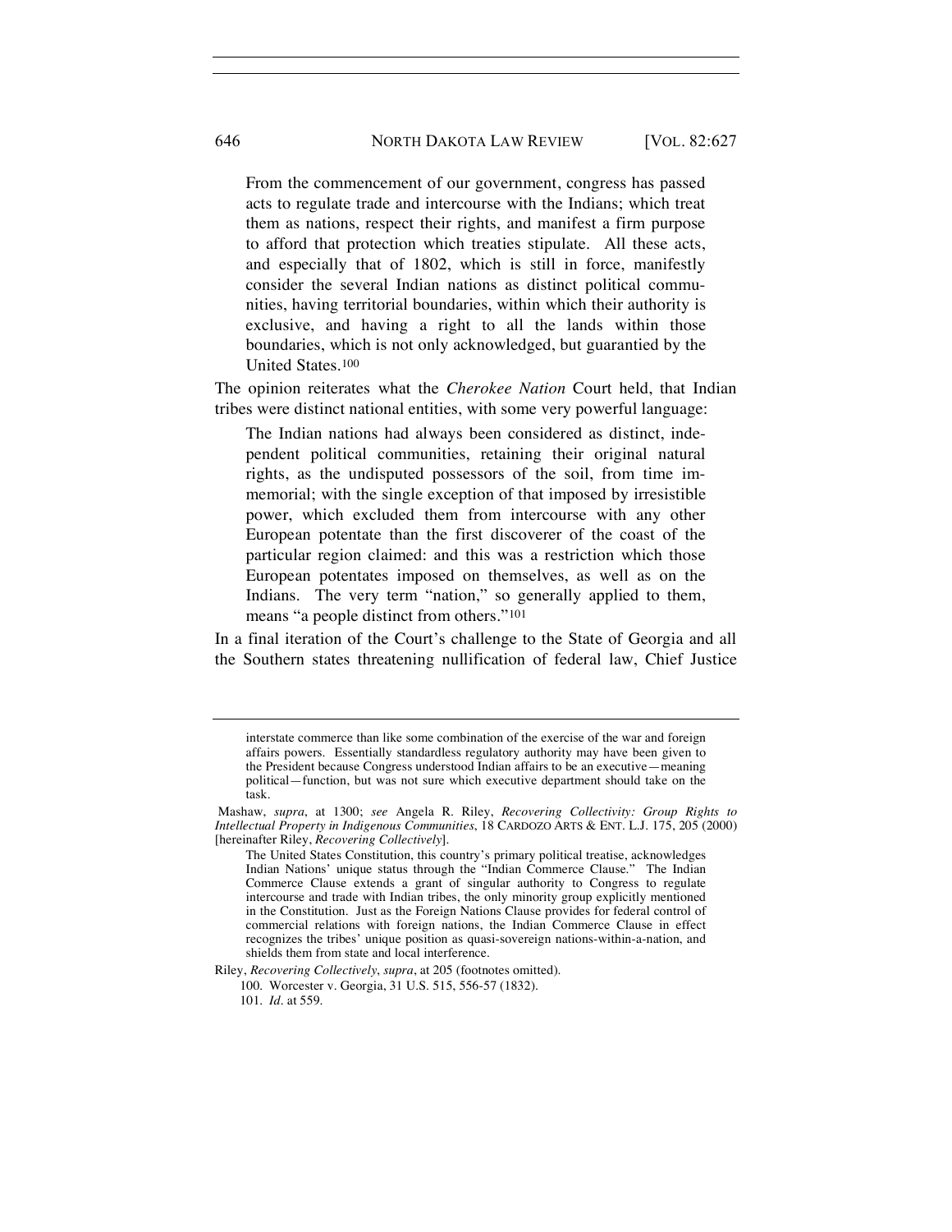> From the commencement of our government, congress has passed acts to regulate trade and intercourse with the Indians; which treat them as nations, respect their rights, and manifest a firm purpose to afford that protection which treaties stipulate. All these acts, and especially that of 1802, which is still in force, manifestly consider the several Indian nations as distinct political communities, having territorial boundaries, within which their authority is exclusive, and having a right to all the lands within those boundaries, which is not only acknowledged, but guarantied by the United States.[100]

The opinion reiterates what the *Cherokee Nation* Court held, that Indian tribes were distinct national entities, with some very powerful language:

> The Indian nations had always been considered as distinct, independent political communities, retaining their original natural rights, as the undisputed possessors of the soil, from time immemorial; with the single exception of that imposed by irresistible power, which excluded them from intercourse with any other European potentate than the first discoverer of the coast of the particular region claimed: and this was a restriction which those European potentates imposed on themselves, as well as on the Indians. The very term "nation," so generally applied to them, means "a people distinct from others."[101]

In a final iteration of the Court's challenge to the State of Georgia and all the Southern states threatening nullification of federal law, Chief Justice

---

> interstate commerce than like some combination of the exercise of the war and foreign affairs powers. Essentially standardless regulatory authority may have been given to the President because Congress understood Indian affairs to be an executive—meaning political—function, but was not sure which executive department should take on the task.

Mashaw, *supra*, at 1300; *see* Angela R. Riley, *Recovering Collectivity: Group Rights to Intellectual Property in Indigenous Communities*, 18 CARDOZO ARTS & ENT. L.J. 175, 205 (2000) [hereinafter Riley, *Recovering Collectively*].

> The United States Constitution, this country's primary political treatise, acknowledges Indian Nations' unique status through the "Indian Commerce Clause." The Indian Commerce Clause extends a grant of singular authority to Congress to regulate intercourse and trade with Indian tribes, the only minority group explicitly mentioned in the Constitution. Just as the Foreign Nations Clause provides for federal control of commercial relations with foreign nations, the Indian Commerce Clause in effect recognizes the tribes' unique position as quasi-sovereign nations-within-a-nation, and shields them from state and local interference.

Riley, *Recovering Collectively*, *supra*, at 205 (footnotes omitted).

100. Worcester v. Georgia, 31 U.S. 515, 556-57 (1832).

101. *Id*. at 559.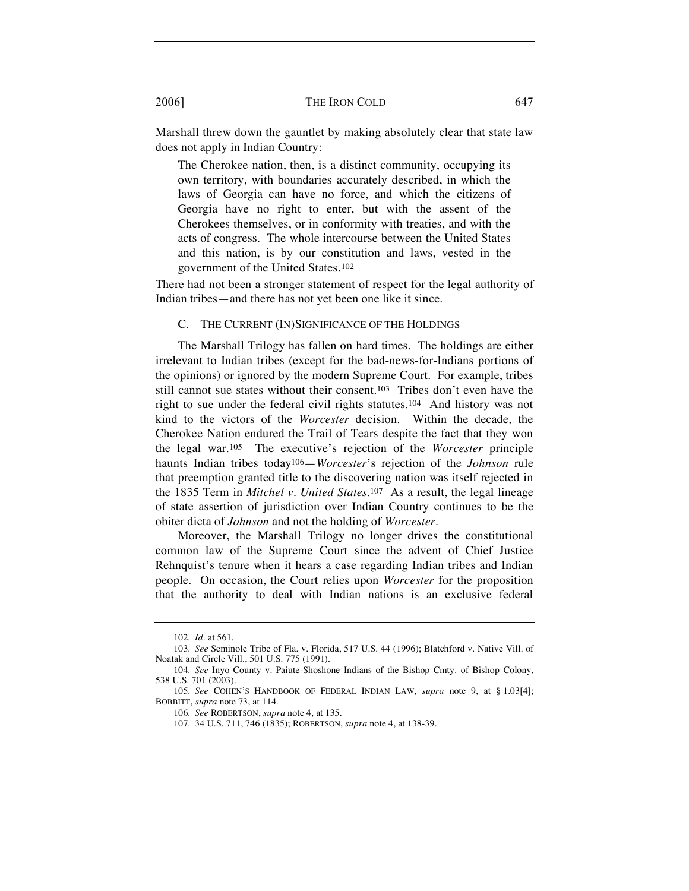Marshall threw down the gauntlet by making absolutely clear that state law does not apply in Indian Country:

> The Cherokee nation, then, is a distinct community, occupying its own territory, with boundaries accurately described, in which the laws of Georgia can have no force, and which the citizens of Georgia have no right to enter, but with the assent of the Cherokees themselves, or in conformity with treaties, and with the acts of congress. The whole intercourse between the United States and this nation, is by our constitution and laws, vested in the government of the United States.[102]

There had not been a stronger statement of respect for the legal authority of Indian tribes—and there has not yet been one like it since.

### C. THE CURRENT (IN)SIGNIFICANCE OF THE HOLDINGS

The Marshall Trilogy has fallen on hard times. The holdings are either irrelevant to Indian tribes (except for the bad-news-for-Indians portions of the opinions) or ignored by the modern Supreme Court. For example, tribes still cannot sue states without their consent.[103] Tribes don't even have the right to sue under the federal civil rights statutes.[104] And history was not kind to the victors of the *Worcester* decision. Within the decade, the Cherokee Nation endured the Trail of Tears despite the fact that they won the legal war.[105] The executive's rejection of the *Worcester* principle haunts Indian tribes today[106]—*Worcester*'s rejection of the *Johnson* rule that preemption granted title to the discovering nation was itself rejected in the 1835 Term in *Mitchel v. United States*.[107] As a result, the legal lineage of state assertion of jurisdiction over Indian Country continues to be the obiter dicta of *Johnson* and not the holding of *Worcester*.

Moreover, the Marshall Trilogy no longer drives the constitutional common law of the Supreme Court since the advent of Chief Justice Rehnquist's tenure when it hears a case regarding Indian tribes and Indian people. On occasion, the Court relies upon *Worcester* for the proposition that the authority to deal with Indian nations is an exclusive federal

---

102. *Id*. at 561.

103. *See* Seminole Tribe of Fla. v. Florida, 517 U.S. 44 (1996); Blatchford v. Native Vill. of Noatak and Circle Vill., 501 U.S. 775 (1991).

104. *See* Inyo County v. Paiute-Shoshone Indians of the Bishop Cmty. of Bishop Colony, 538 U.S. 701 (2003).

105. *See* COHEN'S HANDBOOK OF FEDERAL INDIAN LAW, *supra* note 9, at § 1.03[4]; BOBBITT, *supra* note 73, at 114.

106. *See* ROBERTSON, *supra* note 4, at 135.

107. 34 U.S. 711, 746 (1835); ROBERTSON, *supra* note 4, at 138-39.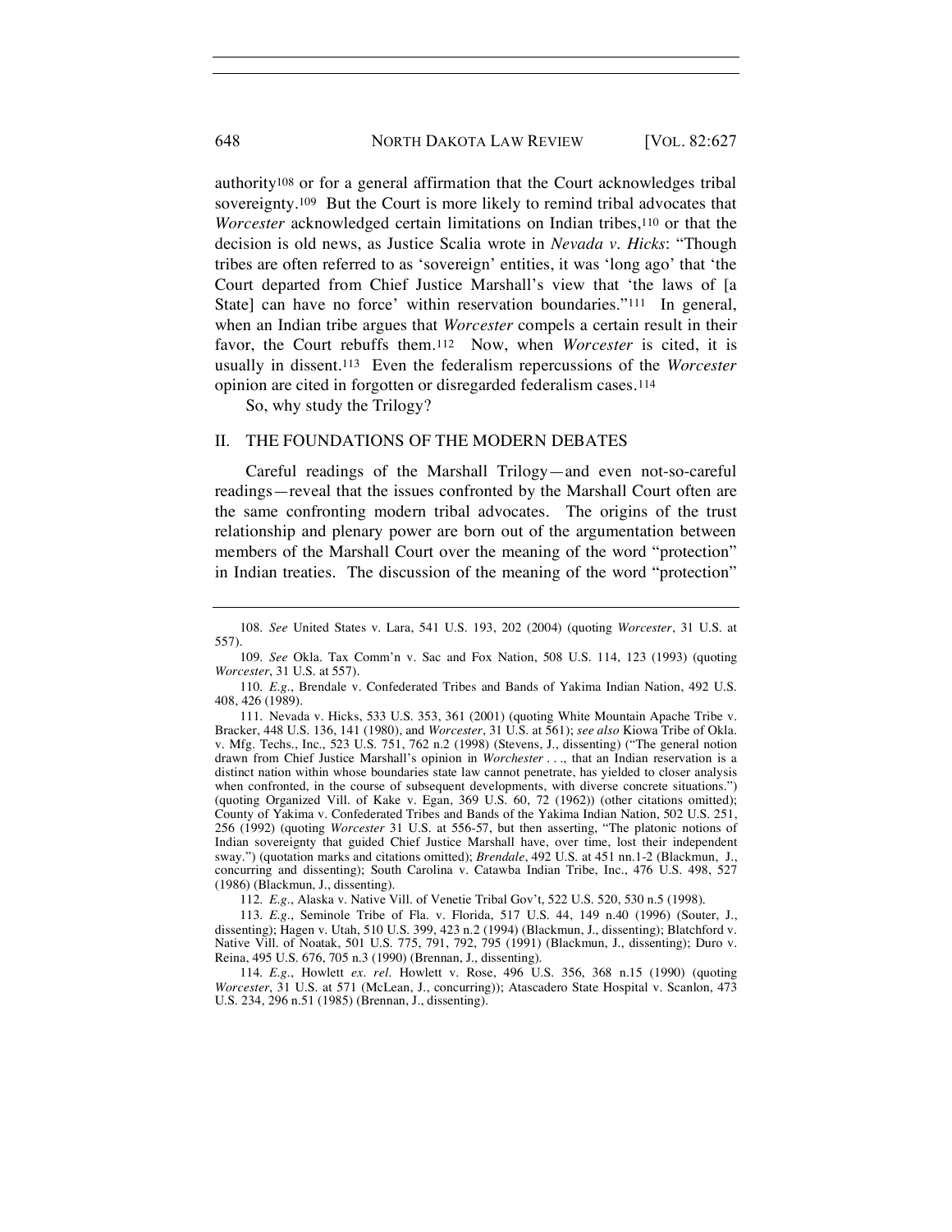authority[108] or for a general affirmation that the Court acknowledges tribal sovereignty.[109] But the Court is more likely to remind tribal advocates that *Worcester* acknowledged certain limitations on Indian tribes,[110] or that the decision is old news, as Justice Scalia wrote in *Nevada v. Hicks*: "Though tribes are often referred to as 'sovereign' entities, it was 'long ago' that 'the Court departed from Chief Justice Marshall's view that 'the laws of [a State] can have no force' within reservation boundaries."[111] In general, when an Indian tribe argues that *Worcester* compels a certain result in their favor, the Court rebuffs them.[112] Now, when *Worcester* is cited, it is usually in dissent.[113] Even the federalism repercussions of the *Worcester* opinion are cited in forgotten or disregarded federalism cases.[114]

So, why study the Trilogy?

## II. THE FOUNDATIONS OF THE MODERN DEBATES

Careful readings of the Marshall Trilogy—and even not-so-careful readings—reveal that the issues confronted by the Marshall Court often are the same confronting modern tribal advocates. The origins of the trust relationship and plenary power are born out of the argumentation between members of the Marshall Court over the meaning of the word "protection" in Indian treaties. The discussion of the meaning of the word "protection"

---

108. *See* United States v. Lara, 541 U.S. 193, 202 (2004) (quoting *Worcester*, 31 U.S. at 557).

109. *See* Okla. Tax Comm'n v. Sac and Fox Nation, 508 U.S. 114, 123 (1993) (quoting *Worcester*, 31 U.S. at 557).

110. *E.g.*, Brendale v. Confederated Tribes and Bands of Yakima Indian Nation, 492 U.S. 408, 426 (1989).

111. Nevada v. Hicks, 533 U.S. 353, 361 (2001) (quoting White Mountain Apache Tribe v. Bracker, 448 U.S. 136, 141 (1980), and *Worcester*, 31 U.S. at 561); *see also* Kiowa Tribe of Okla. v. Mfg. Techs., Inc., 523 U.S. 751, 762 n.2 (1998) (Stevens, J., dissenting) ("The general notion drawn from Chief Justice Marshall's opinion in *Worchester* . . ., that an Indian reservation is a distinct nation within whose boundaries state law cannot penetrate, has yielded to closer analysis when confronted, in the course of subsequent developments, with diverse concrete situations.") (quoting Organized Vill. of Kake v. Egan, 369 U.S. 60, 72 (1962)) (other citations omitted); County of Yakima v. Confederated Tribes and Bands of the Yakima Indian Nation, 502 U.S. 251, 256 (1992) (quoting *Worcester* 31 U.S. at 556-57, but then asserting, "The platonic notions of Indian sovereignty that guided Chief Justice Marshall have, over time, lost their independent sway.") (quotation marks and citations omitted); *Brendale*, 492 U.S. at 451 nn.1-2 (Blackmun, J., concurring and dissenting); South Carolina v. Catawba Indian Tribe, Inc., 476 U.S. 498, 527 (1986) (Blackmun, J., dissenting).

112. *E.g.*, Alaska v. Native Vill. of Venetie Tribal Gov't, 522 U.S. 520, 530 n.5 (1998).

113. *E.g.*, Seminole Tribe of Fla. v. Florida, 517 U.S. 44, 149 n.40 (1996) (Souter, J., dissenting); Hagen v. Utah, 510 U.S. 399, 423 n.2 (1994) (Blackmun, J., dissenting); Blatchford v. Native Vill. of Noatak, 501 U.S. 775, 791, 792, 795 (1991) (Blackmun, J., dissenting); Duro v. Reina, 495 U.S. 676, 705 n.3 (1990) (Brennan, J., dissenting).

114. *E.g.*, Howlett *ex. rel.* Howlett v. Rose, 496 U.S. 356, 368 n.15 (1990) (quoting *Worcester*, 31 U.S. at 571 (McLean, J., concurring)); Atascadero State Hospital v. Scanlon, 473 U.S. 234, 296 n.51 (1985) (Brennan, J., dissenting).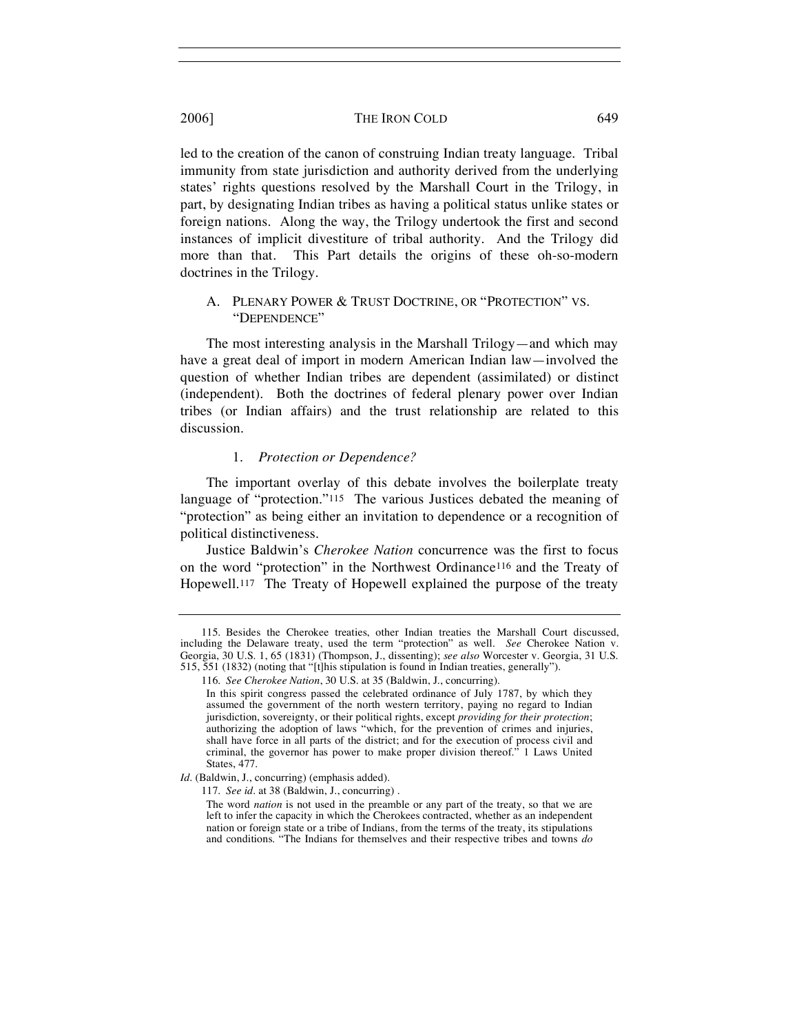led to the creation of the canon of construing Indian treaty language. Tribal immunity from state jurisdiction and authority derived from the underlying states' rights questions resolved by the Marshall Court in the Trilogy, in part, by designating Indian tribes as having a political status unlike states or foreign nations. Along the way, the Trilogy undertook the first and second instances of implicit divestiture of tribal authority. And the Trilogy did more than that. This Part details the origins of these oh-so-modern doctrines in the Trilogy.

### A. PLENARY POWER & TRUST DOCTRINE, OR "PROTECTION" VS. "DEPENDENCE"

The most interesting analysis in the Marshall Trilogy—and which may have a great deal of import in modern American Indian law—involved the question of whether Indian tribes are dependent (assimilated) or distinct (independent). Both the doctrines of federal plenary power over Indian tribes (or Indian affairs) and the trust relationship are related to this discussion.

#### 1. *Protection or Dependence?*

The important overlay of this debate involves the boilerplate treaty language of "protection."[115] The various Justices debated the meaning of "protection" as being either an invitation to dependence or a recognition of political distinctiveness.

Justice Baldwin's *Cherokee Nation* concurrence was the first to focus on the word "protection" in the Northwest Ordinance[116] and the Treaty of Hopewell.[117] The Treaty of Hopewell explained the purpose of the treaty

---

115. Besides the Cherokee treaties, other Indian treaties the Marshall Court discussed, including the Delaware treaty, used the term "protection" as well. *See* Cherokee Nation v. Georgia, 30 U.S. 1, 65 (1831) (Thompson, J., dissenting); *see also* Worcester v. Georgia, 31 U.S. 515, 551 (1832) (noting that "[t]his stipulation is found in Indian treaties, generally").

116. *See Cherokee Nation*, 30 U.S. at 35 (Baldwin, J., concurring).

> In this spirit congress passed the celebrated ordinance of July 1787, by which they assumed the government of the north western territory, paying no regard to Indian jurisdiction, sovereignty, or their political rights, except *providing for their protection*; authorizing the adoption of laws "which, for the prevention of crimes and injuries, shall have force in all parts of the district; and for the execution of process civil and criminal, the governor has power to make proper division thereof." 1 Laws United States, 477.

*Id.* (Baldwin, J., concurring) (emphasis added).

117. *See id.* at 38 (Baldwin, J., concurring) .

> The word *nation* is not used in the preamble or any part of the treaty, so that we are left to infer the capacity in which the Cherokees contracted, whether as an independent nation or foreign state or a tribe of Indians, from the terms of the treaty, its stipulations and conditions. "The Indians for themselves and their respective tribes and towns *do*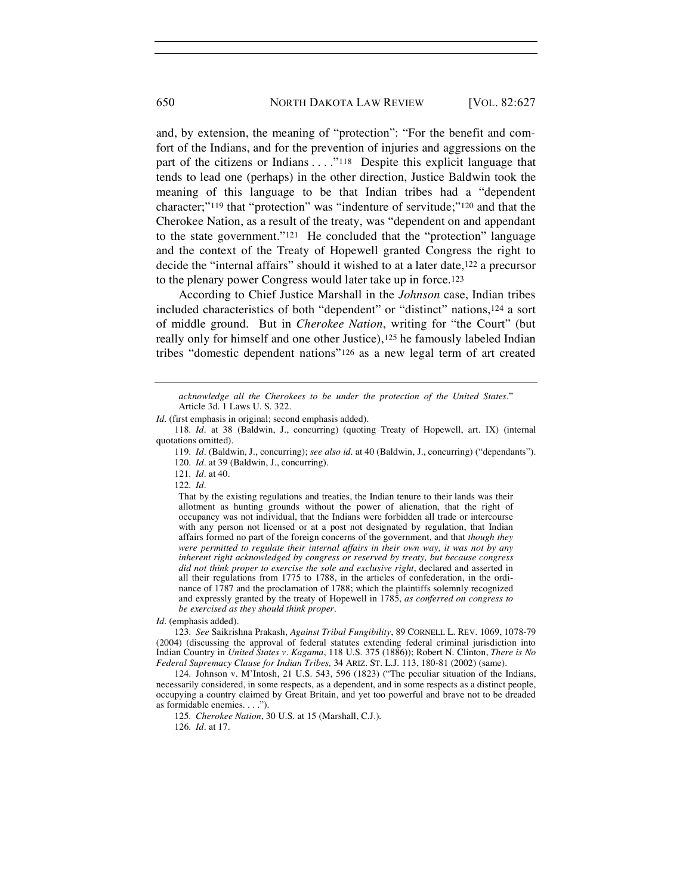and, by extension, the meaning of "protection": "For the benefit and comfort of the Indians, and for the prevention of injuries and aggressions on the part of the citizens or Indians . . . ."[118] Despite this explicit language that tends to lead one (perhaps) in the other direction, Justice Baldwin took the meaning of this language to be that Indian tribes had a "dependent character;"[119] that "protection" was "indenture of servitude;"[120] and that the Cherokee Nation, as a result of the treaty, was "dependent on and appendant to the state government."[121] He concluded that the "protection" language and the context of the Treaty of Hopewell granted Congress the right to decide the "internal affairs" should it wished to at a later date,[122] a precursor to the plenary power Congress would later take up in force.[123]

According to Chief Justice Marshall in the *Johnson* case, Indian tribes included characteristics of both "dependent" or "distinct" nations,[124] a sort of middle ground. But in *Cherokee Nation*, writing for "the Court" (but really only for himself and one other Justice),[125] he famously labeled Indian tribes "domestic dependent nations"[126] as a new legal term of art created

---

> *acknowledge all the Cherokees to be under the protection of the United States*." Article 3d. 1 Laws U. S. 322.

*Id*. (first emphasis in original; second emphasis added).

118. *Id*. at 38 (Baldwin, J., concurring) (quoting Treaty of Hopewell, art. IX) (internal quotations omitted).

119. *Id*. (Baldwin, J., concurring); *see also id*. at 40 (Baldwin, J., concurring) ("dependants").

120. *Id*. at 39 (Baldwin, J., concurring).

121. *Id*. at 40.

122. *Id*.

> That by the existing regulations and treaties, the Indian tenure to their lands was their allotment as hunting grounds without the power of alienation, that the right of occupancy was not individual, that the Indians were forbidden all trade or intercourse with any person not licensed or at a post not designated by regulation, that Indian affairs formed no part of the foreign concerns of the government, and that *though they were permitted to regulate their internal affairs in their own way, it was not by any inherent right acknowledged by congress or reserved by treaty, but because congress did not think proper to exercise the sole and exclusive right*, declared and asserted in all their regulations from 1775 to 1788, in the articles of confederation, in the ordinance of 1787 and the proclamation of 1788; which the plaintiffs solemnly recognized and expressly granted by the treaty of Hopewell in 1785, *as conferred on congress to be exercised as they should think proper*.

*Id*. (emphasis added).

123. *See* Saikrishna Prakash, *Against Tribal Fungibility*, 89 CORNELL L. REV. 1069, 1078-79 (2004) (discussing the approval of federal statutes extending federal criminal jurisdiction into Indian Country in *United States v. Kagama*, 118 U.S. 375 (1886)); Robert N. Clinton, *There is No Federal Supremacy Clause for Indian Tribes,* 34 ARIZ. ST. L.J. 113, 180-81 (2002) (same).

124. Johnson v. M'Intosh, 21 U.S. 543, 596 (1823) ("The peculiar situation of the Indians, necessarily considered, in some respects, as a dependent, and in some respects as a distinct people, occupying a country claimed by Great Britain, and yet too powerful and brave not to be dreaded as formidable enemies. . . .").

125. *Cherokee Nation*, 30 U.S. at 15 (Marshall, C.J.).

126. *Id*. at 17.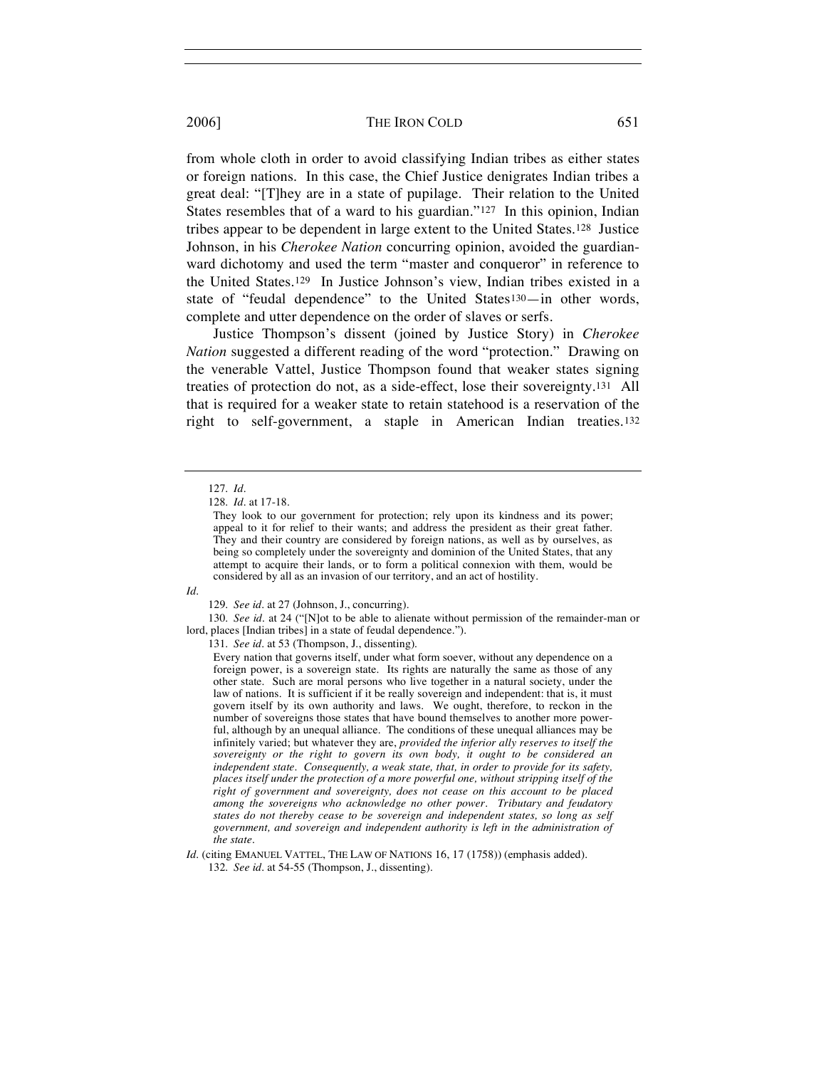from whole cloth in order to avoid classifying Indian tribes as either states or foreign nations. In this case, the Chief Justice denigrates Indian tribes a great deal: "[T]hey are in a state of pupilage. Their relation to the United States resembles that of a ward to his guardian."[127] In this opinion, Indian tribes appear to be dependent in large extent to the United States.[128] Justice Johnson, in his *Cherokee Nation* concurring opinion, avoided the guardian-ward dichotomy and used the term "master and conqueror" in reference to the United States.[129] In Justice Johnson's view, Indian tribes existed in a state of "feudal dependence" to the United States[130]—in other words, complete and utter dependence on the order of slaves or serfs.

Justice Thompson's dissent (joined by Justice Story) in *Cherokee Nation* suggested a different reading of the word "protection." Drawing on the venerable Vattel, Justice Thompson found that weaker states signing treaties of protection do not, as a side-effect, lose their sovereignty.[131] All that is required for a weaker state to retain statehood is a reservation of the right to self-government, a staple in American Indian treaties.[132]

---

127. *Id.*

128. *Id.* at 17-18.

> They look to our government for protection; rely upon its kindness and its power; appeal to it for relief to their wants; and address the president as their great father. They and their country are considered by foreign nations, as well as by ourselves, as being so completely under the sovereignty and dominion of the United States, that any attempt to acquire their lands, or to form a political connexion with them, would be considered by all as an invasion of our territory, and an act of hostility.

*Id.*

129. *See id.* at 27 (Johnson, J., concurring).

130. *See id.* at 24 ("[N]ot to be able to alienate without permission of the remainder-man or lord, places [Indian tribes] in a state of feudal dependence.").

131. *See id.* at 53 (Thompson, J., dissenting).

> Every nation that governs itself, under what form soever, without any dependence on a foreign power, is a sovereign state. Its rights are naturally the same as those of any other state. Such are moral persons who live together in a natural society, under the law of nations. It is sufficient if it be really sovereign and independent: that is, it must govern itself by its own authority and laws. We ought, therefore, to reckon in the number of sovereigns those states that have bound themselves to another more powerful, although by an unequal alliance. The conditions of these unequal alliances may be infinitely varied; but whatever they are, *provided the inferior ally reserves to itself the sovereignty or the right to govern its own body, it ought to be considered an independent state. Consequently, a weak state, that, in order to provide for its safety, places itself under the protection of a more powerful one, without stripping itself of the right of government and sovereignty, does not cease on this account to be placed among the sovereigns who acknowledge no other power. Tributary and feudatory states do not thereby cease to be sovereign and independent states, so long as self government, and sovereign and independent authority is left in the administration of the state.*

*Id.* (citing EMANUEL VATTEL, THE LAW OF NATIONS 16, 17 (1758)) (emphasis added).

132. *See id.* at 54-55 (Thompson, J., dissenting).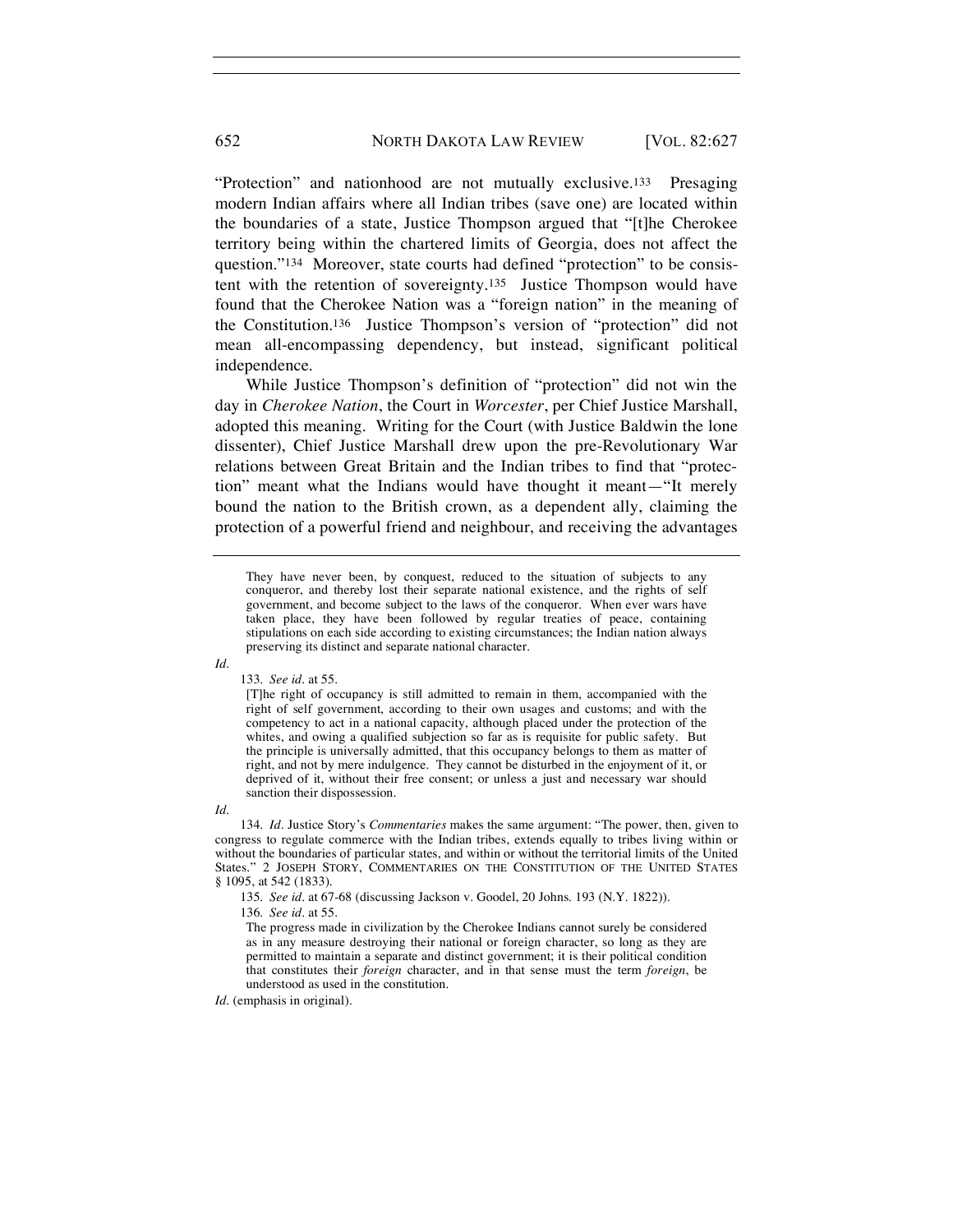"Protection" and nationhood are not mutually exclusive.[133] Presaging modern Indian affairs where all Indian tribes (save one) are located within the boundaries of a state, Justice Thompson argued that "[t]he Cherokee territory being within the chartered limits of Georgia, does not affect the question."[134] Moreover, state courts had defined "protection" to be consistent with the retention of sovereignty.[135] Justice Thompson would have found that the Cherokee Nation was a "foreign nation" in the meaning of the Constitution.[136] Justice Thompson's version of "protection" did not mean all-encompassing dependency, but instead, significant political independence.

While Justice Thompson's definition of "protection" did not win the day in *Cherokee Nation*, the Court in *Worcester*, per Chief Justice Marshall, adopted this meaning. Writing for the Court (with Justice Baldwin the lone dissenter), Chief Justice Marshall drew upon the pre-Revolutionary War relations between Great Britain and the Indian tribes to find that "protection" meant what the Indians would have thought it meant—"It merely bound the nation to the British crown, as a dependent ally, claiming the protection of a powerful friend and neighbour, and receiving the advantages

---

> They have never been, by conquest, reduced to the situation of subjects to any conqueror, and thereby lost their separate national existence, and the rights of self government, and become subject to the laws of the conqueror. When ever wars have taken place, they have been followed by regular treaties of peace, containing stipulations on each side according to existing circumstances; the Indian nation always preserving its distinct and separate national character.

*Id.*

133. *See id.* at 55.

> [T]he right of occupancy is still admitted to remain in them, accompanied with the right of self government, according to their own usages and customs; and with the competency to act in a national capacity, although placed under the protection of the whites, and owing a qualified subjection so far as is requisite for public safety. But the principle is universally admitted, that this occupancy belongs to them as matter of right, and not by mere indulgence. They cannot be disturbed in the enjoyment of it, or deprived of it, without their free consent; or unless a just and necessary war should sanction their dispossession.

*Id.*

134. *Id.* Justice Story's *Commentaries* makes the same argument: "The power, then, given to congress to regulate commerce with the Indian tribes, extends equally to tribes living within or without the boundaries of particular states, and within or without the territorial limits of the United States." 2 JOSEPH STORY, COMMENTARIES ON THE CONSTITUTION OF THE UNITED STATES § 1095, at 542 (1833).

135. *See id.* at 67-68 (discussing Jackson v. Goodel, 20 Johns. 193 (N.Y. 1822)).

136. *See id.* at 55.

> The progress made in civilization by the Cherokee Indians cannot surely be considered as in any measure destroying their national or foreign character, so long as they are permitted to maintain a separate and distinct government; it is their political condition that constitutes their *foreign* character, and in that sense must the term *foreign*, be understood as used in the constitution.

*Id.* (emphasis in original).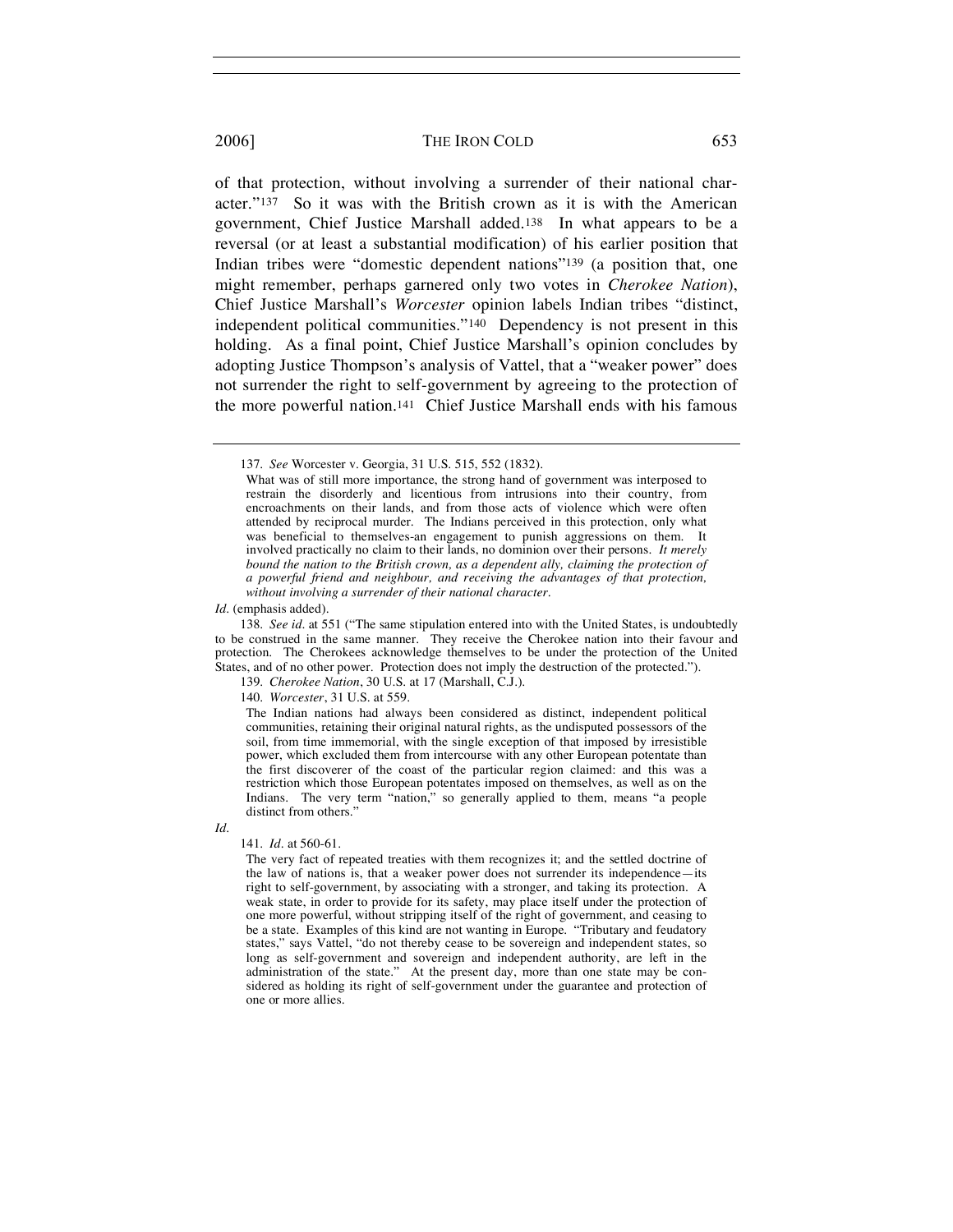of that protection, without involving a surrender of their national character."[137] So it was with the British crown as it is with the American government, Chief Justice Marshall added.[138] In what appears to be a reversal (or at least a substantial modification) of his earlier position that Indian tribes were "domestic dependent nations"[139] (a position that, one might remember, perhaps garnered only two votes in *Cherokee Nation*), Chief Justice Marshall's *Worcester* opinion labels Indian tribes "distinct, independent political communities."[140] Dependency is not present in this holding. As a final point, Chief Justice Marshall's opinion concludes by adopting Justice Thompson's analysis of Vattel, that a "weaker power" does not surrender the right to self-government by agreeing to the protection of the more powerful nation.[141] Chief Justice Marshall ends with his famous

---

137. *See* Worcester v. Georgia, 31 U.S. 515, 552 (1832).

> What was of still more importance, the strong hand of government was interposed to restrain the disorderly and licentious from intrusions into their country, from encroachments on their lands, and from those acts of violence which were often attended by reciprocal murder. The Indians perceived in this protection, only what was beneficial to themselves-an engagement to punish aggressions on them. It involved practically no claim to their lands, no dominion over their persons. *It merely bound the nation to the British crown, as a dependent ally, claiming the protection of a powerful friend and neighbour, and receiving the advantages of that protection, without involving a surrender of their national character.*

*Id.* (emphasis added).

138. *See id.* at 551 ("The same stipulation entered into with the United States, is undoubtedly to be construed in the same manner. They receive the Cherokee nation into their favour and protection. The Cherokees acknowledge themselves to be under the protection of the United States, and of no other power. Protection does not imply the destruction of the protected.").

139. *Cherokee Nation*, 30 U.S. at 17 (Marshall, C.J.).

140. *Worcester*, 31 U.S. at 559.

> The Indian nations had always been considered as distinct, independent political communities, retaining their original natural rights, as the undisputed possessors of the soil, from time immemorial, with the single exception of that imposed by irresistible power, which excluded them from intercourse with any other European potentate than the first discoverer of the coast of the particular region claimed: and this was a restriction which those European potentates imposed on themselves, as well as on the Indians. The very term "nation," so generally applied to them, means "a people distinct from others."

*Id.*

141. *Id.* at 560-61.

> The very fact of repeated treaties with them recognizes it; and the settled doctrine of the law of nations is, that a weaker power does not surrender its independence—its right to self-government, by associating with a stronger, and taking its protection. A weak state, in order to provide for its safety, may place itself under the protection of one more powerful, without stripping itself of the right of government, and ceasing to be a state. Examples of this kind are not wanting in Europe. "Tributary and feudatory states," says Vattel, "do not thereby cease to be sovereign and independent states, so long as self-government and sovereign and independent authority, are left in the administration of the state." At the present day, more than one state may be considered as holding its right of self-government under the guarantee and protection of one or more allies.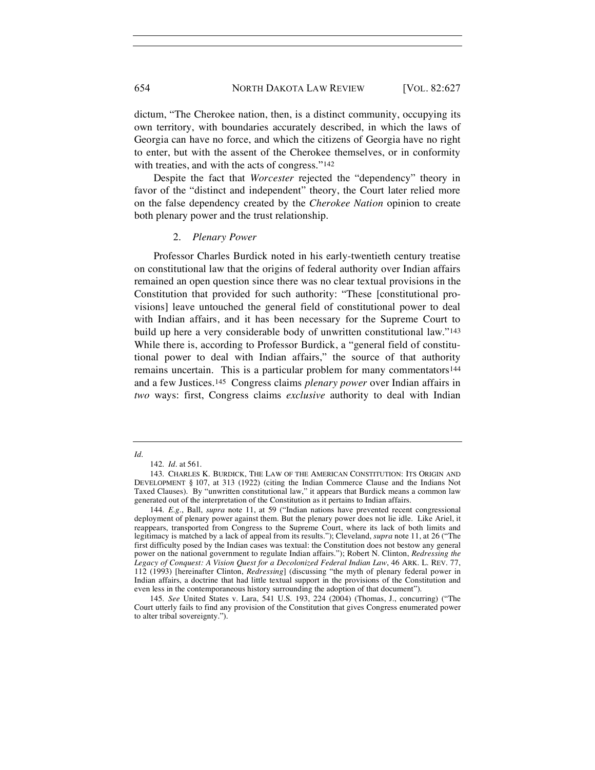dictum, "The Cherokee nation, then, is a distinct community, occupying its own territory, with boundaries accurately described, in which the laws of Georgia can have no force, and which the citizens of Georgia have no right to enter, but with the assent of the Cherokee themselves, or in conformity with treaties, and with the acts of congress."[142]

Despite the fact that *Worcester* rejected the "dependency" theory in favor of the "distinct and independent" theory, the Court later relied more on the false dependency created by the *Cherokee Nation* opinion to create both plenary power and the trust relationship.

### 2. *Plenary Power*

Professor Charles Burdick noted in his early-twentieth century treatise on constitutional law that the origins of federal authority over Indian affairs remained an open question since there was no clear textual provisions in the Constitution that provided for such authority: "These [constitutional provisions] leave untouched the general field of constitutional power to deal with Indian affairs, and it has been necessary for the Supreme Court to build up here a very considerable body of unwritten constitutional law."[143] While there is, according to Professor Burdick, a "general field of constitutional power to deal with Indian affairs," the source of that authority remains uncertain. This is a particular problem for many commentators[144] and a few Justices.[145] Congress claims *plenary power* over Indian affairs in *two* ways: first, Congress claims *exclusive* authority to deal with Indian

---

*Id.*

142. *Id.* at 561.

143. CHARLES K. BURDICK, THE LAW OF THE AMERICAN CONSTITUTION: ITS ORIGIN AND DEVELOPMENT § 107, at 313 (1922) (citing the Indian Commerce Clause and the Indians Not Taxed Clauses). By "unwritten constitutional law," it appears that Burdick means a common law generated out of the interpretation of the Constitution as it pertains to Indian affairs.

144. *E.g.*, Ball, *supra* note 11, at 59 ("Indian nations have prevented recent congressional deployment of plenary power against them. But the plenary power does not lie idle. Like Ariel, it reappears, transported from Congress to the Supreme Court, where its lack of both limits and legitimacy is matched by a lack of appeal from its results."); Cleveland, *supra* note 11, at 26 ("The first difficulty posed by the Indian cases was textual: the Constitution does not bestow any general power on the national government to regulate Indian affairs."); Robert N. Clinton, *Redressing the Legacy of Conquest: A Vision Quest for a Decolonized Federal Indian Law*, 46 ARK. L. REV. 77, 112 (1993) [hereinafter Clinton, *Redressing*] (discussing "the myth of plenary federal power in Indian affairs, a doctrine that had little textual support in the provisions of the Constitution and even less in the contemporaneous history surrounding the adoption of that document").

145. *See* United States v. Lara, 541 U.S. 193, 224 (2004) (Thomas, J., concurring) ("The Court utterly fails to find any provision of the Constitution that gives Congress enumerated power to alter tribal sovereignty.").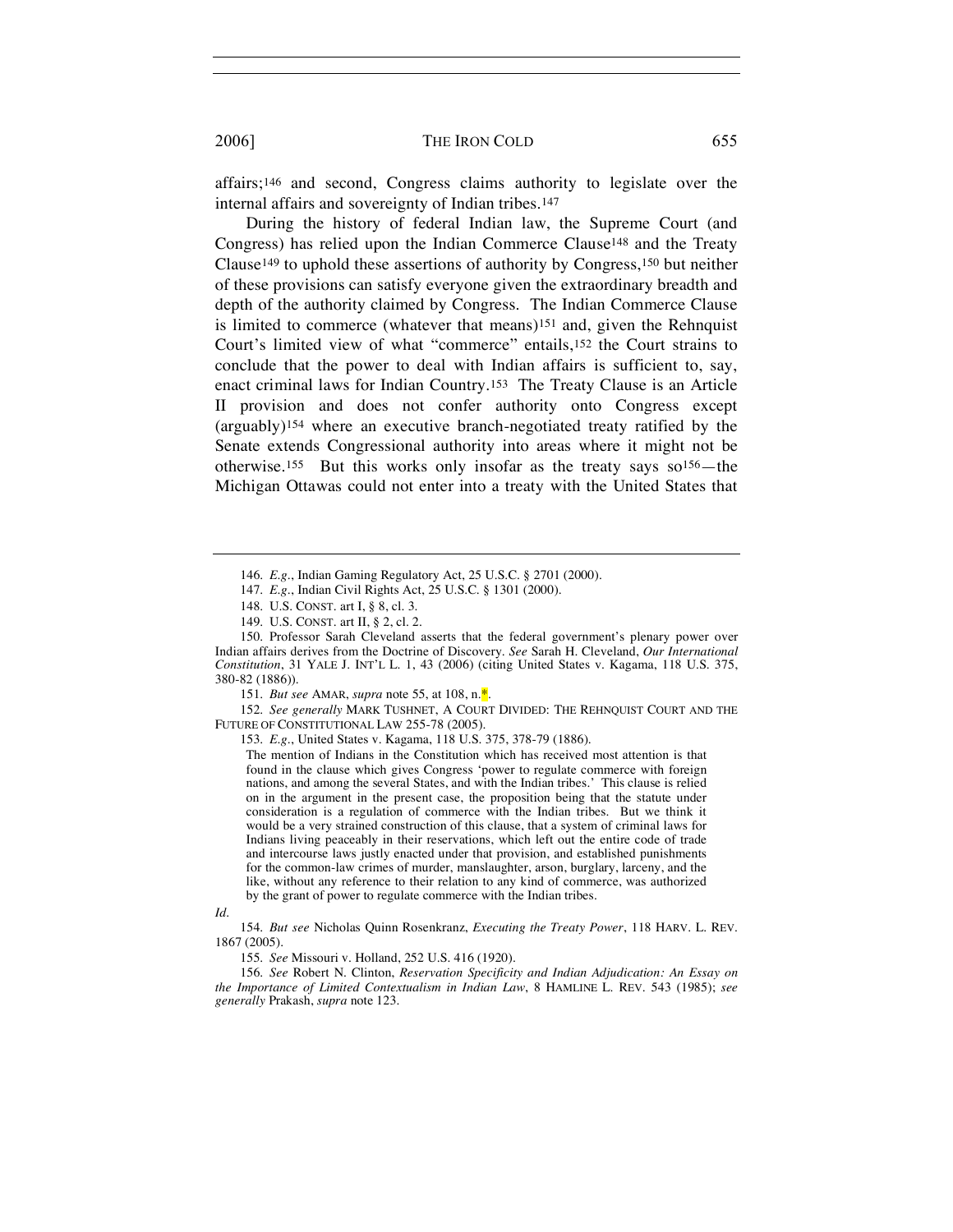affairs;[146] and second, Congress claims authority to legislate over the internal affairs and sovereignty of Indian tribes.[147]

During the history of federal Indian law, the Supreme Court (and Congress) has relied upon the Indian Commerce Clause[148] and the Treaty Clause[149] to uphold these assertions of authority by Congress,[150] but neither of these provisions can satisfy everyone given the extraordinary breadth and depth of the authority claimed by Congress. The Indian Commerce Clause is limited to commerce (whatever that means)[151] and, given the Rehnquist Court's limited view of what "commerce" entails,[152] the Court strains to conclude that the power to deal with Indian affairs is sufficient to, say, enact criminal laws for Indian Country.[153] The Treaty Clause is an Article II provision and does not confer authority onto Congress except (arguably)[154] where an executive branch-negotiated treaty ratified by the Senate extends Congressional authority into areas where it might not be otherwise.[155] But this works only insofar as the treaty says so[156]—the Michigan Ottawas could not enter into a treaty with the United States that

---

146. *E.g.*, Indian Gaming Regulatory Act, 25 U.S.C. § 2701 (2000).

147. *E.g.*, Indian Civil Rights Act, 25 U.S.C. § 1301 (2000).

148. U.S. CONST. art I, § 8, cl. 3.

149. U.S. CONST. art II, § 2, cl. 2.

150. Professor Sarah Cleveland asserts that the federal government's plenary power over Indian affairs derives from the Doctrine of Discovery. *See* Sarah H. Cleveland, *Our International Constitution*, 31 YALE J. INT'L L. 1, 43 (2006) (citing United States v. Kagama, 118 U.S. 375, 380-82 (1886)).

151. *But see* AMAR, *supra* note 55, at 108, n.*.

152. *See generally* MARK TUSHNET, A COURT DIVIDED: THE REHNQUIST COURT AND THE FUTURE OF CONSTITUTIONAL LAW 255-78 (2005).

153. *E.g.*, United States v. Kagama, 118 U.S. 375, 378-79 (1886).

> The mention of Indians in the Constitution which has received most attention is that found in the clause which gives Congress 'power to regulate commerce with foreign nations, and among the several States, and with the Indian tribes.' This clause is relied on in the argument in the present case, the proposition being that the statute under consideration is a regulation of commerce with the Indian tribes. But we think it would be a very strained construction of this clause, that a system of criminal laws for Indians living peaceably in their reservations, which left out the entire code of trade and intercourse laws justly enacted under that provision, and established punishments for the common-law crimes of murder, manslaughter, arson, burglary, larceny, and the like, without any reference to their relation to any kind of commerce, was authorized by the grant of power to regulate commerce with the Indian tribes.

*Id.*

154. *But see* Nicholas Quinn Rosenkranz, *Executing the Treaty Power*, 118 HARV. L. REV. 1867 (2005).

155. *See* Missouri v. Holland, 252 U.S. 416 (1920).

156. *See* Robert N. Clinton, *Reservation Specificity and Indian Adjudication: An Essay on the Importance of Limited Contextualism in Indian Law*, 8 HAMLINE L. REV. 543 (1985); *see generally* Prakash, *supra* note 123.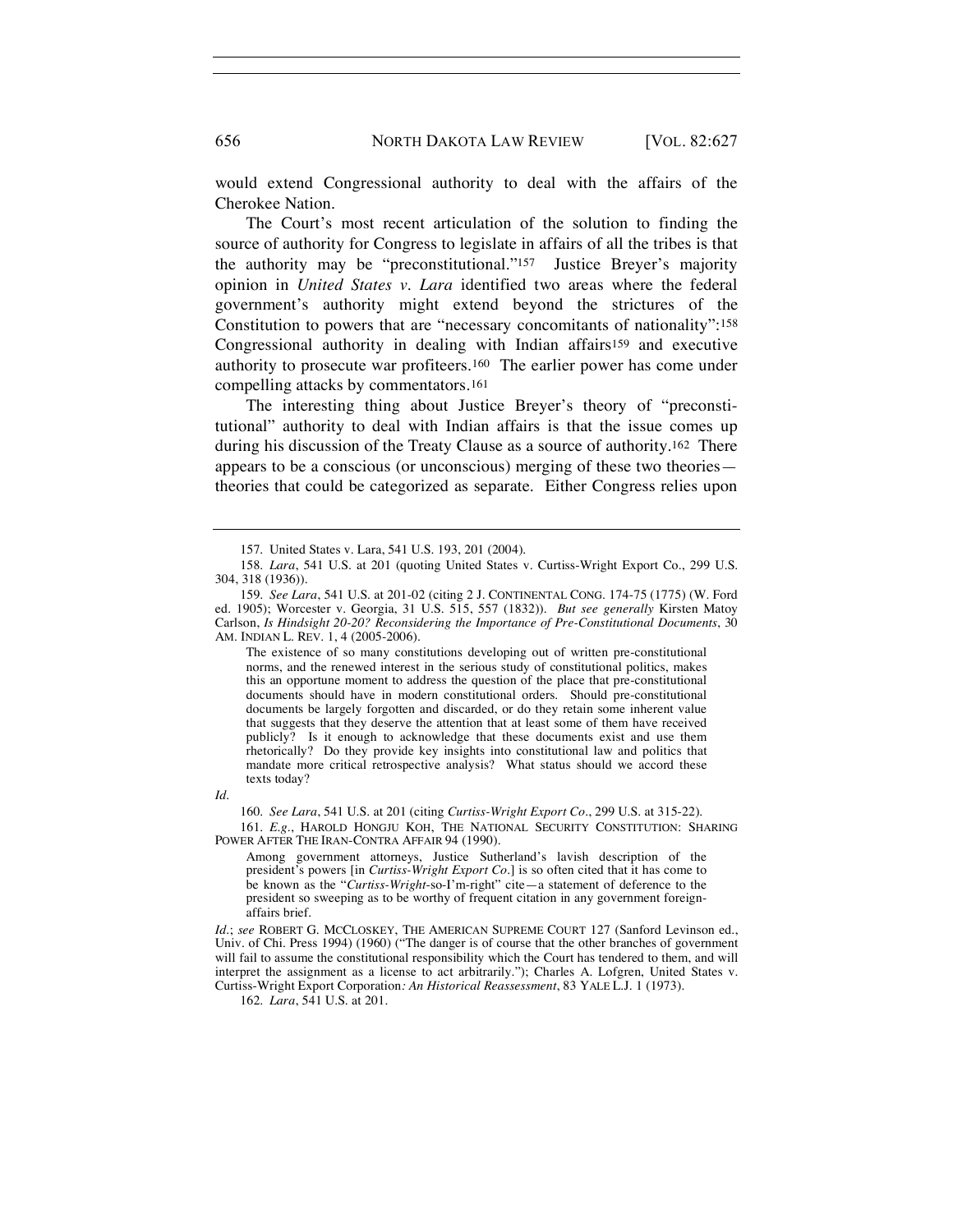would extend Congressional authority to deal with the affairs of the Cherokee Nation.

The Court's most recent articulation of the solution to finding the source of authority for Congress to legislate in affairs of all the tribes is that the authority may be "preconstitutional."[157] Justice Breyer's majority opinion in *United States v. Lara* identified two areas where the federal government's authority might extend beyond the strictures of the Constitution to powers that are "necessary concomitants of nationality":[158] Congressional authority in dealing with Indian affairs[159] and executive authority to prosecute war profiteers.[160] The earlier power has come under compelling attacks by commentators.[161]

The interesting thing about Justice Breyer's theory of "preconstitutional" authority to deal with Indian affairs is that the issue comes up during his discussion of the Treaty Clause as a source of authority.[162] There appears to be a conscious (or unconscious) merging of these two theories—theories that could be categorized as separate. Either Congress relies upon

---

157. United States v. Lara, 541 U.S. 193, 201 (2004).

158. *Lara*, 541 U.S. at 201 (quoting United States v. Curtiss-Wright Export Co., 299 U.S. 304, 318 (1936)).

159. *See Lara*, 541 U.S. at 201-02 (citing 2 J. CONTINENTAL CONG. 174-75 (1775) (W. Ford ed. 1905); Worcester v. Georgia, 31 U.S. 515, 557 (1832)). *But see generally* Kirsten Matoy Carlson, *Is Hindsight 20-20? Reconsidering the Importance of Pre-Constitutional Documents*, 30 AM. INDIAN L. REV. 1, 4 (2005-2006).

> The existence of so many constitutions developing out of written pre-constitutional norms, and the renewed interest in the serious study of constitutional politics, makes this an opportune moment to address the question of the place that pre-constitutional documents should have in modern constitutional orders. Should pre-constitutional documents be largely forgotten and discarded, or do they retain some inherent value that suggests that they deserve the attention that at least some of them have received publicly? Is it enough to acknowledge that these documents exist and use them rhetorically? Do they provide key insights into constitutional law and politics that mandate more critical retrospective analysis? What status should we accord these texts today?

*Id.*

160. *See Lara*, 541 U.S. at 201 (citing *Curtiss-Wright Export Co*., 299 U.S. at 315-22).

161. *E.g.*, HAROLD HONGJU KOH, THE NATIONAL SECURITY CONSTITUTION: SHARING POWER AFTER THE IRAN-CONTRA AFFAIR 94 (1990).

> Among government attorneys, Justice Sutherland's lavish description of the president's powers [in *Curtiss-Wright Export Co.*] is so often cited that it has come to be known as the "*Curtiss-Wright*-so-I'm-right" cite—a statement of deference to the president so sweeping as to be worthy of frequent citation in any government foreign-affairs brief.

*Id.*; *see* ROBERT G. MCCLOSKEY, THE AMERICAN SUPREME COURT 127 (Sanford Levinson ed., Univ. of Chi. Press 1994) (1960) ("The danger is of course that the other branches of government will fail to assume the constitutional responsibility which the Court has tendered to them, and will interpret the assignment as a license to act arbitrarily."); Charles A. Lofgren, United States v. Curtiss-Wright Export Corporation*: An Historical Reassessment*, 83 YALE L.J. 1 (1973).

162. *Lara*, 541 U.S. at 201.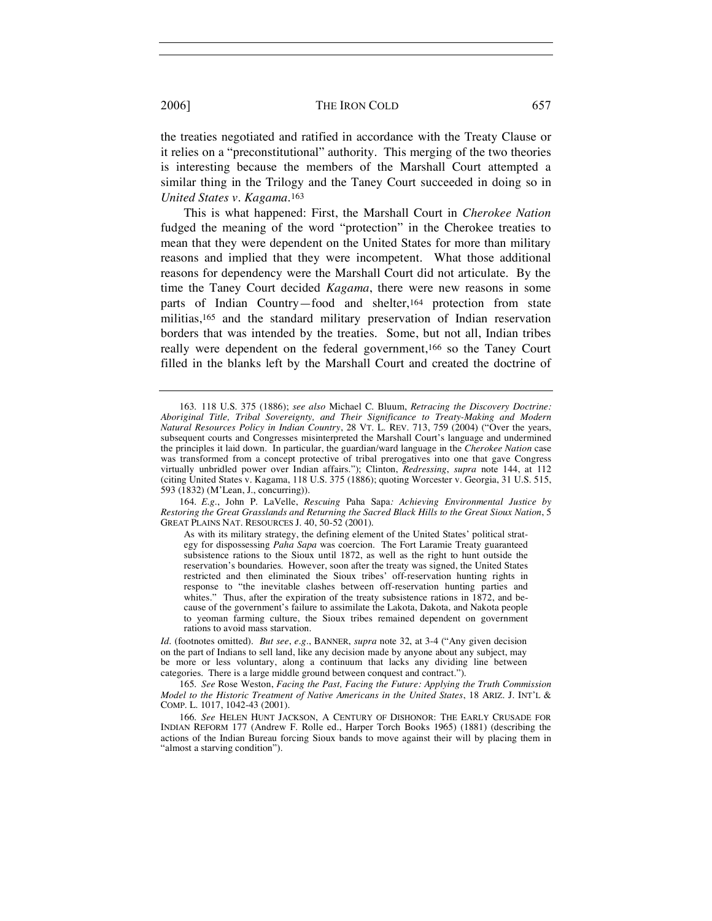the treaties negotiated and ratified in accordance with the Treaty Clause or it relies on a "preconstitutional" authority. This merging of the two theories is interesting because the members of the Marshall Court attempted a similar thing in the Trilogy and the Taney Court succeeded in doing so in *United States v. Kagama*.[163]

This is what happened: First, the Marshall Court in *Cherokee Nation* fudged the meaning of the word "protection" in the Cherokee treaties to mean that they were dependent on the United States for more than military reasons and implied that they were incompetent. What those additional reasons for dependency were the Marshall Court did not articulate. By the time the Taney Court decided *Kagama*, there were new reasons in some parts of Indian Country—food and shelter,[164] protection from state militias,[165] and the standard military preservation of Indian reservation borders that was intended by the treaties. Some, but not all, Indian tribes really were dependent on the federal government,[166] so the Taney Court filled in the blanks left by the Marshall Court and created the doctrine of

---

163. 118 U.S. 375 (1886); *see also* Michael C. Bluum, *Retracing the Discovery Doctrine: Aboriginal Title, Tribal Sovereignty, and Their Significance to Treaty-Making and Modern Natural Resources Policy in Indian Country*, 28 VT. L. REV. 713, 759 (2004) ("Over the years, subsequent courts and Congresses misinterpreted the Marshall Court's language and undermined the principles it laid down. In particular, the guardian/ward language in the *Cherokee Nation* case was transformed from a concept protective of tribal prerogatives into one that gave Congress virtually unbridled power over Indian affairs."); Clinton, *Redressing*, *supra* note 144, at 112 (citing United States v. Kagama, 118 U.S. 375 (1886); quoting Worcester v. Georgia, 31 U.S. 515, 593 (1832) (M'Lean, J., concurring)).

164. *E.g.*, John P. LaVelle, *Rescuing* Paha Sapa*: Achieving Environmental Justice by Restoring the Great Grasslands and Returning the Sacred Black Hills to the Great Sioux Nation*, 5 GREAT PLAINS NAT. RESOURCES J. 40, 50-52 (2001).

> As with its military strategy, the defining element of the United States' political strategy for dispossessing *Paha Sapa* was coercion. The Fort Laramie Treaty guaranteed subsistence rations to the Sioux until 1872, as well as the right to hunt outside the reservation's boundaries. However, soon after the treaty was signed, the United States restricted and then eliminated the Sioux tribes' off-reservation hunting rights in response to "the inevitable clashes between off-reservation hunting parties and whites." Thus, after the expiration of the treaty subsistence rations in 1872, and because of the government's failure to assimilate the Lakota, Dakota, and Nakota people to yeoman farming culture, the Sioux tribes remained dependent on government rations to avoid mass starvation.

*Id.* (footnotes omitted). *But see*, *e.g.*, BANNER, *supra* note 32, at 3-4 ("Any given decision on the part of Indians to sell land, like any decision made by anyone about any subject, may be more or less voluntary, along a continuum that lacks any dividing line between categories. There is a large middle ground between conquest and contract.").

165. *See* Rose Weston, *Facing the Past, Facing the Future: Applying the Truth Commission Model to the Historic Treatment of Native Americans in the United States*, 18 ARIZ. J. INT'L & COMP. L. 1017, 1042-43 (2001).

166. *See* HELEN HUNT JACKSON, A CENTURY OF DISHONOR: THE EARLY CRUSADE FOR INDIAN REFORM 177 (Andrew F. Rolle ed., Harper Torch Books 1965) (1881) (describing the actions of the Indian Bureau forcing Sioux bands to move against their will by placing them in "almost a starving condition").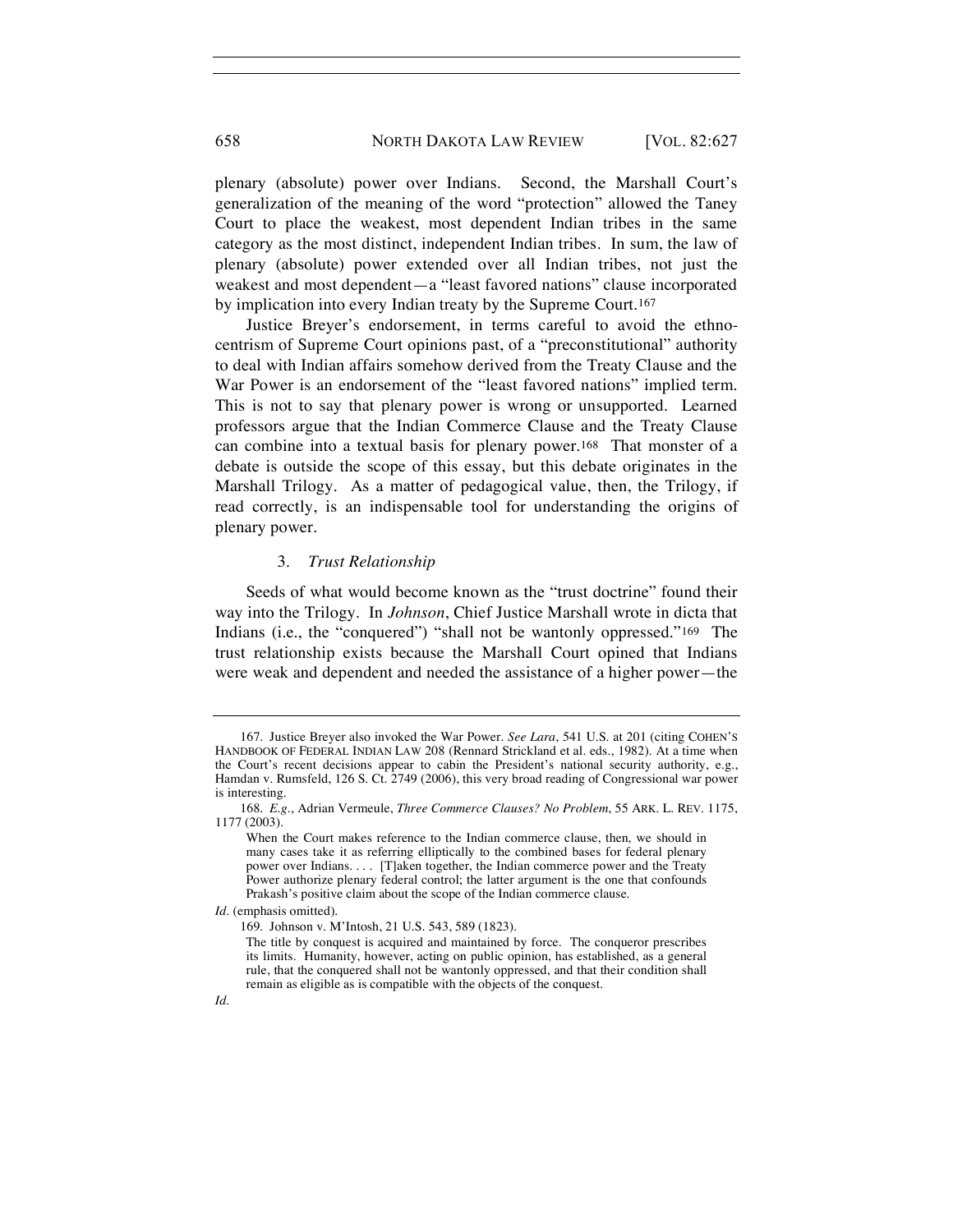plenary (absolute) power over Indians. Second, the Marshall Court's generalization of the meaning of the word "protection" allowed the Taney Court to place the weakest, most dependent Indian tribes in the same category as the most distinct, independent Indian tribes. In sum, the law of plenary (absolute) power extended over all Indian tribes, not just the weakest and most dependent—a "least favored nations" clause incorporated by implication into every Indian treaty by the Supreme Court.[167]

Justice Breyer's endorsement, in terms careful to avoid the ethnocentrism of Supreme Court opinions past, of a "preconstitutional" authority to deal with Indian affairs somehow derived from the Treaty Clause and the War Power is an endorsement of the "least favored nations" implied term. This is not to say that plenary power is wrong or unsupported. Learned professors argue that the Indian Commerce Clause and the Treaty Clause can combine into a textual basis for plenary power.[168] That monster of a debate is outside the scope of this essay, but this debate originates in the Marshall Trilogy. As a matter of pedagogical value, then, the Trilogy, if read correctly, is an indispensable tool for understanding the origins of plenary power.

### 3. *Trust Relationship*

Seeds of what would become known as the "trust doctrine" found their way into the Trilogy. In *Johnson*, Chief Justice Marshall wrote in dicta that Indians (i.e., the "conquered") "shall not be wantonly oppressed."[169] The trust relationship exists because the Marshall Court opined that Indians were weak and dependent and needed the assistance of a higher power—the

---

167. Justice Breyer also invoked the War Power. *See Lara*, 541 U.S. at 201 (citing COHEN'S HANDBOOK OF FEDERAL INDIAN LAW 208 (Rennard Strickland et al. eds., 1982). At a time when the Court's recent decisions appear to cabin the President's national security authority, e.g., Hamdan v. Rumsfeld, 126 S. Ct. 2749 (2006), this very broad reading of Congressional war power is interesting.

168. *E.g.*, Adrian Vermeule, *Three Commerce Clauses? No Problem*, 55 ARK. L. REV. 1175, 1177 (2003).

> When the Court makes reference to the Indian commerce clause, then, we should in many cases take it as referring elliptically to the combined bases for federal plenary power over Indians. . . . [T]aken together, the Indian commerce power and the Treaty Power authorize plenary federal control; the latter argument is the one that confounds Prakash's positive claim about the scope of the Indian commerce clause.

*Id.* (emphasis omitted).

169. Johnson v. M'Intosh, 21 U.S. 543, 589 (1823).

> The title by conquest is acquired and maintained by force. The conqueror prescribes its limits. Humanity, however, acting on public opinion, has established, as a general rule, that the conquered shall not be wantonly oppressed, and that their condition shall remain as eligible as is compatible with the objects of the conquest.

*Id.*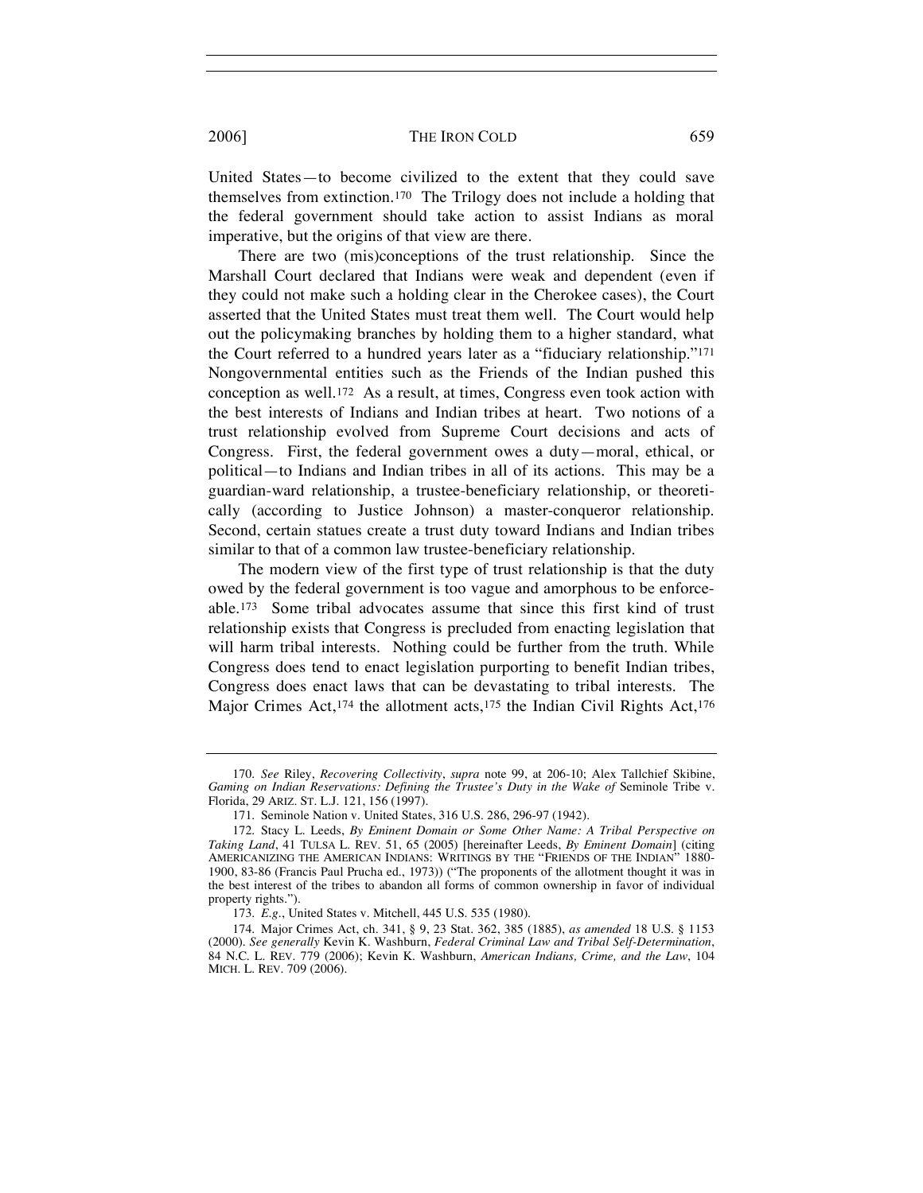United States—to become civilized to the extent that they could save themselves from extinction.[170] The Trilogy does not include a holding that the federal government should take action to assist Indians as moral imperative, but the origins of that view are there.

There are two (mis)conceptions of the trust relationship. Since the Marshall Court declared that Indians were weak and dependent (even if they could not make such a holding clear in the Cherokee cases), the Court asserted that the United States must treat them well. The Court would help out the policymaking branches by holding them to a higher standard, what the Court referred to a hundred years later as a "fiduciary relationship."[171] Nongovernmental entities such as the Friends of the Indian pushed this conception as well.[172] As a result, at times, Congress even took action with the best interests of Indians and Indian tribes at heart. Two notions of a trust relationship evolved from Supreme Court decisions and acts of Congress. First, the federal government owes a duty—moral, ethical, or political—to Indians and Indian tribes in all of its actions. This may be a guardian-ward relationship, a trustee-beneficiary relationship, or theoretically (according to Justice Johnson) a master-conqueror relationship. Second, certain statues create a trust duty toward Indians and Indian tribes similar to that of a common law trustee-beneficiary relationship.

The modern view of the first type of trust relationship is that the duty owed by the federal government is too vague and amorphous to be enforceable.[173] Some tribal advocates assume that since this first kind of trust relationship exists that Congress is precluded from enacting legislation that will harm tribal interests. Nothing could be further from the truth. While Congress does tend to enact legislation purporting to benefit Indian tribes, Congress does enact laws that can be devastating to tribal interests. The Major Crimes Act,[174] the allotment acts,[175] the Indian Civil Rights Act,[176]

---

170. *See* Riley, *Recovering Collectivity*, *supra* note 99, at 206-10; Alex Tallchief Skibine, *Gaming on Indian Reservations: Defining the Trustee's Duty in the Wake of* Seminole Tribe v. Florida, 29 ARIZ. ST. L.J. 121, 156 (1997).

171. Seminole Nation v. United States, 316 U.S. 286, 296-97 (1942).

172. Stacy L. Leeds, *By Eminent Domain or Some Other Name: A Tribal Perspective on Taking Land*, 41 TULSA L. REV. 51, 65 (2005) [hereinafter Leeds, *By Eminent Domain*] (citing AMERICANIZING THE AMERICAN INDIANS: WRITINGS BY THE "FRIENDS OF THE INDIAN" 1880-1900, 83-86 (Francis Paul Prucha ed., 1973)) ("The proponents of the allotment thought it was in the best interest of the tribes to abandon all forms of common ownership in favor of individual property rights.").

173. *E.g.*, United States v. Mitchell, 445 U.S. 535 (1980).

174. Major Crimes Act, ch. 341, § 9, 23 Stat. 362, 385 (1885), *as amended* 18 U.S. § 1153 (2000). *See generally* Kevin K. Washburn, *Federal Criminal Law and Tribal Self-Determination*, 84 N.C. L. REV. 779 (2006); Kevin K. Washburn, *American Indians, Crime, and the Law*, 104 MICH. L. REV. 709 (2006).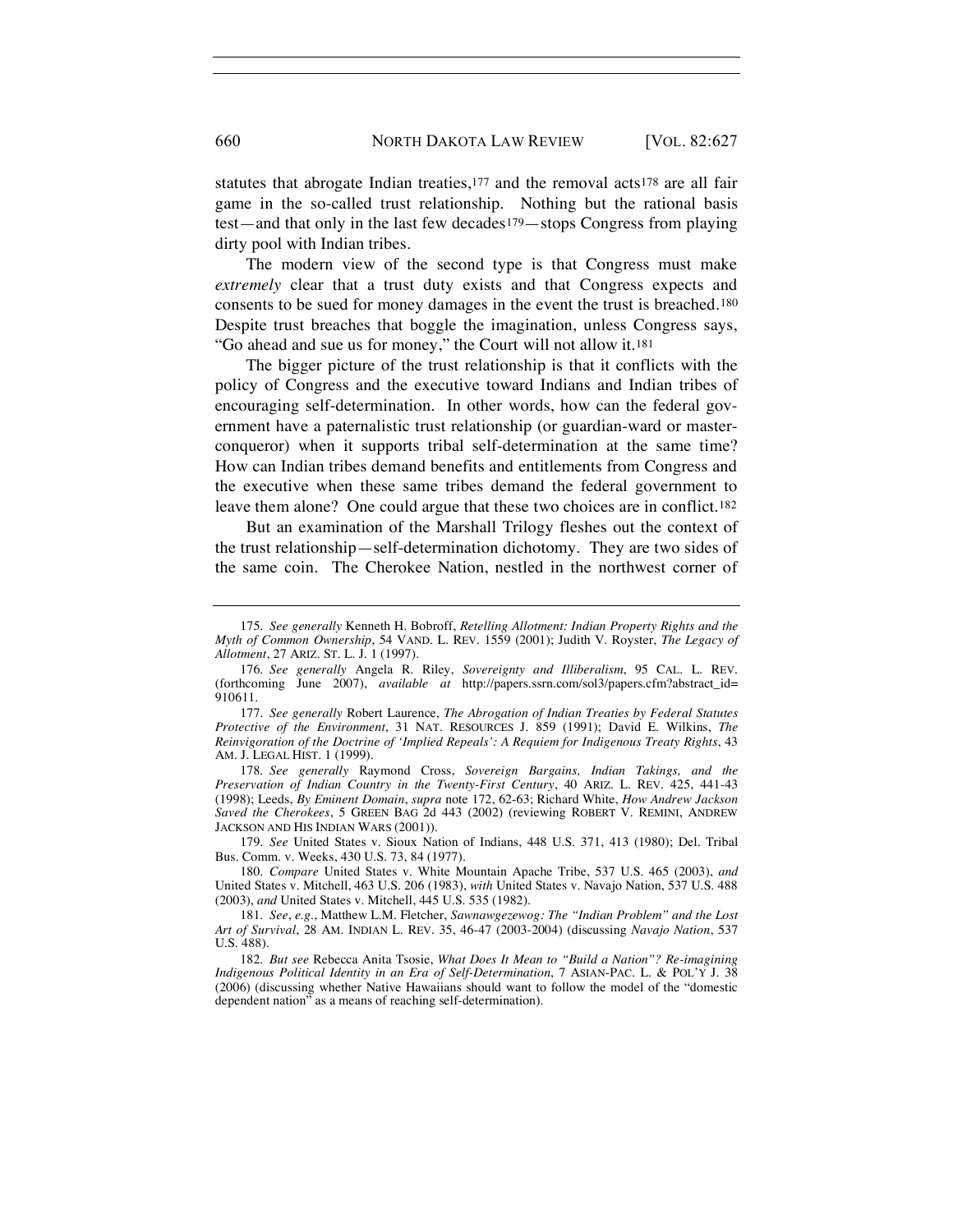statutes that abrogate Indian treaties,[177] and the removal acts[178] are all fair game in the so-called trust relationship. Nothing but the rational basis test—and that only in the last few decades[179]—stops Congress from playing dirty pool with Indian tribes.

The modern view of the second type is that Congress must make *extremely* clear that a trust duty exists and that Congress expects and consents to be sued for money damages in the event the trust is breached.[180] Despite trust breaches that boggle the imagination, unless Congress says, "Go ahead and sue us for money," the Court will not allow it.[181]

The bigger picture of the trust relationship is that it conflicts with the policy of Congress and the executive toward Indians and Indian tribes of encouraging self-determination. In other words, how can the federal government have a paternalistic trust relationship (or guardian-ward or master-conqueror) when it supports tribal self-determination at the same time? How can Indian tribes demand benefits and entitlements from Congress and the executive when these same tribes demand the federal government to leave them alone? One could argue that these two choices are in conflict.[182]

But an examination of the Marshall Trilogy fleshes out the context of the trust relationship—self-determination dichotomy. They are two sides of the same coin. The Cherokee Nation, nestled in the northwest corner of

---

175. *See generally* Kenneth H. Bobroff, *Retelling Allotment: Indian Property Rights and the Myth of Common Ownership*, 54 VAND. L. REV. 1559 (2001); Judith V. Royster, *The Legacy of Allotment*, 27 ARIZ. ST. L. J. 1 (1997).

176. *See generally* Angela R. Riley, *Sovereignty and Illiberalism*, 95 CAL. L. REV. (forthcoming June 2007), *available at* http://papers.ssrn.com/sol3/papers.cfm?abstract_id=910611.

177. *See generally* Robert Laurence, *The Abrogation of Indian Treaties by Federal Statutes Protective of the Environment*, 31 NAT. RESOURCES J. 859 (1991); David E. Wilkins, *The Reinvigoration of the Doctrine of 'Implied Repeals': A Requiem for Indigenous Treaty Rights*, 43 AM. J. LEGAL HIST. 1 (1999).

178. *See generally* Raymond Cross, *Sovereign Bargains, Indian Takings, and the Preservation of Indian Country in the Twenty-First Century*, 40 ARIZ. L. REV. 425, 441-43 (1998); Leeds, *By Eminent Domain*, *supra* note 172, 62-63; Richard White, *How Andrew Jackson Saved the Cherokees*, 5 GREEN BAG 2d 443 (2002) (reviewing ROBERT V. REMINI, ANDREW JACKSON AND HIS INDIAN WARS (2001)).

179. *See* United States v. Sioux Nation of Indians, 448 U.S. 371, 413 (1980); Del. Tribal Bus. Comm. v. Weeks, 430 U.S. 73, 84 (1977).

180. *Compare* United States v. White Mountain Apache Tribe, 537 U.S. 465 (2003), *and* United States v. Mitchell, 463 U.S. 206 (1983), *with* United States v. Navajo Nation, 537 U.S. 488 (2003), *and* United States v. Mitchell, 445 U.S. 535 (1982).

181. *See, e.g.*, Matthew L.M. Fletcher, *Sawnawgezewog: The "Indian Problem" and the Lost Art of Survival*, 28 AM. INDIAN L. REV. 35, 46-47 (2003-2004) (discussing *Navajo Nation*, 537 U.S. 488).

182. *But see* Rebecca Anita Tsosie, *What Does It Mean to "Build a Nation"? Re-imagining Indigenous Political Identity in an Era of Self-Determination*, 7 ASIAN-PAC. L. & POL'Y J. 38 (2006) (discussing whether Native Hawaiians should want to follow the model of the "domestic dependent nation" as a means of reaching self-determination).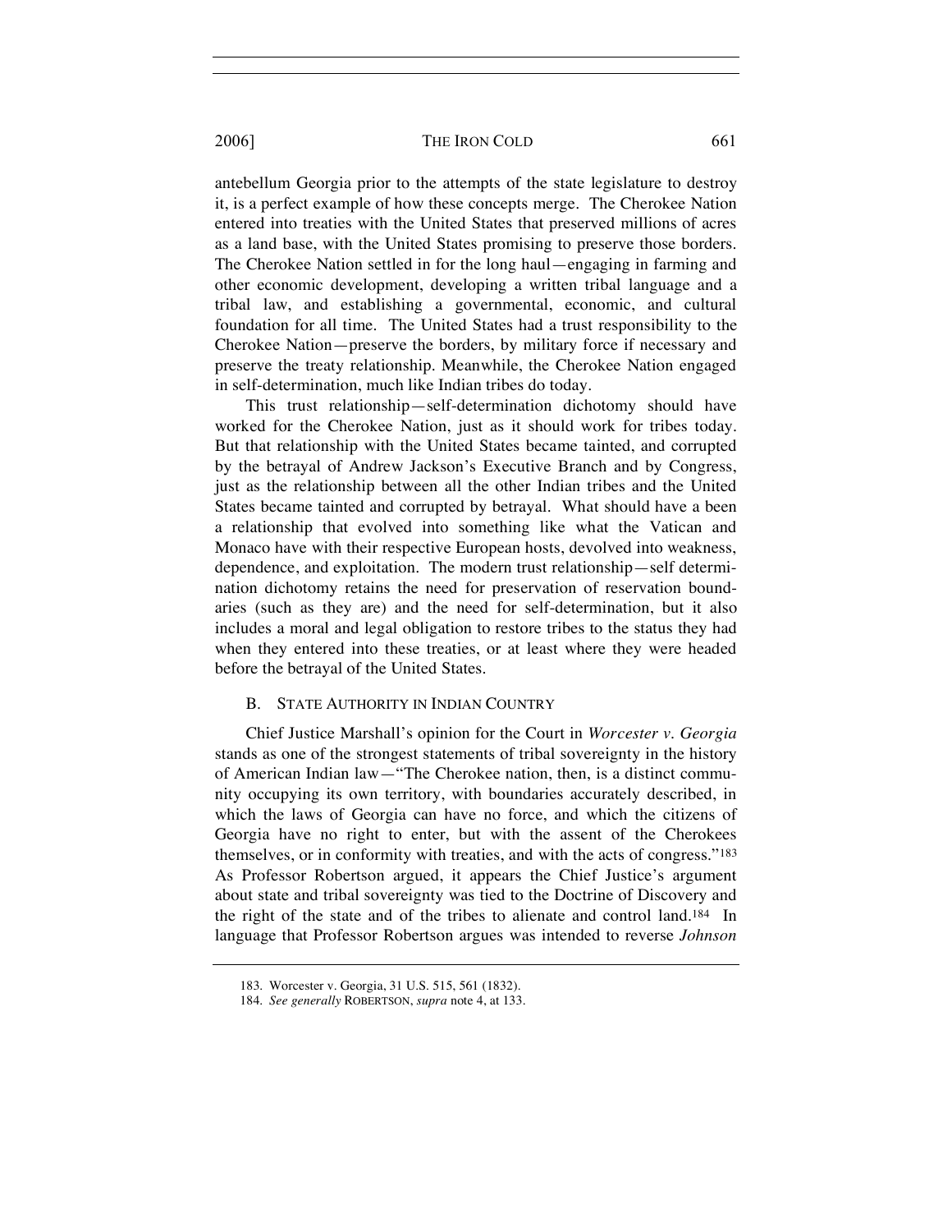antebellum Georgia prior to the attempts of the state legislature to destroy it, is a perfect example of how these concepts merge. The Cherokee Nation entered into treaties with the United States that preserved millions of acres as a land base, with the United States promising to preserve those borders. The Cherokee Nation settled in for the long haul—engaging in farming and other economic development, developing a written tribal language and a tribal law, and establishing a governmental, economic, and cultural foundation for all time. The United States had a trust responsibility to the Cherokee Nation—preserve the borders, by military force if necessary and preserve the treaty relationship. Meanwhile, the Cherokee Nation engaged in self-determination, much like Indian tribes do today.

This trust relationship—self-determination dichotomy should have worked for the Cherokee Nation, just as it should work for tribes today. But that relationship with the United States became tainted, and corrupted by the betrayal of Andrew Jackson's Executive Branch and by Congress, just as the relationship between all the other Indian tribes and the United States became tainted and corrupted by betrayal. What should have a been a relationship that evolved into something like what the Vatican and Monaco have with their respective European hosts, devolved into weakness, dependence, and exploitation. The modern trust relationship—self determination dichotomy retains the need for preservation of reservation boundaries (such as they are) and the need for self-determination, but it also includes a moral and legal obligation to restore tribes to the status they had when they entered into these treaties, or at least where they were headed before the betrayal of the United States.

### B. State Authority in Indian Country

Chief Justice Marshall's opinion for the Court in *Worcester v. Georgia* stands as one of the strongest statements of tribal sovereignty in the history of American Indian law—"The Cherokee nation, then, is a distinct community occupying its own territory, with boundaries accurately described, in which the laws of Georgia can have no force, and which the citizens of Georgia have no right to enter, but with the assent of the Cherokees themselves, or in conformity with treaties, and with the acts of congress."[183] As Professor Robertson argued, it appears the Chief Justice's argument about state and tribal sovereignty was tied to the Doctrine of Discovery and the right of the state and of the tribes to alienate and control land.[184] In language that Professor Robertson argues was intended to reverse *Johnson*

183. Worcester v. Georgia, 31 U.S. 515, 561 (1832).

184. *See generally* ROBERTSON, *supra* note 4, at 133.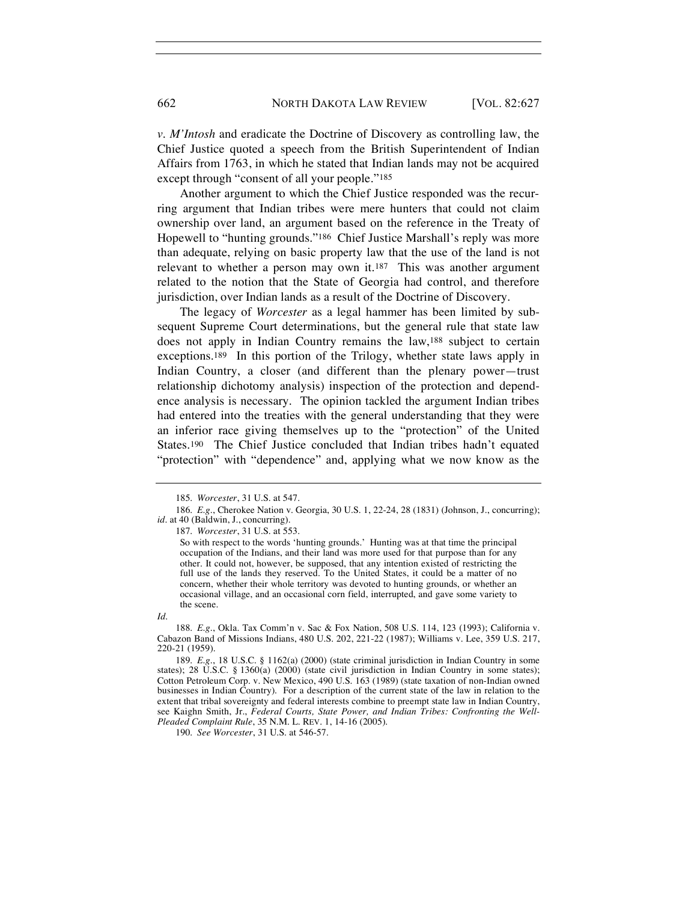*v. M'Intosh* and eradicate the Doctrine of Discovery as controlling law, the Chief Justice quoted a speech from the British Superintendent of Indian Affairs from 1763, in which he stated that Indian lands may not be acquired except through "consent of all your people."[185]

Another argument to which the Chief Justice responded was the recurring argument that Indian tribes were mere hunters that could not claim ownership over land, an argument based on the reference in the Treaty of Hopewell to "hunting grounds."[186] Chief Justice Marshall's reply was more than adequate, relying on basic property law that the use of the land is not relevant to whether a person may own it.[187] This was another argument related to the notion that the State of Georgia had control, and therefore jurisdiction, over Indian lands as a result of the Doctrine of Discovery.

The legacy of *Worcester* as a legal hammer has been limited by subsequent Supreme Court determinations, but the general rule that state law does not apply in Indian Country remains the law,[188] subject to certain exceptions.[189] In this portion of the Trilogy, whether state laws apply in Indian Country, a closer (and different than the plenary power—trust relationship dichotomy analysis) inspection of the protection and dependence analysis is necessary. The opinion tackled the argument Indian tribes had entered into the treaties with the general understanding that they were an inferior race giving themselves up to the "protection" of the United States.[190] The Chief Justice concluded that Indian tribes hadn't equated "protection" with "dependence" and, applying what we now know as the

---

185. *Worcester*, 31 U.S. at 547.

186. *E.g.*, Cherokee Nation v. Georgia, 30 U.S. 1, 22-24, 28 (1831) (Johnson, J., concurring); *id.* at 40 (Baldwin, J., concurring).

187. *Worcester*, 31 U.S. at 553.

> So with respect to the words 'hunting grounds.' Hunting was at that time the principal occupation of the Indians, and their land was more used for that purpose than for any other. It could not, however, be supposed, that any intention existed of restricting the full use of the lands they reserved. To the United States, it could be a matter of no concern, whether their whole territory was devoted to hunting grounds, or whether an occasional village, and an occasional corn field, interrupted, and gave some variety to the scene.

*Id.*

188. *E.g.*, Okla. Tax Comm'n v. Sac & Fox Nation, 508 U.S. 114, 123 (1993); California v. Cabazon Band of Missions Indians, 480 U.S. 202, 221-22 (1987); Williams v. Lee, 359 U.S. 217, 220-21 (1959).

189. *E.g.*, 18 U.S.C. § 1162(a) (2000) (state criminal jurisdiction in Indian Country in some states); 28 U.S.C. § 1360(a) (2000) (state civil jurisdiction in Indian Country in some states); Cotton Petroleum Corp. v. New Mexico, 490 U.S. 163 (1989) (state taxation of non-Indian owned businesses in Indian Country). For a description of the current state of the law in relation to the extent that tribal sovereignty and federal interests combine to preempt state law in Indian Country, see Kaighn Smith, Jr., *Federal Courts, State Power, and Indian Tribes: Confronting the Well-Pleaded Complaint Rule*, 35 N.M. L. REV. 1, 14-16 (2005).

190. *See Worcester*, 31 U.S. at 546-57.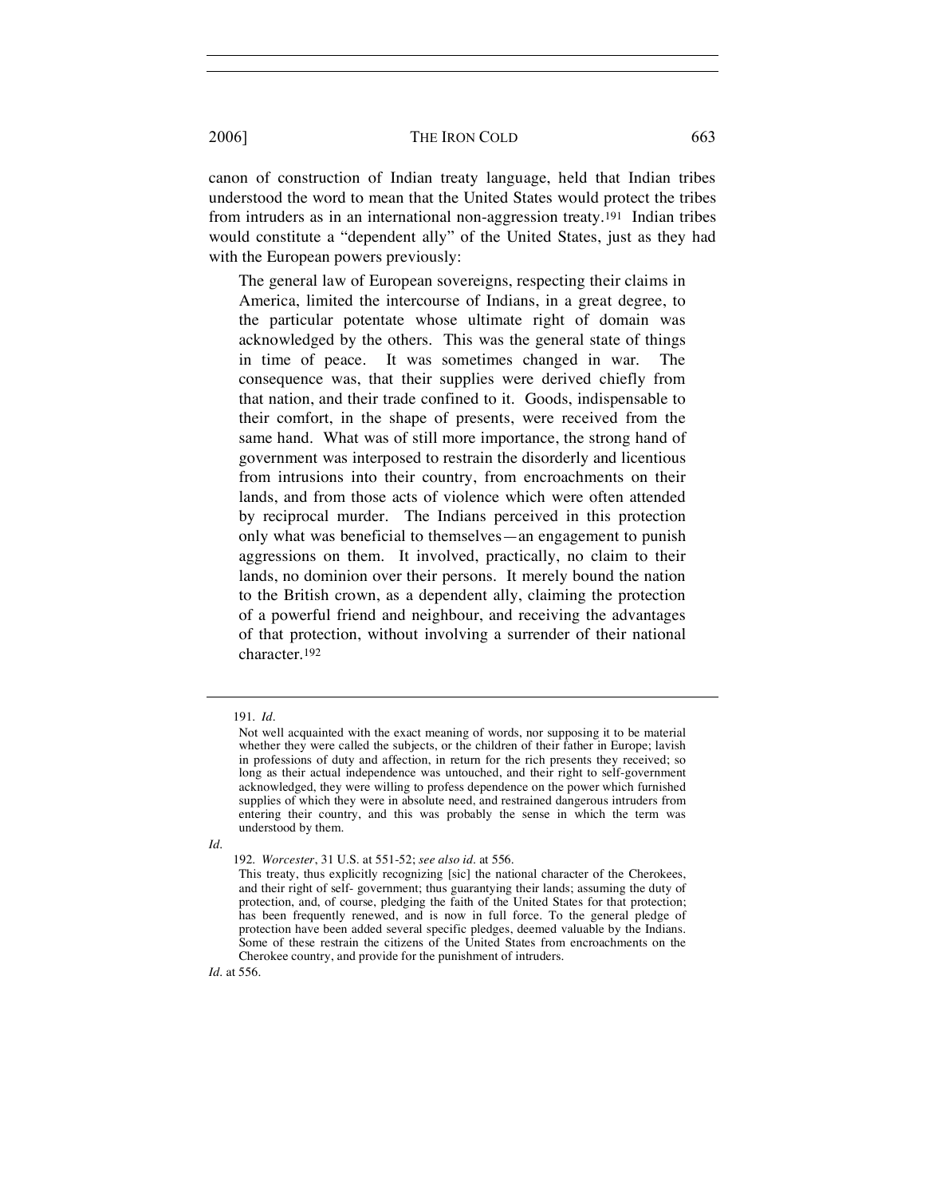canon of construction of Indian treaty language, held that Indian tribes understood the word to mean that the United States would protect the tribes from intruders as in an international non-aggression treaty.[191] Indian tribes would constitute a "dependent ally" of the United States, just as they had with the European powers previously:

> The general law of European sovereigns, respecting their claims in America, limited the intercourse of Indians, in a great degree, to the particular potentate whose ultimate right of domain was acknowledged by the others. This was the general state of things in time of peace. It was sometimes changed in war. The consequence was, that their supplies were derived chiefly from that nation, and their trade confined to it. Goods, indispensable to their comfort, in the shape of presents, were received from the same hand. What was of still more importance, the strong hand of government was interposed to restrain the disorderly and licentious from intrusions into their country, from encroachments on their lands, and from those acts of violence which were often attended by reciprocal murder. The Indians perceived in this protection only what was beneficial to themselves—an engagement to punish aggressions on them. It involved, practically, no claim to their lands, no dominion over their persons. It merely bound the nation to the British crown, as a dependent ally, claiming the protection of a powerful friend and neighbour, and receiving the advantages of that protection, without involving a surrender of their national character.[192]

---

191. *Id.*

> Not well acquainted with the exact meaning of words, nor supposing it to be material whether they were called the subjects, or the children of their father in Europe; lavish in professions of duty and affection, in return for the rich presents they received; so long as their actual independence was untouched, and their right to self-government acknowledged, they were willing to profess dependence on the power which furnished supplies of which they were in absolute need, and restrained dangerous intruders from entering their country, and this was probably the sense in which the term was understood by them.

*Id.*

192. *Worcester*, 31 U.S. at 551-52; *see also id.* at 556.

> This treaty, thus explicitly recognizing [sic] the national character of the Cherokees, and their right of self- government; thus guarantying their lands; assuming the duty of protection, and, of course, pledging the faith of the United States for that protection; has been frequently renewed, and is now in full force. To the general pledge of protection have been added several specific pledges, deemed valuable by the Indians. Some of these restrain the citizens of the United States from encroachments on the Cherokee country, and provide for the punishment of intruders.

*Id.* at 556.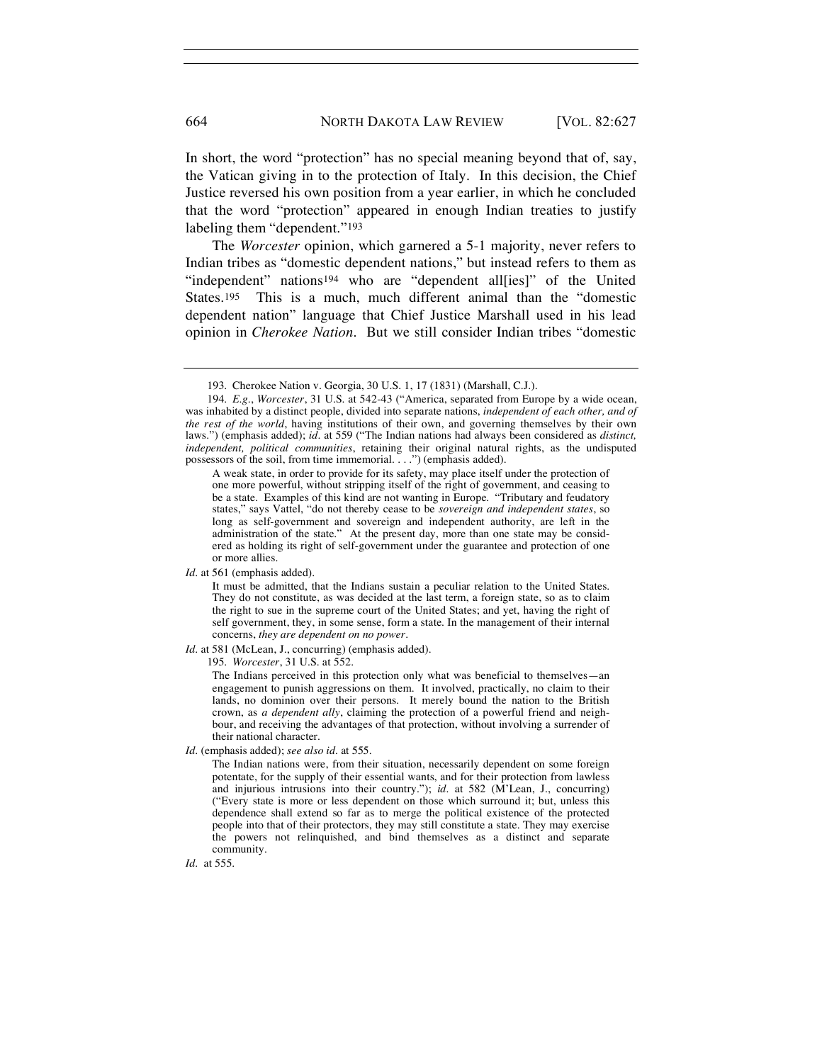In short, the word "protection" has no special meaning beyond that of, say, the Vatican giving in to the protection of Italy. In this decision, the Chief Justice reversed his own position from a year earlier, in which he concluded that the word "protection" appeared in enough Indian treaties to justify labeling them "dependent."[193]

The *Worcester* opinion, which garnered a 5-1 majority, never refers to Indian tribes as "domestic dependent nations," but instead refers to them as "independent" nations[194] who are "dependent all[ies]" of the United States.[195] This is a much, much different animal than the "domestic dependent nation" language that Chief Justice Marshall used in his lead opinion in *Cherokee Nation*. But we still consider Indian tribes "domestic

---

193. Cherokee Nation v. Georgia, 30 U.S. 1, 17 (1831) (Marshall, C.J.).

194. *E.g.*, *Worcester*, 31 U.S. at 542-43 ("America, separated from Europe by a wide ocean, was inhabited by a distinct people, divided into separate nations, *independent of each other, and of the rest of the world*, having institutions of their own, and governing themselves by their own laws.") (emphasis added); *id.* at 559 ("The Indian nations had always been considered as *distinct, independent, political communities*, retaining their original natural rights, as the undisputed possessors of the soil, from time immemorial. . . .") (emphasis added).

> A weak state, in order to provide for its safety, may place itself under the protection of one more powerful, without stripping itself of the right of government, and ceasing to be a state. Examples of this kind are not wanting in Europe. "Tributary and feudatory states," says Vattel, "do not thereby cease to be *sovereign and independent states*, so long as self-government and sovereign and independent authority, are left in the administration of the state." At the present day, more than one state may be considered as holding its right of self-government under the guarantee and protection of one or more allies.

*Id.* at 561 (emphasis added).

> It must be admitted, that the Indians sustain a peculiar relation to the United States. They do not constitute, as was decided at the last term, a foreign state, so as to claim the right to sue in the supreme court of the United States; and yet, having the right of self government, they, in some sense, form a state. In the management of their internal concerns, *they are dependent on no power*.

*Id.* at 581 (McLean, J., concurring) (emphasis added).

195. *Worcester*, 31 U.S. at 552.

> The Indians perceived in this protection only what was beneficial to themselves—an engagement to punish aggressions on them. It involved, practically, no claim to their lands, no dominion over their persons. It merely bound the nation to the British crown, as *a dependent ally*, claiming the protection of a powerful friend and neighbour, and receiving the advantages of that protection, without involving a surrender of their national character.

*Id.* (emphasis added); *see also id.* at 555.

> The Indian nations were, from their situation, necessarily dependent on some foreign potentate, for the supply of their essential wants, and for their protection from lawless and injurious intrusions into their country."); *id.* at 582 (M'Lean, J., concurring) ("Every state is more or less dependent on those which surround it; but, unless this dependence shall extend so far as to merge the political existence of the protected people into that of their protectors, they may still constitute a state. They may exercise the powers not relinquished, and bind themselves as a distinct and separate community.

*Id.* at 555.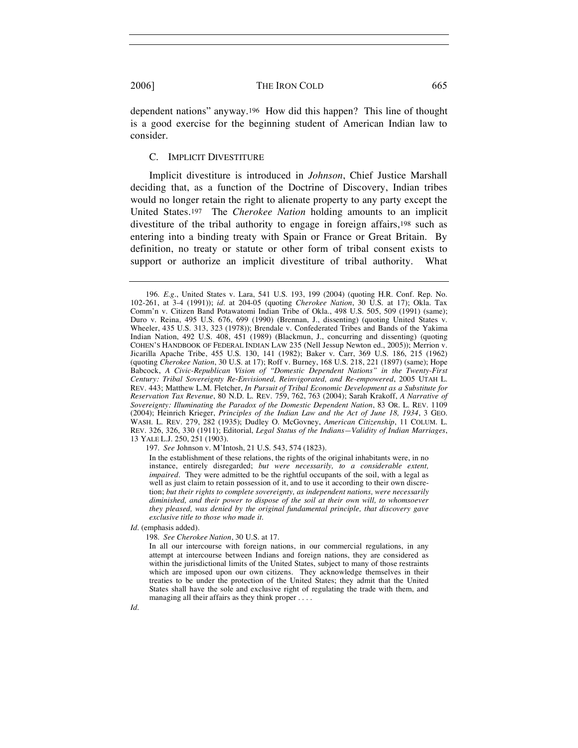dependent nations" anyway.[196] How did this happen? This line of thought is a good exercise for the beginning student of American Indian law to consider.

### C. Implicit Divestiture

Implicit divestiture is introduced in *Johnson*, Chief Justice Marshall deciding that, as a function of the Doctrine of Discovery, Indian tribes would no longer retain the right to alienate property to any party except the United States.[197] The *Cherokee Nation* holding amounts to an implicit divestiture of the tribal authority to engage in foreign affairs,[198] such as entering into a binding treaty with Spain or France or Great Britain. By definition, no treaty or statute or other form of tribal consent exists to support or authorize an implicit divestiture of tribal authority. What

---

196. *E.g.*, United States v. Lara, 541 U.S. 193, 199 (2004) (quoting H.R. Conf. Rep. No. 102-261, at 3-4 (1991)); *id.* at 204-05 (quoting *Cherokee Nation*, 30 U.S. at 17); Okla. Tax Comm'n v. Citizen Band Potawatomi Indian Tribe of Okla., 498 U.S. 505, 509 (1991) (same); Duro v. Reina, 495 U.S. 676, 699 (1990) (Brennan, J., dissenting) (quoting United States v. Wheeler, 435 U.S. 313, 323 (1978)); Brendale v. Confederated Tribes and Bands of the Yakima Indian Nation, 492 U.S. 408, 451 (1989) (Blackmun, J., concurring and dissenting) (quoting COHEN'S HANDBOOK OF FEDERAL INDIAN LAW 235 (Nell Jessup Newton ed., 2005)); Merrion v. Jicarilla Apache Tribe, 455 U.S. 130, 141 (1982); Baker v. Carr, 369 U.S. 186, 215 (1962) (quoting *Cherokee Nation*, 30 U.S. at 17); Roff v. Burney, 168 U.S. 218, 221 (1897) (same); Hope Babcock, *A Civic-Republican Vision of "Domestic Dependent Nations" in the Twenty-First Century: Tribal Sovereignty Re-Envisioned, Reinvigorated, and Re-empowered*, 2005 UTAH L. REV. 443; Matthew L.M. Fletcher, *In Pursuit of Tribal Economic Development as a Substitute for Reservation Tax Revenue*, 80 N.D. L. REV. 759, 762, 763 (2004); Sarah Krakoff, *A Narrative of Sovereignty: Illuminating the Paradox of the Domestic Dependent Nation*, 83 OR. L. REV. 1109 (2004); Heinrich Krieger, *Principles of the Indian Law and the Act of June 18, 1934*, 3 GEO. WASH. L. REV. 279, 282 (1935); Dudley O. McGovney, *American Citizenship*, 11 COLUM. L. REV. 326, 326, 330 (1911); Editorial, *Legal Status of the Indians—Validity of Indian Marriages*, 13 YALE L.J. 250, 251 (1903).

197. *See* Johnson v. M'Intosh, 21 U.S. 543, 574 (1823).

> In the establishment of these relations, the rights of the original inhabitants were, in no instance, entirely disregarded; *but were necessarily, to a considerable extent, impaired*. They were admitted to be the rightful occupants of the soil, with a legal as well as just claim to retain possession of it, and to use it according to their own discretion; *but their rights to complete sovereignty, as independent nations, were necessarily diminished, and their power to dispose of the soil at their own will, to whomsoever they pleased, was denied by the original fundamental principle, that discovery gave exclusive title to those who made it*.

*Id.* (emphasis added).

198. *See Cherokee Nation*, 30 U.S. at 17.

> In all our intercourse with foreign nations, in our commercial regulations, in any attempt at intercourse between Indians and foreign nations, they are considered as within the jurisdictional limits of the United States, subject to many of those restraints which are imposed upon our own citizens. They acknowledge themselves in their treaties to be under the protection of the United States; they admit that the United States shall have the sole and exclusive right of regulating the trade with them, and managing all their affairs as they think proper . . . .

*Id.*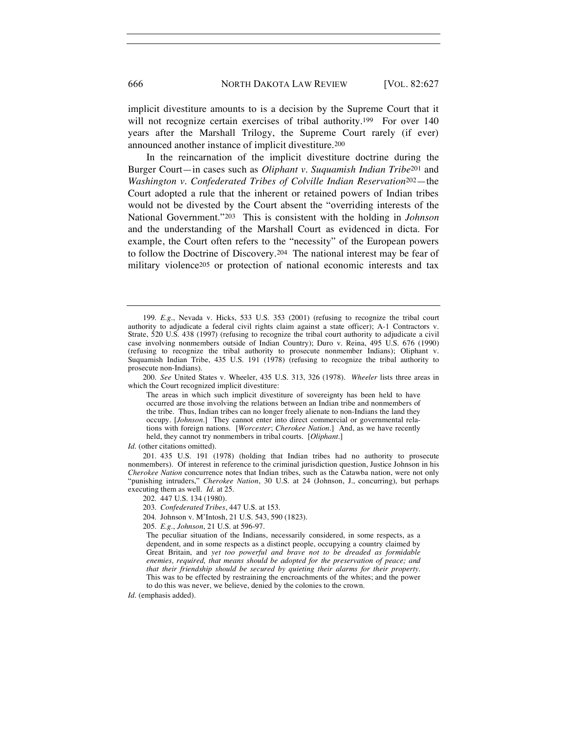implicit divestiture amounts to is a decision by the Supreme Court that it will not recognize certain exercises of tribal authority.[199] For over 140 years after the Marshall Trilogy, the Supreme Court rarely (if ever) announced another instance of implicit divestiture.[200]

In the reincarnation of the implicit divestiture doctrine during the Burger Court—in cases such as *Oliphant v. Suquamish Indian Tribe*[201] and *Washington v. Confederated Tribes of Colville Indian Reservation*[202]—the Court adopted a rule that the inherent or retained powers of Indian tribes would not be divested by the Court absent the "overriding interests of the National Government."[203] This is consistent with the holding in *Johnson* and the understanding of the Marshall Court as evidenced in dicta. For example, the Court often refers to the "necessity" of the European powers to follow the Doctrine of Discovery.[204] The national interest may be fear of military violence[205] or protection of national economic interests and tax

---

199. *E.g.*, Nevada v. Hicks, 533 U.S. 353 (2001) (refusing to recognize the tribal court authority to adjudicate a federal civil rights claim against a state officer); A-1 Contractors v. Strate, 520 U.S. 438 (1997) (refusing to recognize the tribal court authority to adjudicate a civil case involving nonmembers outside of Indian Country); Duro v. Reina, 495 U.S. 676 (1990) (refusing to recognize the tribal authority to prosecute nonmember Indians); Oliphant v. Suquamish Indian Tribe, 435 U.S. 191 (1978) (refusing to recognize the tribal authority to prosecute non-Indians).

200. *See* United States v. Wheeler, 435 U.S. 313, 326 (1978). *Wheeler* lists three areas in which the Court recognized implicit divestiture:

> The areas in which such implicit divestiture of sovereignty has been held to have occurred are those involving the relations between an Indian tribe and nonmembers of the tribe. Thus, Indian tribes can no longer freely alienate to non-Indians the land they occupy. [*Johnson*.] They cannot enter into direct commercial or governmental relations with foreign nations. [*Worcester*; *Cherokee Nation*.] And, as we have recently held, they cannot try nonmembers in tribal courts. [*Oliphant*.]

*Id*. (other citations omitted).

201. 435 U.S. 191 (1978) (holding that Indian tribes had no authority to prosecute nonmembers). Of interest in reference to the criminal jurisdiction question, Justice Johnson in his *Cherokee Nation* concurrence notes that Indian tribes, such as the Catawba nation, were not only "punishing intruders," *Cherokee Nation*, 30 U.S. at 24 (Johnson, J., concurring), but perhaps executing them as well. *Id.* at 25.

202. 447 U.S. 134 (1980).

203. *Confederated Tribes*, 447 U.S. at 153.

204. Johnson v. M'Intosh, 21 U.S. 543, 590 (1823).

205. *E.g.*, *Johnson*, 21 U.S. at 596-97.

> The peculiar situation of the Indians, necessarily considered, in some respects, as a dependent, and in some respects as a distinct people, occupying a country claimed by Great Britain, and *yet too powerful and brave not to be dreaded as formidable enemies, required, that means should be adopted for the preservation of peace; and that their friendship should be secured by quieting their alarms for their property*. This was to be effected by restraining the encroachments of the whites; and the power to do this was never, we believe, denied by the colonies to the crown.

*Id*. (emphasis added).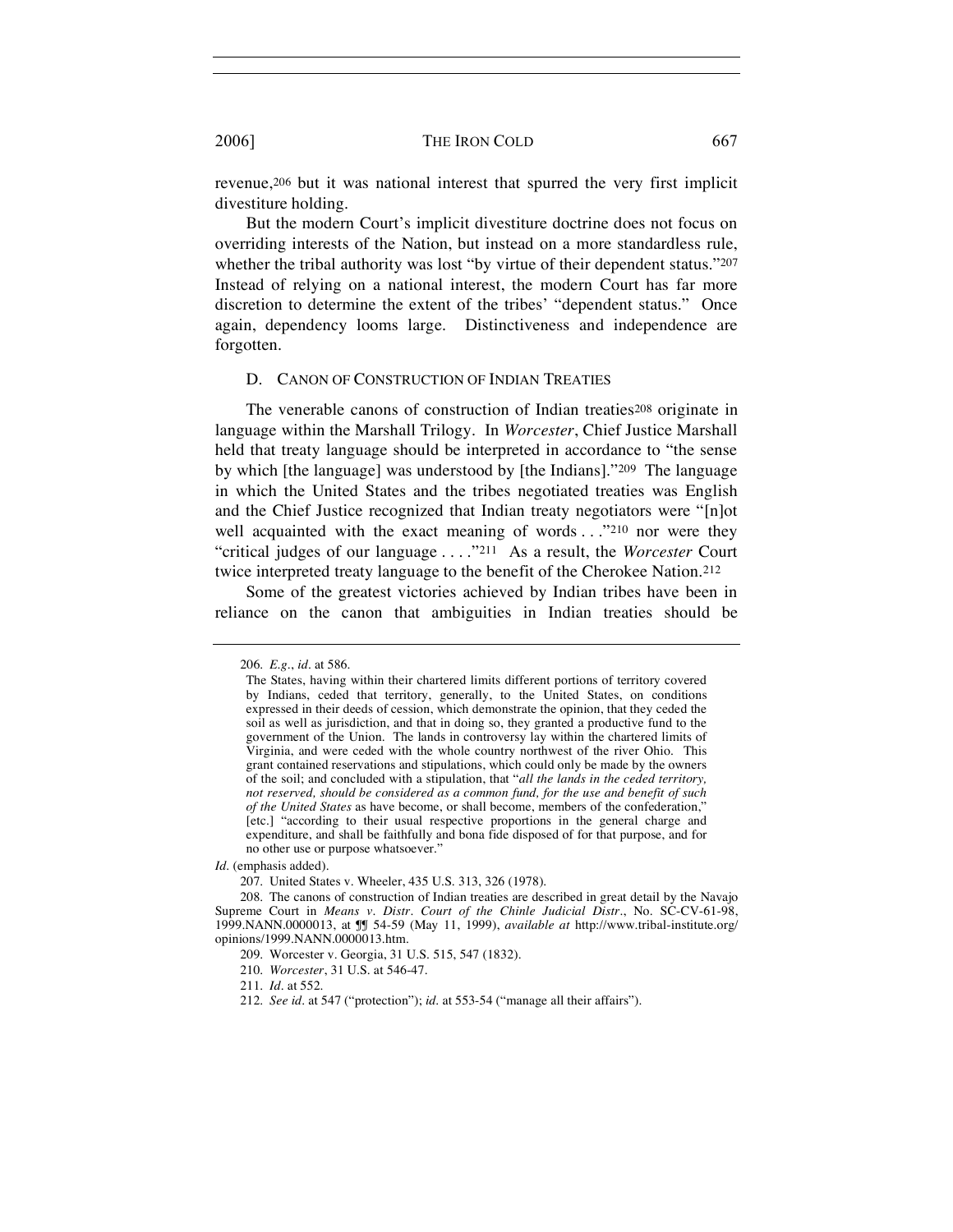revenue,[206] but it was national interest that spurred the very first implicit divestiture holding.

But the modern Court's implicit divestiture doctrine does not focus on overriding interests of the Nation, but instead on a more standardless rule, whether the tribal authority was lost "by virtue of their dependent status."[207] Instead of relying on a national interest, the modern Court has far more discretion to determine the extent of the tribes' "dependent status." Once again, dependency looms large. Distinctiveness and independence are forgotten.

### D. CANON OF CONSTRUCTION OF INDIAN TREATIES

The venerable canons of construction of Indian treaties[208] originate in language within the Marshall Trilogy. In *Worcester*, Chief Justice Marshall held that treaty language should be interpreted in accordance to "the sense by which [the language] was understood by [the Indians]."[209] The language in which the United States and the tribes negotiated treaties was English and the Chief Justice recognized that Indian treaty negotiators were "[n]ot well acquainted with the exact meaning of words . . ."[210] nor were they "critical judges of our language . . . ."[211] As a result, the *Worcester* Court twice interpreted treaty language to the benefit of the Cherokee Nation.[212]

Some of the greatest victories achieved by Indian tribes have been in reliance on the canon that ambiguities in Indian treaties should be

---

206. *E.g.*, *id*. at 586.

> The States, having within their chartered limits different portions of territory covered by Indians, ceded that territory, generally, to the United States, on conditions expressed in their deeds of cession, which demonstrate the opinion, that they ceded the soil as well as jurisdiction, and that in doing so, they granted a productive fund to the government of the Union. The lands in controversy lay within the chartered limits of Virginia, and were ceded with the whole country northwest of the river Ohio. This grant contained reservations and stipulations, which could only be made by the owners of the soil; and concluded with a stipulation, that "*all the lands in the ceded territory, not reserved, should be considered as a common fund, for the use and benefit of such of the United States* as have become, or shall become, members of the confederation," [etc.] "according to their usual respective proportions in the general charge and expenditure, and shall be faithfully and bona fide disposed of for that purpose, and for no other use or purpose whatsoever."

*Id*. (emphasis added).

207. United States v. Wheeler, 435 U.S. 313, 326 (1978).

208. The canons of construction of Indian treaties are described in great detail by the Navajo Supreme Court in *Means v. Distr. Court of the Chinle Judicial Distr*., No. SC-CV-61-98, 1999.NANN.0000013, at ¶¶ 54-59 (May 11, 1999), *available at* http://www.tribal-institute.org/opinions/1999.NANN.0000013.htm.

209. Worcester v. Georgia, 31 U.S. 515, 547 (1832).

210. *Worcester*, 31 U.S. at 546-47.

211. *Id*. at 552.

212. *See id*. at 547 ("protection"); *id*. at 553-54 ("manage all their affairs").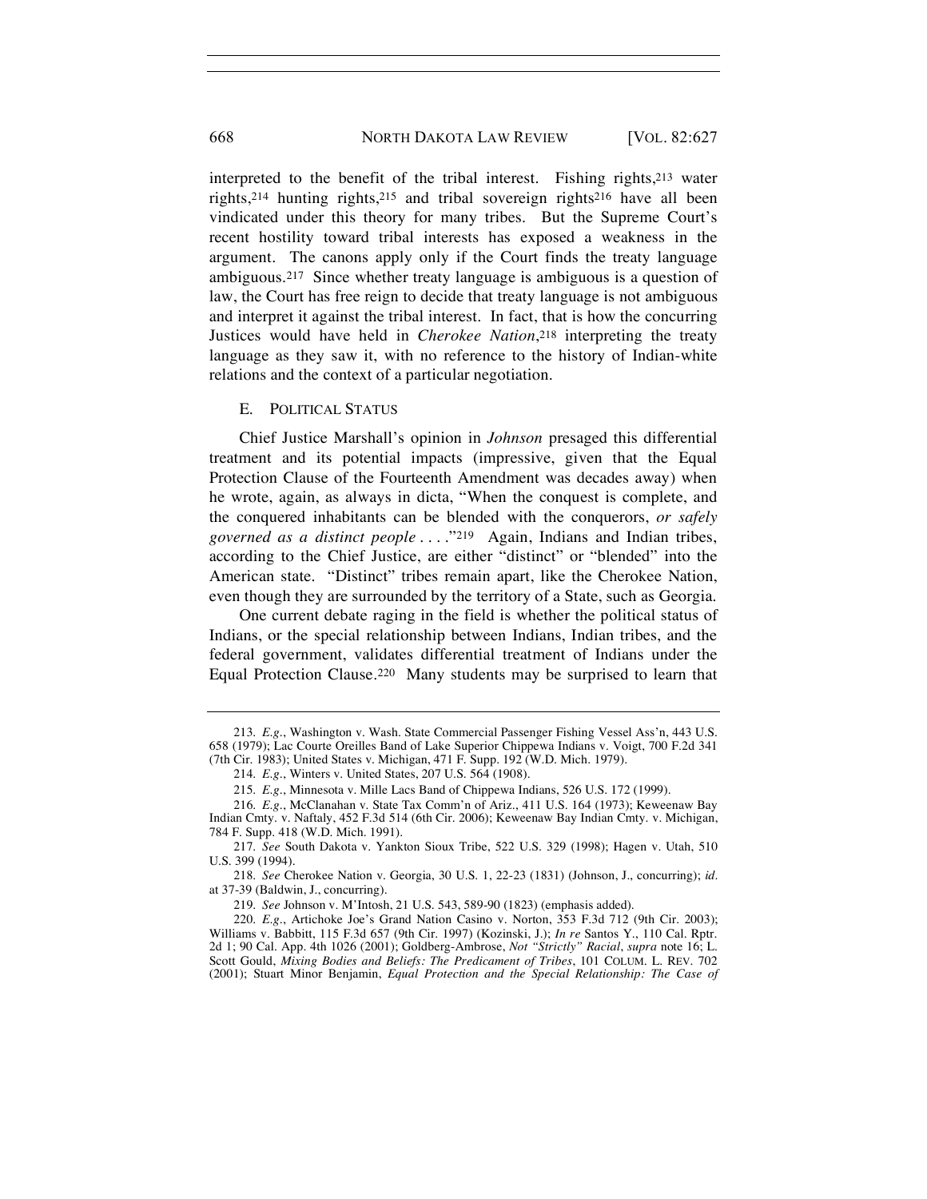interpreted to the benefit of the tribal interest. Fishing rights,[213] water rights,[214] hunting rights,[215] and tribal sovereign rights[216] have all been vindicated under this theory for many tribes. But the Supreme Court's recent hostility toward tribal interests has exposed a weakness in the argument. The canons apply only if the Court finds the treaty language ambiguous.[217] Since whether treaty language is ambiguous is a question of law, the Court has free reign to decide that treaty language is not ambiguous and interpret it against the tribal interest. In fact, that is how the concurring Justices would have held in *Cherokee Nation*,[218] interpreting the treaty language as they saw it, with no reference to the history of Indian-white relations and the context of a particular negotiation.

### E. POLITICAL STATUS

Chief Justice Marshall's opinion in *Johnson* presaged this differential treatment and its potential impacts (impressive, given that the Equal Protection Clause of the Fourteenth Amendment was decades away) when he wrote, again, as always in dicta, "When the conquest is complete, and the conquered inhabitants can be blended with the conquerors, *or safely governed as a distinct people* . . . ."[219] Again, Indians and Indian tribes, according to the Chief Justice, are either "distinct" or "blended" into the American state. "Distinct" tribes remain apart, like the Cherokee Nation, even though they are surrounded by the territory of a State, such as Georgia.

One current debate raging in the field is whether the political status of Indians, or the special relationship between Indians, Indian tribes, and the federal government, validates differential treatment of Indians under the Equal Protection Clause.[220] Many students may be surprised to learn that

---

213. *E.g.*, Washington v. Wash. State Commercial Passenger Fishing Vessel Ass'n, 443 U.S. 658 (1979); Lac Courte Oreilles Band of Lake Superior Chippewa Indians v. Voigt, 700 F.2d 341 (7th Cir. 1983); United States v. Michigan, 471 F. Supp. 192 (W.D. Mich. 1979).

214. *E.g.*, Winters v. United States, 207 U.S. 564 (1908).

215. *E.g.*, Minnesota v. Mille Lacs Band of Chippewa Indians, 526 U.S. 172 (1999).

216. *E.g.*, McClanahan v. State Tax Comm'n of Ariz., 411 U.S. 164 (1973); Keweenaw Bay Indian Cmty. v. Naftaly, 452 F.3d 514 (6th Cir. 2006); Keweenaw Bay Indian Cmty. v. Michigan, 784 F. Supp. 418 (W.D. Mich. 1991).

217. *See* South Dakota v. Yankton Sioux Tribe, 522 U.S. 329 (1998); Hagen v. Utah, 510 U.S. 399 (1994).

218. *See* Cherokee Nation v. Georgia, 30 U.S. 1, 22-23 (1831) (Johnson, J., concurring); *id.* at 37-39 (Baldwin, J., concurring).

219. *See* Johnson v. M'Intosh, 21 U.S. 543, 589-90 (1823) (emphasis added).

220. *E.g.*, Artichoke Joe's Grand Nation Casino v. Norton, 353 F.3d 712 (9th Cir. 2003); Williams v. Babbitt, 115 F.3d 657 (9th Cir. 1997) (Kozinski, J.); *In re* Santos Y., 110 Cal. Rptr. 2d 1; 90 Cal. App. 4th 1026 (2001); Goldberg-Ambrose, *Not "Strictly" Racial*, *supra* note 16; L. Scott Gould, *Mixing Bodies and Beliefs: The Predicament of Tribes*, 101 COLUM. L. REV. 702 (2001); Stuart Minor Benjamin, *Equal Protection and the Special Relationship: The Case of*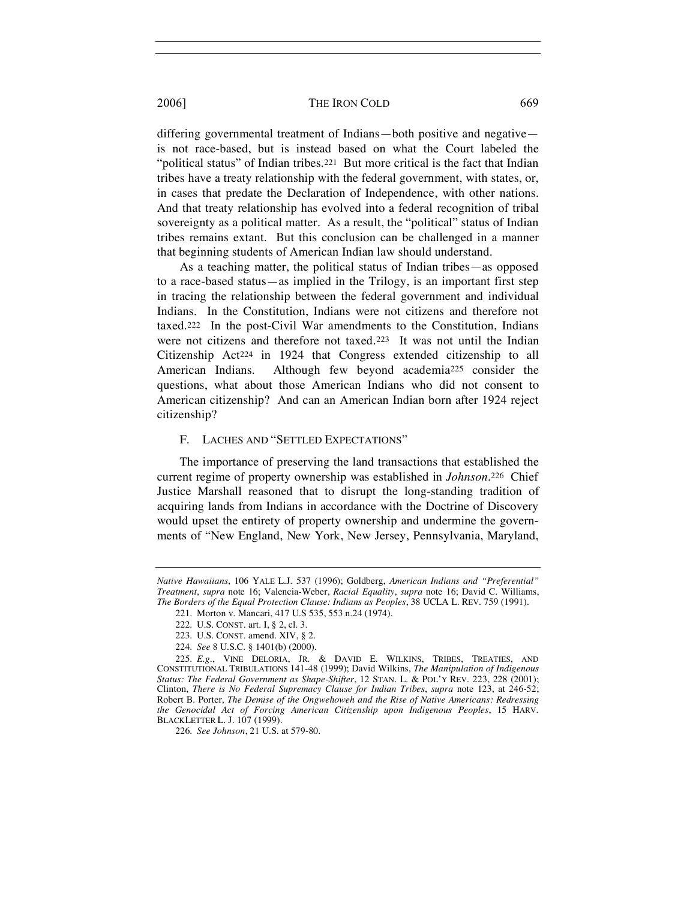differing governmental treatment of Indians—both positive and negative—is not race-based, but is instead based on what the Court labeled the "political status" of Indian tribes.[221] But more critical is the fact that Indian tribes have a treaty relationship with the federal government, with states, or, in cases that predate the Declaration of Independence, with other nations. And that treaty relationship has evolved into a federal recognition of tribal sovereignty as a political matter. As a result, the "political" status of Indian tribes remains extant. But this conclusion can be challenged in a manner that beginning students of American Indian law should understand.

As a teaching matter, the political status of Indian tribes—as opposed to a race-based status—as implied in the Trilogy, is an important first step in tracing the relationship between the federal government and individual Indians. In the Constitution, Indians were not citizens and therefore not taxed.[222] In the post-Civil War amendments to the Constitution, Indians were not citizens and therefore not taxed.[223] It was not until the Indian Citizenship Act[224] in 1924 that Congress extended citizenship to all American Indians. Although few beyond academia[225] consider the questions, what about those American Indians who did not consent to American citizenship? And can an American Indian born after 1924 reject citizenship?

### F. Laches and "Settled Expectations"

The importance of preserving the land transactions that established the current regime of property ownership was established in *Johnson*.[226] Chief Justice Marshall reasoned that to disrupt the long-standing tradition of acquiring lands from Indians in accordance with the Doctrine of Discovery would upset the entirety of property ownership and undermine the governments of "New England, New York, New Jersey, Pennsylvania, Maryland,

---

*Native Hawaiians*, 106 YALE L.J. 537 (1996); Goldberg, *American Indians and "Preferential" Treatment*, *supra* note 16; Valencia-Weber, *Racial Equality*, *supra* note 16; David C. Williams, *The Borders of the Equal Protection Clause: Indians as Peoples*, 38 UCLA L. REV. 759 (1991).

221. Morton v. Mancari, 417 U.S 535, 553 n.24 (1974).

222. U.S. CONST. art. I, § 2, cl. 3.

223. U.S. CONST. amend. XIV, § 2.

224. *See* 8 U.S.C. § 1401(b) (2000).

225. *E.g.*, VINE DELORIA, JR. & DAVID E. WILKINS, TRIBES, TREATIES, AND CONSTITUTIONAL TRIBULATIONS 141-48 (1999); David Wilkins, *The Manipulation of Indigenous Status: The Federal Government as Shape-Shifter*, 12 STAN. L. & POL'Y REV. 223, 228 (2001); Clinton, *There is No Federal Supremacy Clause for Indian Tribes*, *supra* note 123, at 246-52; Robert B. Porter, *The Demise of the Ongwehoweh and the Rise of Native Americans: Redressing the Genocidal Act of Forcing American Citizenship upon Indigenous Peoples*, 15 HARV. BLACKLETTER L. J. 107 (1999).

226. *See Johnson*, 21 U.S. at 579-80.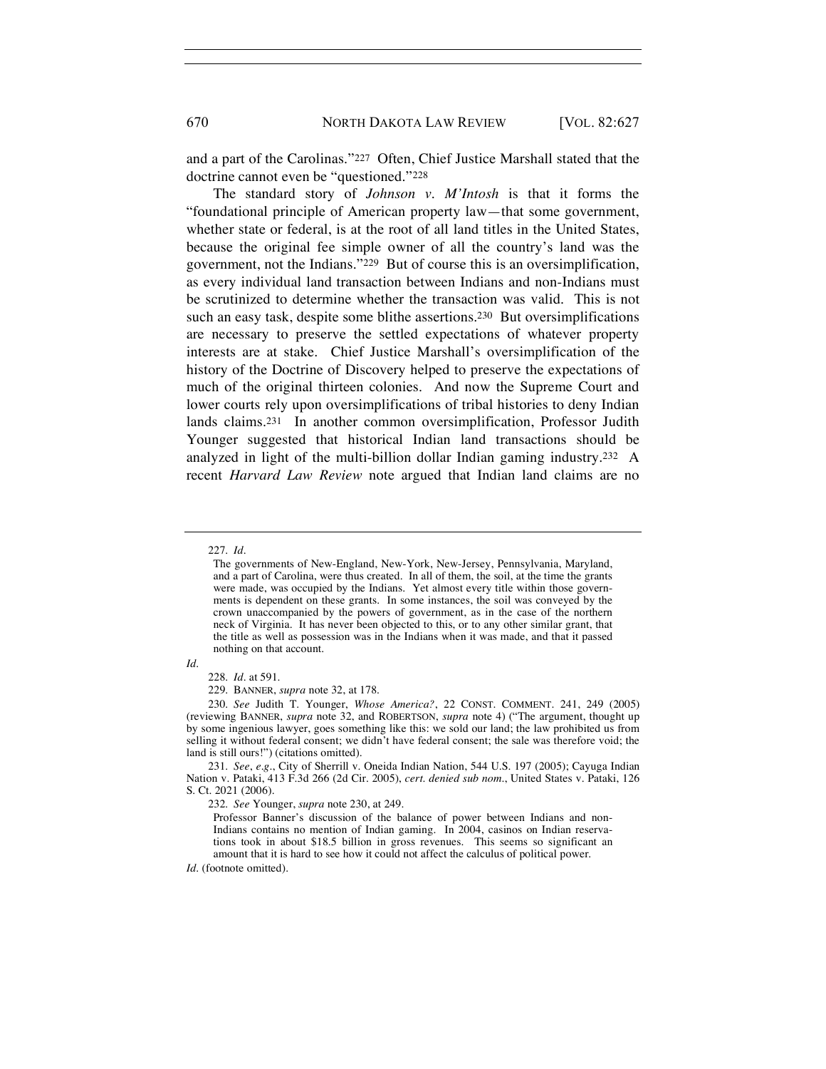and a part of the Carolinas."[227] Often, Chief Justice Marshall stated that the doctrine cannot even be "questioned."[228]

The standard story of *Johnson v. M'Intosh* is that it forms the "foundational principle of American property law—that some government, whether state or federal, is at the root of all land titles in the United States, because the original fee simple owner of all the country's land was the government, not the Indians."[229] But of course this is an oversimplification, as every individual land transaction between Indians and non-Indians must be scrutinized to determine whether the transaction was valid. This is not such an easy task, despite some blithe assertions.[230] But oversimplifications are necessary to preserve the settled expectations of whatever property interests are at stake. Chief Justice Marshall's oversimplification of the history of the Doctrine of Discovery helped to preserve the expectations of much of the original thirteen colonies. And now the Supreme Court and lower courts rely upon oversimplifications of tribal histories to deny Indian lands claims.[231] In another common oversimplification, Professor Judith Younger suggested that historical Indian land transactions should be analyzed in light of the multi-billion dollar Indian gaming industry.[232] A recent *Harvard Law Review* note argued that Indian land claims are no

---

227. *Id*.

> The governments of New-England, New-York, New-Jersey, Pennsylvania, Maryland, and a part of Carolina, were thus created. In all of them, the soil, at the time the grants were made, was occupied by the Indians. Yet almost every title within those governments is dependent on these grants. In some instances, the soil was conveyed by the crown unaccompanied by the powers of government, as in the case of the northern neck of Virginia. It has never been objected to this, or to any other similar grant, that the title as well as possession was in the Indians when it was made, and that it passed nothing on that account.

*Id*.

228. *Id*. at 591.

229. BANNER, *supra* note 32, at 178.

230. *See* Judith T. Younger, *Whose America?*, 22 CONST. COMMENT. 241, 249 (2005) (reviewing BANNER, *supra* note 32, and ROBERTSON, *supra* note 4) ("The argument, thought up by some ingenious lawyer, goes something like this: we sold our land; the law prohibited us from selling it without federal consent; we didn't have federal consent; the sale was therefore void; the land is still ours!") (citations omitted).

231. *See*, *e.g*., City of Sherrill v. Oneida Indian Nation, 544 U.S. 197 (2005); Cayuga Indian Nation v. Pataki, 413 F.3d 266 (2d Cir. 2005), *cert. denied sub nom*., United States v. Pataki, 126 S. Ct. 2021 (2006).

232. *See* Younger, *supra* note 230, at 249.

> Professor Banner's discussion of the balance of power between Indians and non-Indians contains no mention of Indian gaming. In 2004, casinos on Indian reservations took in about $18.5 billion in gross revenues. This seems so significant an amount that it is hard to see how it could not affect the calculus of political power.

*Id*. (footnote omitted).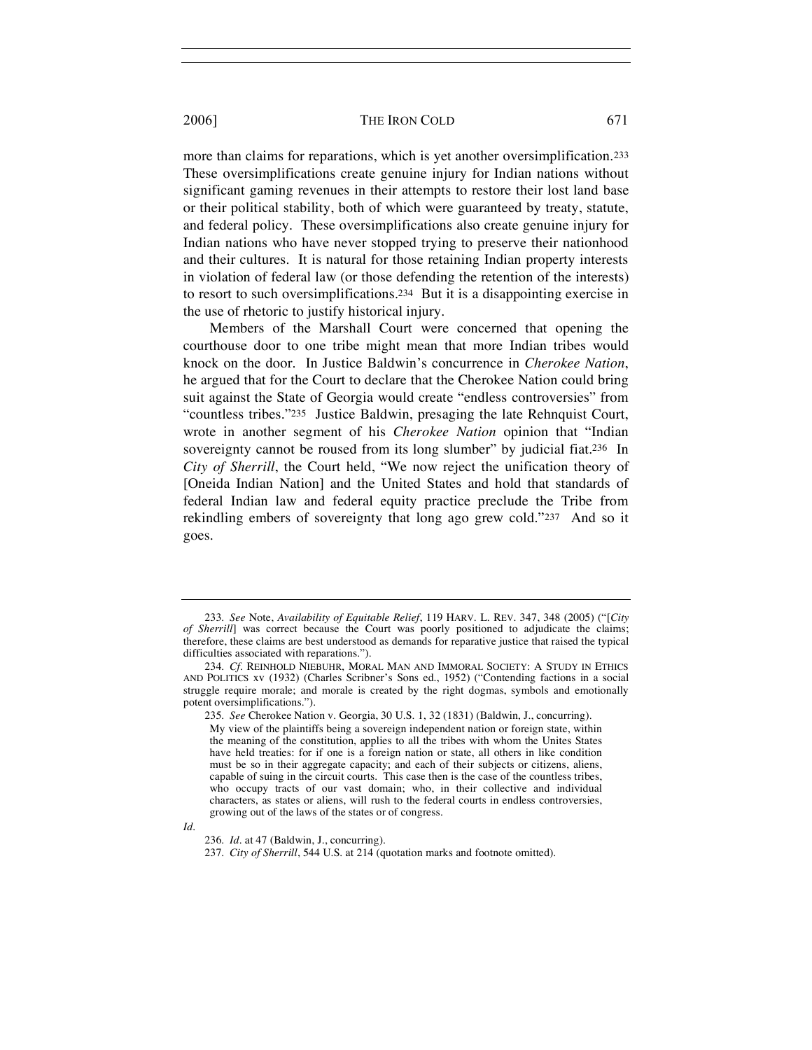more than claims for reparations, which is yet another oversimplification.[233] These oversimplifications create genuine injury for Indian nations without significant gaming revenues in their attempts to restore their lost land base or their political stability, both of which were guaranteed by treaty, statute, and federal policy. These oversimplifications also create genuine injury for Indian nations who have never stopped trying to preserve their nationhood and their cultures. It is natural for those retaining Indian property interests in violation of federal law (or those defending the retention of the interests) to resort to such oversimplifications.[234] But it is a disappointing exercise in the use of rhetoric to justify historical injury.

Members of the Marshall Court were concerned that opening the courthouse door to one tribe might mean that more Indian tribes would knock on the door. In Justice Baldwin's concurrence in *Cherokee Nation*, he argued that for the Court to declare that the Cherokee Nation could bring suit against the State of Georgia would create "endless controversies" from "countless tribes."[235] Justice Baldwin, presaging the late Rehnquist Court, wrote in another segment of his *Cherokee Nation* opinion that "Indian sovereignty cannot be roused from its long slumber" by judicial fiat.[236] In *City of Sherrill*, the Court held, "We now reject the unification theory of [Oneida Indian Nation] and the United States and hold that standards of federal Indian law and federal equity practice preclude the Tribe from rekindling embers of sovereignty that long ago grew cold."[237] And so it goes.

---

233. *See* Note, *Availability of Equitable Relief*, 119 HARV. L. REV. 347, 348 (2005) ("[*City of Sherrill*] was correct because the Court was poorly positioned to adjudicate the claims; therefore, these claims are best understood as demands for reparative justice that raised the typical difficulties associated with reparations.").

234. *Cf.* REINHOLD NIEBUHR, MORAL MAN AND IMMORAL SOCIETY: A STUDY IN ETHICS AND POLITICS xv (1932) (Charles Scribner's Sons ed., 1952) ("Contending factions in a social struggle require morale; and morale is created by the right dogmas, symbols and emotionally potent oversimplifications.").

235. *See* Cherokee Nation v. Georgia, 30 U.S. 1, 32 (1831) (Baldwin, J., concurring).

> My view of the plaintiffs being a sovereign independent nation or foreign state, within the meaning of the constitution, applies to all the tribes with whom the Unites States have held treaties: for if one is a foreign nation or state, all others in like condition must be so in their aggregate capacity; and each of their subjects or citizens, aliens, capable of suing in the circuit courts. This case then is the case of the countless tribes, who occupy tracts of our vast domain; who, in their collective and individual characters, as states or aliens, will rush to the federal courts in endless controversies, growing out of the laws of the states or of congress.

*Id.*

236. *Id.* at 47 (Baldwin, J., concurring).

237. *City of Sherrill*, 544 U.S. at 214 (quotation marks and footnote omitted).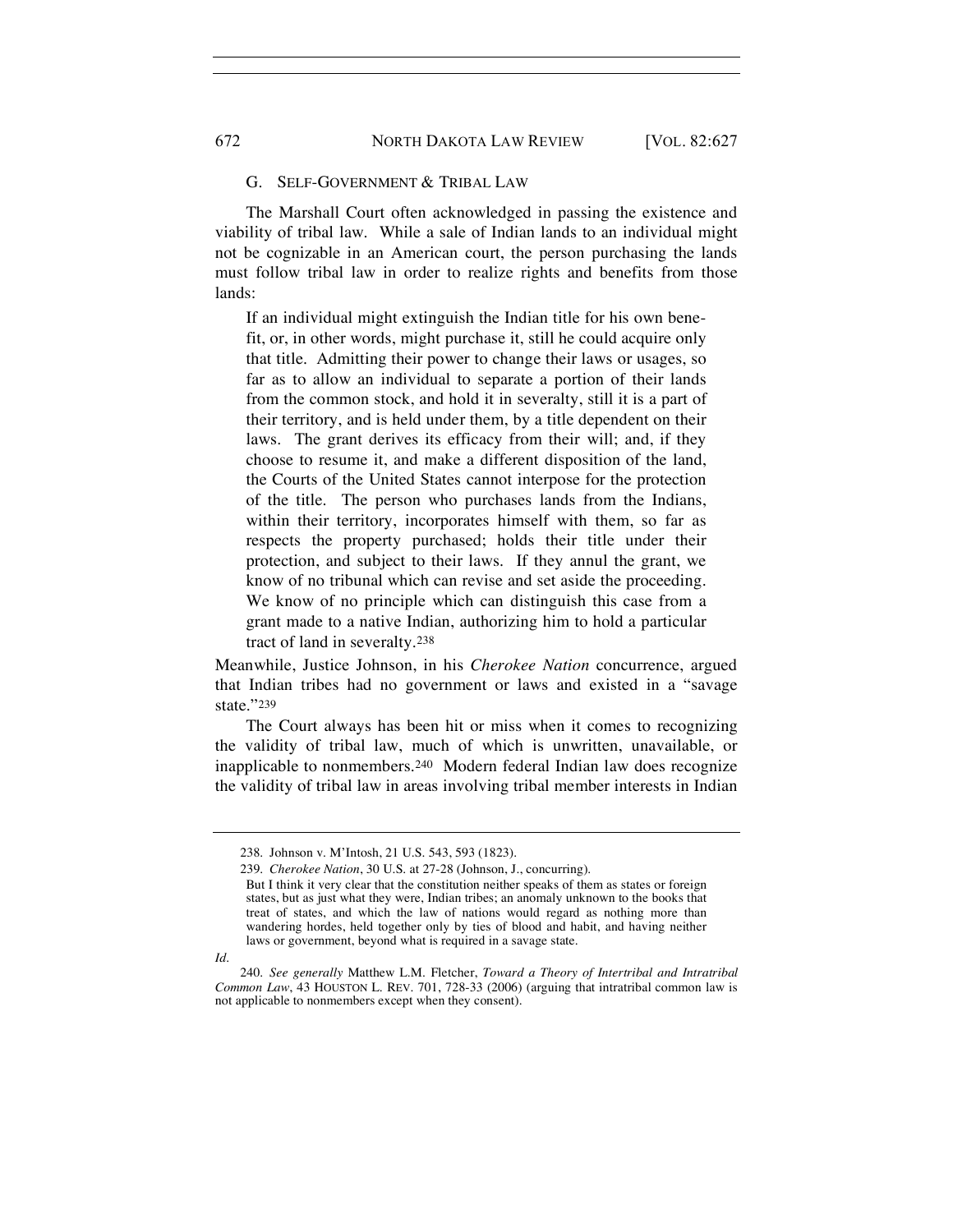### G. SELF-GOVERNMENT & TRIBAL LAW

The Marshall Court often acknowledged in passing the existence and viability of tribal law. While a sale of Indian lands to an individual might not be cognizable in an American court, the person purchasing the lands must follow tribal law in order to realize rights and benefits from those lands:

> If an individual might extinguish the Indian title for his own benefit, or, in other words, might purchase it, still he could acquire only that title. Admitting their power to change their laws or usages, so far as to allow an individual to separate a portion of their lands from the common stock, and hold it in severalty, still it is a part of their territory, and is held under them, by a title dependent on their laws. The grant derives its efficacy from their will; and, if they choose to resume it, and make a different disposition of the land, the Courts of the United States cannot interpose for the protection of the title. The person who purchases lands from the Indians, within their territory, incorporates himself with them, so far as respects the property purchased; holds their title under their protection, and subject to their laws. If they annul the grant, we know of no tribunal which can revise and set aside the proceeding. We know of no principle which can distinguish this case from a grant made to a native Indian, authorizing him to hold a particular tract of land in severalty.[238]

Meanwhile, Justice Johnson, in his *Cherokee Nation* concurrence, argued that Indian tribes had no government or laws and existed in a "savage state."[239]

The Court always has been hit or miss when it comes to recognizing the validity of tribal law, much of which is unwritten, unavailable, or inapplicable to nonmembers.[240] Modern federal Indian law does recognize the validity of tribal law in areas involving tribal member interests in Indian

---

238. Johnson v. M'Intosh, 21 U.S. 543, 593 (1823).

239. *Cherokee Nation*, 30 U.S. at 27-28 (Johnson, J., concurring).

> But I think it very clear that the constitution neither speaks of them as states or foreign states, but as just what they were, Indian tribes; an anomaly unknown to the books that treat of states, and which the law of nations would regard as nothing more than wandering hordes, held together only by ties of blood and habit, and having neither laws or government, beyond what is required in a savage state.

*Id.*

240. *See generally* Matthew L.M. Fletcher, *Toward a Theory of Intertribal and Intratribal Common Law*, 43 HOUSTON L. REV. 701, 728-33 (2006) (arguing that intratribal common law is not applicable to nonmembers except when they consent).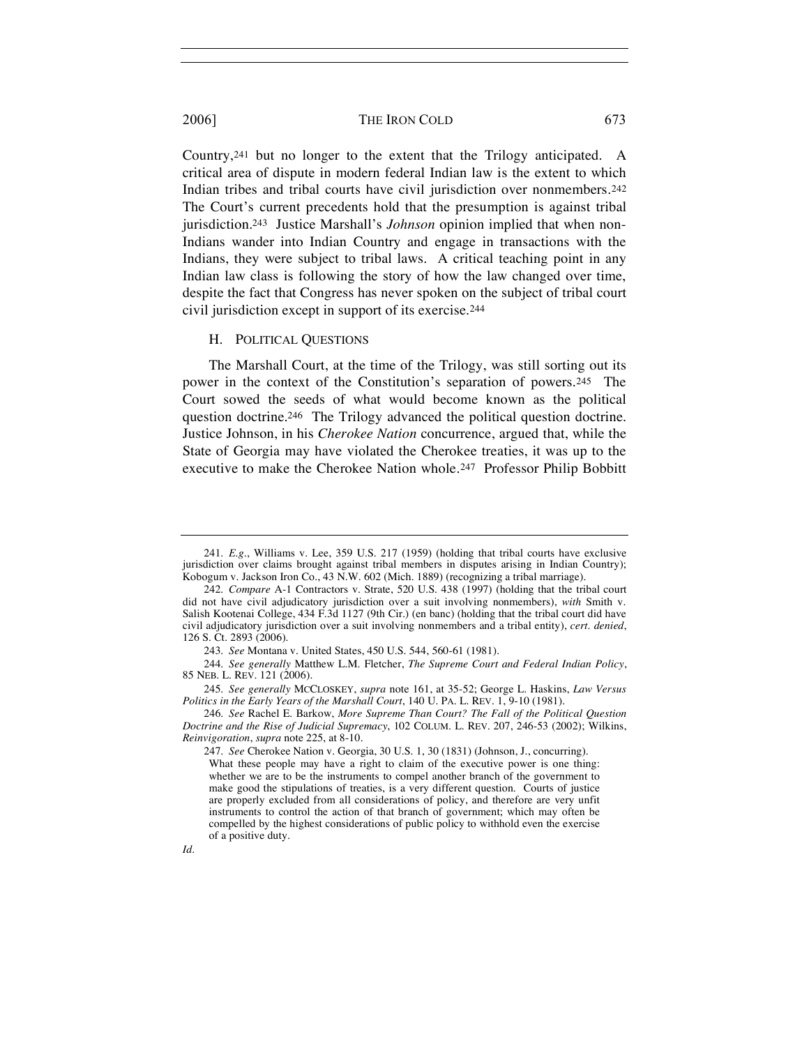Country,[241] but no longer to the extent that the Trilogy anticipated. A critical area of dispute in modern federal Indian law is the extent to which Indian tribes and tribal courts have civil jurisdiction over nonmembers.[242] The Court's current precedents hold that the presumption is against tribal jurisdiction.[243] Justice Marshall's *Johnson* opinion implied that when non-Indians wander into Indian Country and engage in transactions with the Indians, they were subject to tribal laws. A critical teaching point in any Indian law class is following the story of how the law changed over time, despite the fact that Congress has never spoken on the subject of tribal court civil jurisdiction except in support of its exercise.[244]

### H. POLITICAL QUESTIONS

The Marshall Court, at the time of the Trilogy, was still sorting out its power in the context of the Constitution's separation of powers.[245] The Court sowed the seeds of what would become known as the political question doctrine.[246] The Trilogy advanced the political question doctrine. Justice Johnson, in his *Cherokee Nation* concurrence, argued that, while the State of Georgia may have violated the Cherokee treaties, it was up to the executive to make the Cherokee Nation whole.[247] Professor Philip Bobbitt

---

241. *E.g.*, Williams v. Lee, 359 U.S. 217 (1959) (holding that tribal courts have exclusive jurisdiction over claims brought against tribal members in disputes arising in Indian Country); Kobogum v. Jackson Iron Co., 43 N.W. 602 (Mich. 1889) (recognizing a tribal marriage).

242. *Compare* A-1 Contractors v. Strate, 520 U.S. 438 (1997) (holding that the tribal court did not have civil adjudicatory jurisdiction over a suit involving nonmembers), *with* Smith v. Salish Kootenai College, 434 F.3d 1127 (9th Cir.) (en banc) (holding that the tribal court did have civil adjudicatory jurisdiction over a suit involving nonmembers and a tribal entity), *cert. denied*, 126 S. Ct. 2893 (2006).

243. *See* Montana v. United States, 450 U.S. 544, 560-61 (1981).

244. *See generally* Matthew L.M. Fletcher, *The Supreme Court and Federal Indian Policy*, 85 NEB. L. REV. 121 (2006).

245. *See generally* MCCLOSKEY, *supra* note 161, at 35-52; George L. Haskins, *Law Versus Politics in the Early Years of the Marshall Court*, 140 U. PA. L. REV. 1, 9-10 (1981).

246. *See* Rachel E. Barkow, *More Supreme Than Court? The Fall of the Political Question Doctrine and the Rise of Judicial Supremacy*, 102 COLUM. L. REV. 207, 246-53 (2002); Wilkins, *Reinvigoration*, *supra* note 225, at 8-10.

247. *See* Cherokee Nation v. Georgia, 30 U.S. 1, 30 (1831) (Johnson, J., concurring).

> What these people may have a right to claim of the executive power is one thing: whether we are to be the instruments to compel another branch of the government to make good the stipulations of treaties, is a very different question. Courts of justice are properly excluded from all considerations of policy, and therefore are very unfit instruments to control the action of that branch of government; which may often be compelled by the highest considerations of public policy to withhold even the exercise of a positive duty.

*Id.*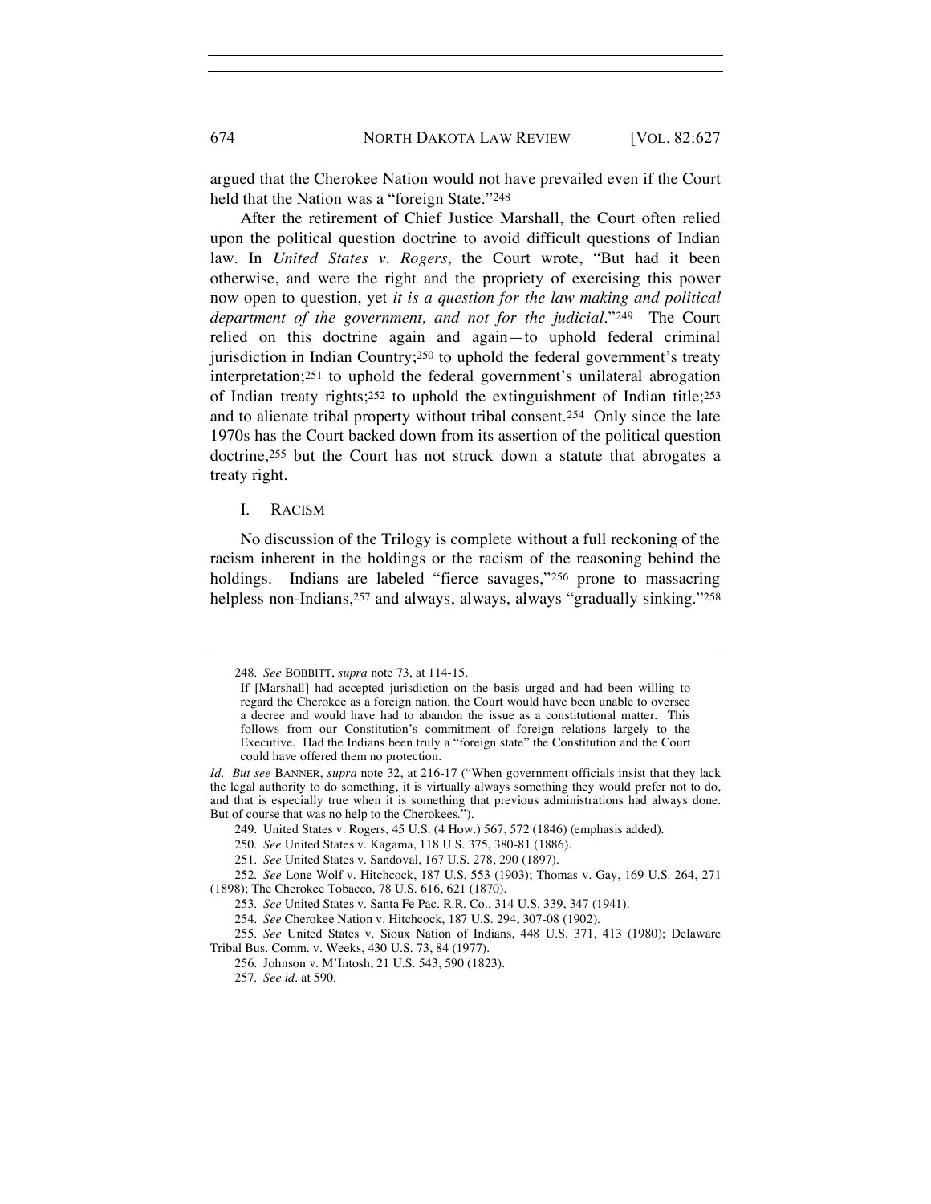argued that the Cherokee Nation would not have prevailed even if the Court held that the Nation was a "foreign State."[248]

After the retirement of Chief Justice Marshall, the Court often relied upon the political question doctrine to avoid difficult questions of Indian law. In *United States v. Rogers*, the Court wrote, "But had it been otherwise, and were the right and the propriety of exercising this power now open to question, yet *it is a question for the law making and political department of the government, and not for the judicial*."[249] The Court relied on this doctrine again and again—to uphold federal criminal jurisdiction in Indian Country;[250] to uphold the federal government's treaty interpretation;[251] to uphold the federal government's unilateral abrogation of Indian treaty rights;[252] to uphold the extinguishment of Indian title;[253] and to alienate tribal property without tribal consent.[254] Only since the late 1970s has the Court backed down from its assertion of the political question doctrine,[255] but the Court has not struck down a statute that abrogates a treaty right.

## I. RACISM

No discussion of the Trilogy is complete without a full reckoning of the racism inherent in the holdings or the racism of the reasoning behind the holdings. Indians are labeled "fierce savages,"[256] prone to massacring helpless non-Indians,[257] and always, always, always "gradually sinking."[258]

---

248. *See* BOBBITT, *supra* note 73, at 114-15.

> If [Marshall] had accepted jurisdiction on the basis urged and had been willing to regard the Cherokee as a foreign nation, the Court would have been unable to oversee a decree and would have had to abandon the issue as a constitutional matter. This follows from our Constitution's commitment of foreign relations largely to the Executive. Had the Indians been truly a "foreign state" the Constitution and the Court could have offered them no protection.

*Id. But see* BANNER, *supra* note 32, at 216-17 ("When government officials insist that they lack the legal authority to do something, it is virtually always something they would prefer not to do, and that is especially true when it is something that previous administrations had always done. But of course that was no help to the Cherokees.").

249. United States v. Rogers, 45 U.S. (4 How.) 567, 572 (1846) (emphasis added).

250. *See* United States v. Kagama, 118 U.S. 375, 380-81 (1886).

251. *See* United States v. Sandoval, 167 U.S. 278, 290 (1897).

252. *See* Lone Wolf v. Hitchcock, 187 U.S. 553 (1903); Thomas v. Gay, 169 U.S. 264, 271 (1898); The Cherokee Tobacco, 78 U.S. 616, 621 (1870).

253. *See* United States v. Santa Fe Pac. R.R. Co., 314 U.S. 339, 347 (1941).

254. *See* Cherokee Nation v. Hitchcock, 187 U.S. 294, 307-08 (1902).

255. *See* United States v. Sioux Nation of Indians, 448 U.S. 371, 413 (1980); Delaware Tribal Bus. Comm. v. Weeks, 430 U.S. 73, 84 (1977).

256. Johnson v. M'Intosh, 21 U.S. 543, 590 (1823).

257. *See id.* at 590.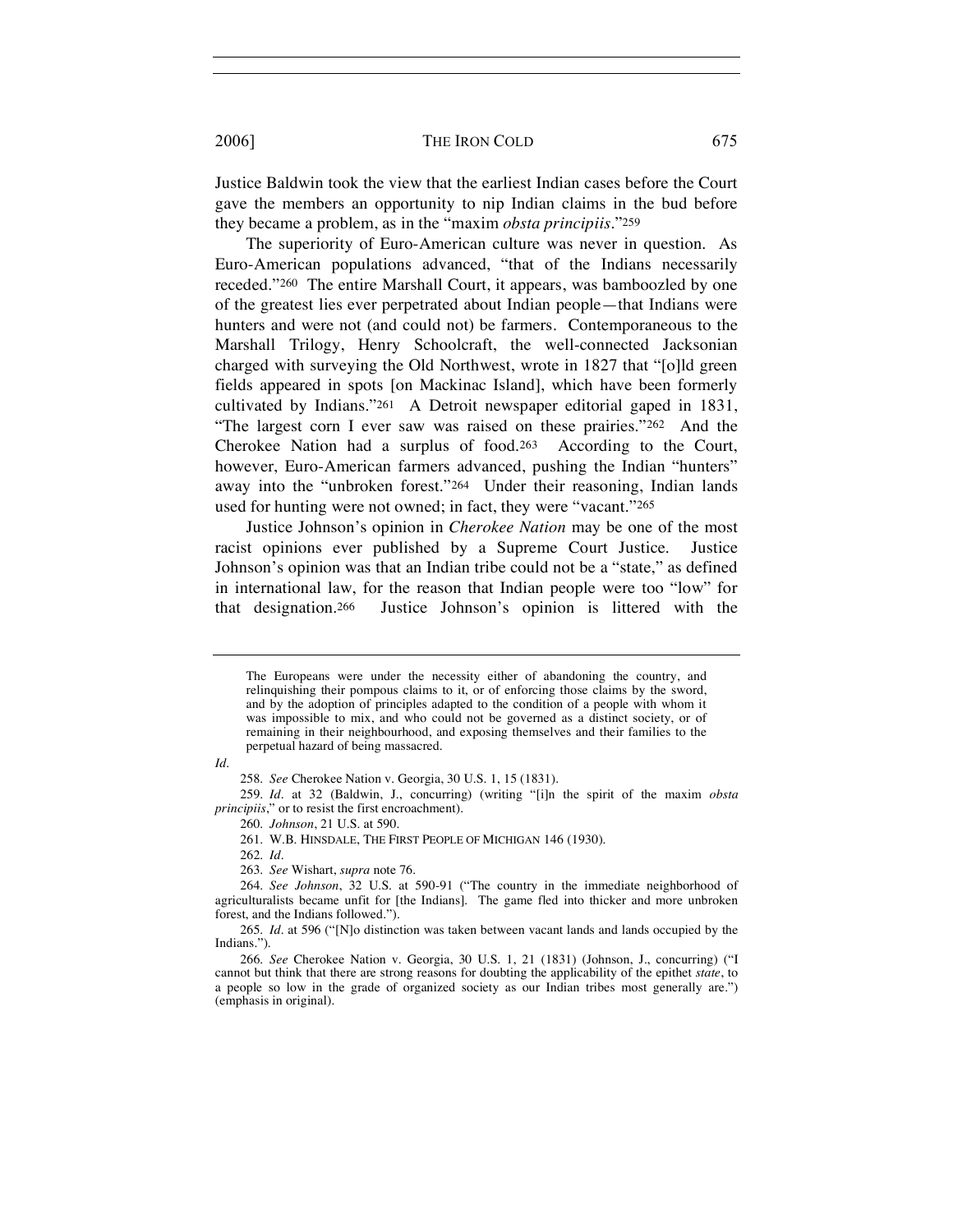Justice Baldwin took the view that the earliest Indian cases before the Court gave the members an opportunity to nip Indian claims in the bud before they became a problem, as in the "maxim *obsta principiis*."[259]

The superiority of Euro-American culture was never in question. As Euro-American populations advanced, "that of the Indians necessarily receded."[260] The entire Marshall Court, it appears, was bamboozled by one of the greatest lies ever perpetrated about Indian people—that Indians were hunters and were not (and could not) be farmers. Contemporaneous to the Marshall Trilogy, Henry Schoolcraft, the well-connected Jacksonian charged with surveying the Old Northwest, wrote in 1827 that "[o]ld green fields appeared in spots [on Mackinac Island], which have been formerly cultivated by Indians."[261] A Detroit newspaper editorial gaped in 1831, "The largest corn I ever saw was raised on these prairies."[262] And the Cherokee Nation had a surplus of food.[263] According to the Court, however, Euro-American farmers advanced, pushing the Indian "hunters" away into the "unbroken forest."[264] Under their reasoning, Indian lands used for hunting were not owned; in fact, they were "vacant."[265]

Justice Johnson's opinion in *Cherokee Nation* may be one of the most racist opinions ever published by a Supreme Court Justice. Justice Johnson's opinion was that an Indian tribe could not be a "state," as defined in international law, for the reason that Indian people were too "low" for that designation.[266] Justice Johnson's opinion is littered with the

---

> The Europeans were under the necessity either of abandoning the country, and relinquishing their pompous claims to it, or of enforcing those claims by the sword, and by the adoption of principles adapted to the condition of a people with whom it was impossible to mix, and who could not be governed as a distinct society, or of remaining in their neighbourhood, and exposing themselves and their families to the perpetual hazard of being massacred.

*Id.*

258. *See* Cherokee Nation v. Georgia, 30 U.S. 1, 15 (1831).

259. *Id.* at 32 (Baldwin, J., concurring) (writing "[i]n the spirit of the maxim *obsta principiis*," or to resist the first encroachment).

260. *Johnson*, 21 U.S. at 590.

261. W.B. HINSDALE, THE FIRST PEOPLE OF MICHIGAN 146 (1930).

262. *Id.*

263. *See* Wishart, *supra* note 76.

264. *See Johnson*, 32 U.S. at 590-91 ("The country in the immediate neighborhood of agriculturalists became unfit for [the Indians]. The game fled into thicker and more unbroken forest, and the Indians followed.").

265. *Id.* at 596 ("[N]o distinction was taken between vacant lands and lands occupied by the Indians.").

266. *See* Cherokee Nation v. Georgia, 30 U.S. 1, 21 (1831) (Johnson, J., concurring) ("I cannot but think that there are strong reasons for doubting the applicability of the epithet *state*, to a people so low in the grade of organized society as our Indian tribes most generally are.") (emphasis in original).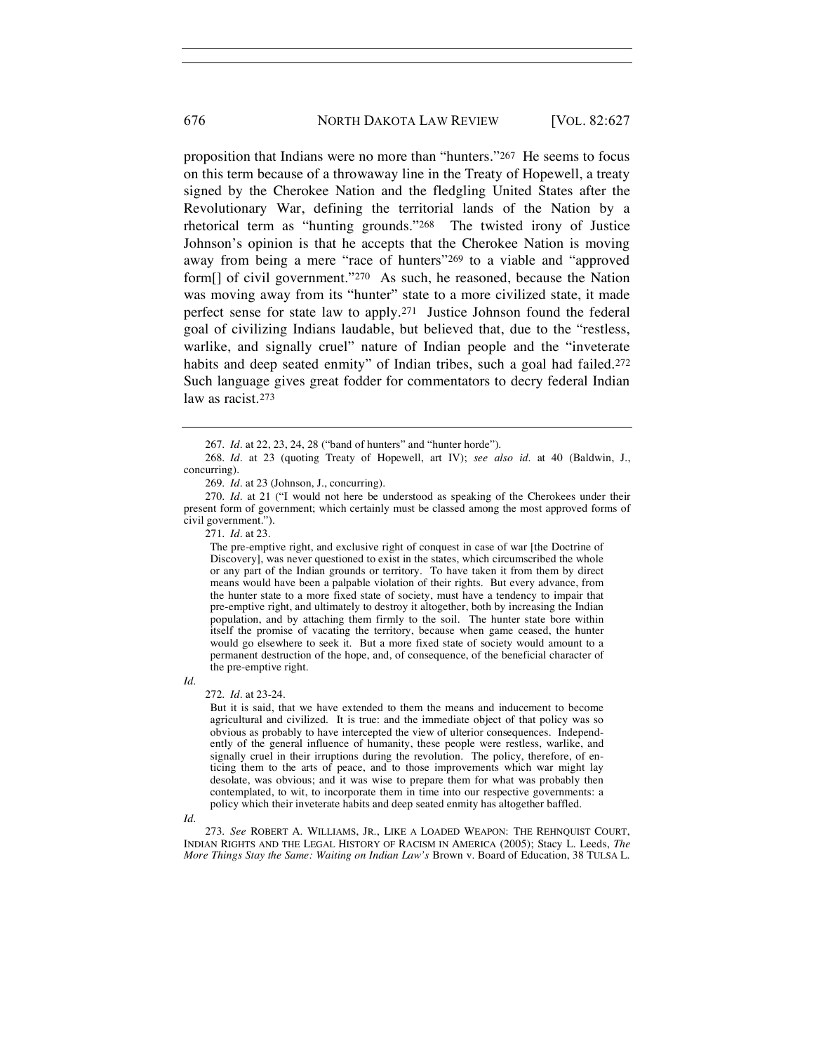proposition that Indians were no more than "hunters."[267] He seems to focus on this term because of a throwaway line in the Treaty of Hopewell, a treaty signed by the Cherokee Nation and the fledgling United States after the Revolutionary War, defining the territorial lands of the Nation by a rhetorical term as "hunting grounds."[268] The twisted irony of Justice Johnson's opinion is that he accepts that the Cherokee Nation is moving away from being a mere "race of hunters"[269] to a viable and "approved form[] of civil government."[270] As such, he reasoned, because the Nation was moving away from its "hunter" state to a more civilized state, it made perfect sense for state law to apply.[271] Justice Johnson found the federal goal of civilizing Indians laudable, but believed that, due to the "restless, warlike, and signally cruel" nature of Indian people and the "inveterate habits and deep seated enmity" of Indian tribes, such a goal had failed.[272] Such language gives great fodder for commentators to decry federal Indian law as racist.[273]

---

267. *Id*. at 22, 23, 24, 28 ("band of hunters" and "hunter horde").

268. *Id*. at 23 (quoting Treaty of Hopewell, art IV); *see also id*. at 40 (Baldwin, J., concurring).

269. *Id*. at 23 (Johnson, J., concurring).

270. *Id*. at 21 ("I would not here be understood as speaking of the Cherokees under their present form of government; which certainly must be classed among the most approved forms of civil government.").

271. *Id*. at 23.

> The pre-emptive right, and exclusive right of conquest in case of war [the Doctrine of Discovery], was never questioned to exist in the states, which circumscribed the whole or any part of the Indian grounds or territory. To have taken it from them by direct means would have been a palpable violation of their rights. But every advance, from the hunter state to a more fixed state of society, must have a tendency to impair that pre-emptive right, and ultimately to destroy it altogether, both by increasing the Indian population, and by attaching them firmly to the soil. The hunter state bore within itself the promise of vacating the territory, because when game ceased, the hunter would go elsewhere to seek it. But a more fixed state of society would amount to a permanent destruction of the hope, and, of consequence, of the beneficial character of the pre-emptive right.

*Id*.

272. *Id*. at 23-24.

> But it is said, that we have extended to them the means and inducement to become agricultural and civilized. It is true: and the immediate object of that policy was so obvious as probably to have intercepted the view of ulterior consequences. Independently of the general influence of humanity, these people were restless, warlike, and signally cruel in their irruptions during the revolution. The policy, therefore, of enticing them to the arts of peace, and to those improvements which war might lay desolate, was obvious; and it was wise to prepare them for what was probably then contemplated, to wit, to incorporate them in time into our respective governments: a policy which their inveterate habits and deep seated enmity has altogether baffled.

*Id*.

273. *See* ROBERT A. WILLIAMS, JR., LIKE A LOADED WEAPON: THE REHNQUIST COURT, INDIAN RIGHTS AND THE LEGAL HISTORY OF RACISM IN AMERICA (2005); Stacy L. Leeds, *The More Things Stay the Same: Waiting on Indian Law's* Brown v. Board of Education, 38 TULSA L.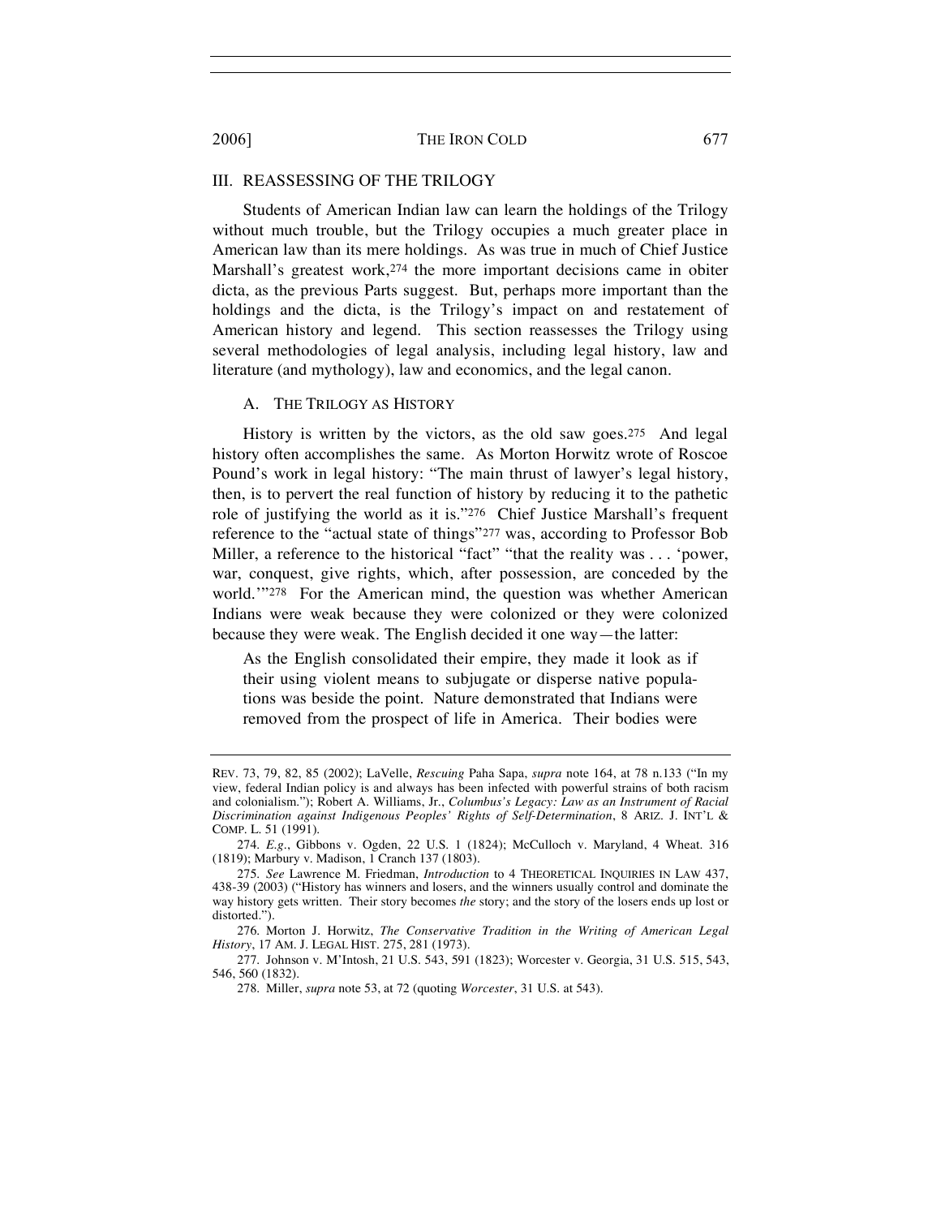## III. REASSESSING OF THE TRILOGY

Students of American Indian law can learn the holdings of the Trilogy without much trouble, but the Trilogy occupies a much greater place in American law than its mere holdings. As was true in much of Chief Justice Marshall's greatest work,[274] the more important decisions came in obiter dicta, as the previous Parts suggest. But, perhaps more important than the holdings and the dicta, is the Trilogy's impact on and restatement of American history and legend. This section reassesses the Trilogy using several methodologies of legal analysis, including legal history, law and literature (and mythology), law and economics, and the legal canon.

### A. THE TRILOGY AS HISTORY

History is written by the victors, as the old saw goes.[275] And legal history often accomplishes the same. As Morton Horwitz wrote of Roscoe Pound's work in legal history: "The main thrust of lawyer's legal history, then, is to pervert the real function of history by reducing it to the pathetic role of justifying the world as it is."[276] Chief Justice Marshall's frequent reference to the "actual state of things"[277] was, according to Professor Bob Miller, a reference to the historical "fact" "that the reality was . . . 'power, war, conquest, give rights, which, after possession, are conceded by the world.'"[278] For the American mind, the question was whether American Indians were weak because they were colonized or they were colonized because they were weak. The English decided it one way—the latter:

> As the English consolidated their empire, they made it look as if their using violent means to subjugate or disperse native populations was beside the point. Nature demonstrated that Indians were removed from the prospect of life in America. Their bodies were

---

REV. 73, 79, 82, 85 (2002); LaVelle, *Rescuing* Paha Sapa, *supra* note 164, at 78 n.133 ("In my view, federal Indian policy is and always has been infected with powerful strains of both racism and colonialism."); Robert A. Williams, Jr., *Columbus's Legacy: Law as an Instrument of Racial Discrimination against Indigenous Peoples' Rights of Self-Determination*, 8 ARIZ. J. INT'L & COMP. L. 51 (1991).

274. *E.g.*, Gibbons v. Ogden, 22 U.S. 1 (1824); McCulloch v. Maryland, 4 Wheat. 316 (1819); Marbury v. Madison, 1 Cranch 137 (1803).

275. *See* Lawrence M. Friedman, *Introduction* to 4 THEORETICAL INQUIRIES IN LAW 437, 438-39 (2003) ("History has winners and losers, and the winners usually control and dominate the way history gets written. Their story becomes *the* story; and the story of the losers ends up lost or distorted.").

276. Morton J. Horwitz, *The Conservative Tradition in the Writing of American Legal History*, 17 AM. J. LEGAL HIST. 275, 281 (1973).

277. Johnson v. M'Intosh, 21 U.S. 543, 591 (1823); Worcester v. Georgia, 31 U.S. 515, 543, 546, 560 (1832).

278. Miller, *supra* note 53, at 72 (quoting *Worcester*, 31 U.S. at 543).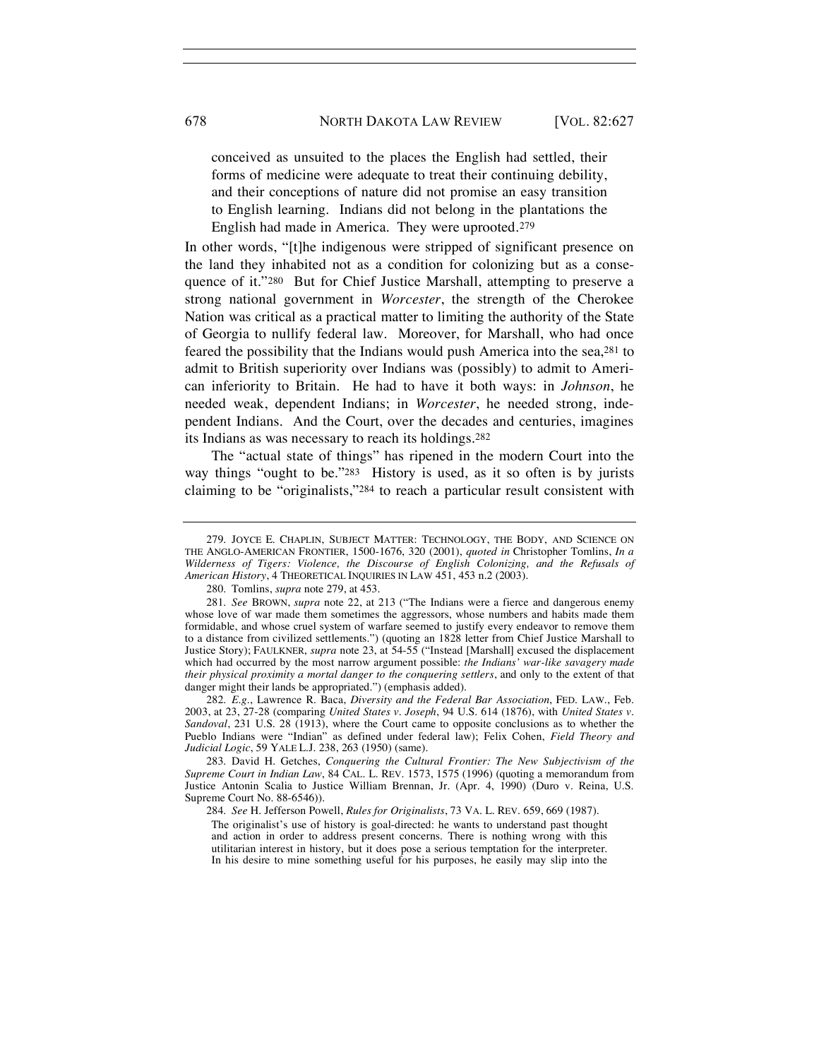> conceived as unsuited to the places the English had settled, their forms of medicine were adequate to treat their continuing debility, and their conceptions of nature did not promise an easy transition to English learning. Indians did not belong in the plantations the English had made in America. They were uprooted.[279]

In other words, "[t]he indigenous were stripped of significant presence on the land they inhabited not as a condition for colonizing but as a consequence of it."[280] But for Chief Justice Marshall, attempting to preserve a strong national government in *Worcester*, the strength of the Cherokee Nation was critical as a practical matter to limiting the authority of the State of Georgia to nullify federal law. Moreover, for Marshall, who had once feared the possibility that the Indians would push America into the sea,[281] to admit to British superiority over Indians was (possibly) to admit to American inferiority to Britain. He had to have it both ways: in *Johnson*, he needed weak, dependent Indians; in *Worcester*, he needed strong, independent Indians. And the Court, over the decades and centuries, imagines its Indians as was necessary to reach its holdings.[282]

The "actual state of things" has ripened in the modern Court into the way things "ought to be."[283] History is used, as it so often is by jurists claiming to be "originalists,"[284] to reach a particular result consistent with

---

279. JOYCE E. CHAPLIN, SUBJECT MATTER: TECHNOLOGY, THE BODY, AND SCIENCE ON THE ANGLO-AMERICAN FRONTIER, 1500-1676, 320 (2001), *quoted in* Christopher Tomlins, *In a Wilderness of Tigers: Violence, the Discourse of English Colonizing, and the Refusals of American History*, 4 THEORETICAL INQUIRIES IN LAW 451, 453 n.2 (2003).

280. Tomlins, *supra* note 279, at 453.

281. *See* BROWN, *supra* note 22, at 213 ("The Indians were a fierce and dangerous enemy whose love of war made them sometimes the aggressors, whose numbers and habits made them formidable, and whose cruel system of warfare seemed to justify every endeavor to remove them to a distance from civilized settlements.") (quoting an 1828 letter from Chief Justice Marshall to Justice Story); FAULKNER, *supra* note 23, at 54-55 ("Instead [Marshall] excused the displacement which had occurred by the most narrow argument possible: *the Indians' war-like savagery made their physical proximity a mortal danger to the conquering settlers*, and only to the extent of that danger might their lands be appropriated.") (emphasis added).

282. *E.g.*, Lawrence R. Baca, *Diversity and the Federal Bar Association*, FED. LAW., Feb. 2003, at 23, 27-28 (comparing *United States v. Joseph*, 94 U.S. 614 (1876), with *United States v. Sandoval*, 231 U.S. 28 (1913), where the Court came to opposite conclusions as to whether the Pueblo Indians were "Indian" as defined under federal law); Felix Cohen, *Field Theory and Judicial Logic*, 59 YALE L.J. 238, 263 (1950) (same).

283. David H. Getches, *Conquering the Cultural Frontier: The New Subjectivism of the Supreme Court in Indian Law*, 84 CAL. L. REV. 1573, 1575 (1996) (quoting a memorandum from Justice Antonin Scalia to Justice William Brennan, Jr. (Apr. 4, 1990) (Duro v. Reina, U.S. Supreme Court No. 88-6546)).

284. *See* H. Jefferson Powell, *Rules for Originalists*, 73 VA. L. REV. 659, 669 (1987).

> The originalist's use of history is goal-directed: he wants to understand past thought and action in order to address present concerns. There is nothing wrong with this utilitarian interest in history, but it does pose a serious temptation for the interpreter. In his desire to mine something useful for his purposes, he easily may slip into the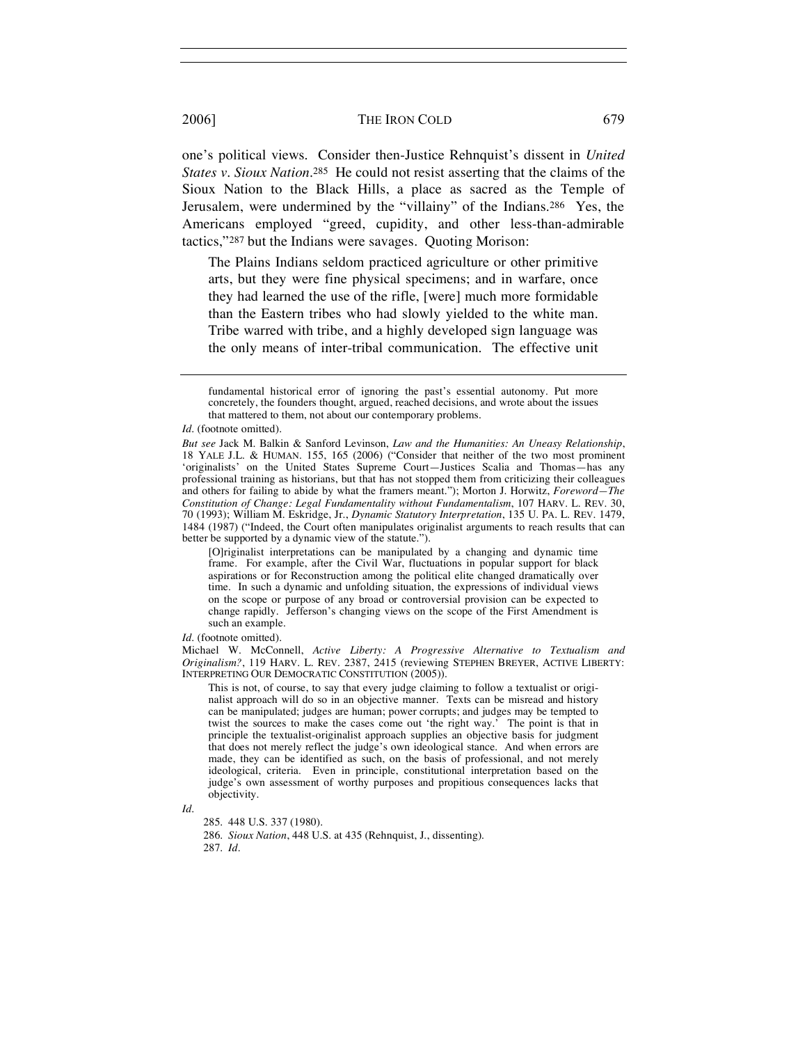one's political views. Consider then-Justice Rehnquist's dissent in *United States v. Sioux Nation*.[285] He could not resist asserting that the claims of the Sioux Nation to the Black Hills, a place as sacred as the Temple of Jerusalem, were undermined by the "villainy" of the Indians.[286] Yes, the Americans employed "greed, cupidity, and other less-than-admirable tactics,"[287] but the Indians were savages. Quoting Morison:

> The Plains Indians seldom practiced agriculture or other primitive arts, but they were fine physical specimens; and in warfare, once they had learned the use of the rifle, [were] much more formidable than the Eastern tribes who had slowly yielded to the white man. Tribe warred with tribe, and a highly developed sign language was the only means of inter-tribal communication. The effective unit

---

> fundamental historical error of ignoring the past's essential autonomy. Put more concretely, the founders thought, argued, reached decisions, and wrote about the issues that mattered to them, not about our contemporary problems.

*Id.* (footnote omitted).

*But see* Jack M. Balkin & Sanford Levinson, *Law and the Humanities: An Uneasy Relationship*, 18 YALE J.L. & HUMAN. 155, 165 (2006) ("Consider that neither of the two most prominent 'originalists' on the United States Supreme Court—Justices Scalia and Thomas—has any professional training as historians, but that has not stopped them from criticizing their colleagues and others for failing to abide by what the framers meant."); Morton J. Horwitz, *Foreword—The Constitution of Change: Legal Fundamentality without Fundamentalism*, 107 HARV. L. REV. 30, 70 (1993); William M. Eskridge, Jr., *Dynamic Statutory Interpretation*, 135 U. PA. L. REV. 1479, 1484 (1987) ("Indeed, the Court often manipulates originalist arguments to reach results that can better be supported by a dynamic view of the statute.").

> [O]riginalist interpretations can be manipulated by a changing and dynamic time frame. For example, after the Civil War, fluctuations in popular support for black aspirations or for Reconstruction among the political elite changed dramatically over time. In such a dynamic and unfolding situation, the expressions of individual views on the scope or purpose of any broad or controversial provision can be expected to change rapidly. Jefferson's changing views on the scope of the First Amendment is such an example.

*Id.* (footnote omitted).

Michael W. McConnell, *Active Liberty: A Progressive Alternative to Textualism and Originalism?*, 119 HARV. L. REV. 2387, 2415 (reviewing STEPHEN BREYER, ACTIVE LIBERTY: INTERPRETING OUR DEMOCRATIC CONSTITUTION (2005)).

> This is not, of course, to say that every judge claiming to follow a textualist or originalist approach will do so in an objective manner. Texts can be misread and history can be manipulated; judges are human; power corrupts; and judges may be tempted to twist the sources to make the cases come out 'the right way.' The point is that in principle the textualist-originalist approach supplies an objective basis for judgment that does not merely reflect the judge's own ideological stance. And when errors are made, they can be identified as such, on the basis of professional, and not merely ideological, criteria. Even in principle, constitutional interpretation based on the judge's own assessment of worthy purposes and propitious consequences lacks that objectivity.

*Id.*

285. 448 U.S. 337 (1980).

286. *Sioux Nation*, 448 U.S. at 435 (Rehnquist, J., dissenting).

287. *Id.*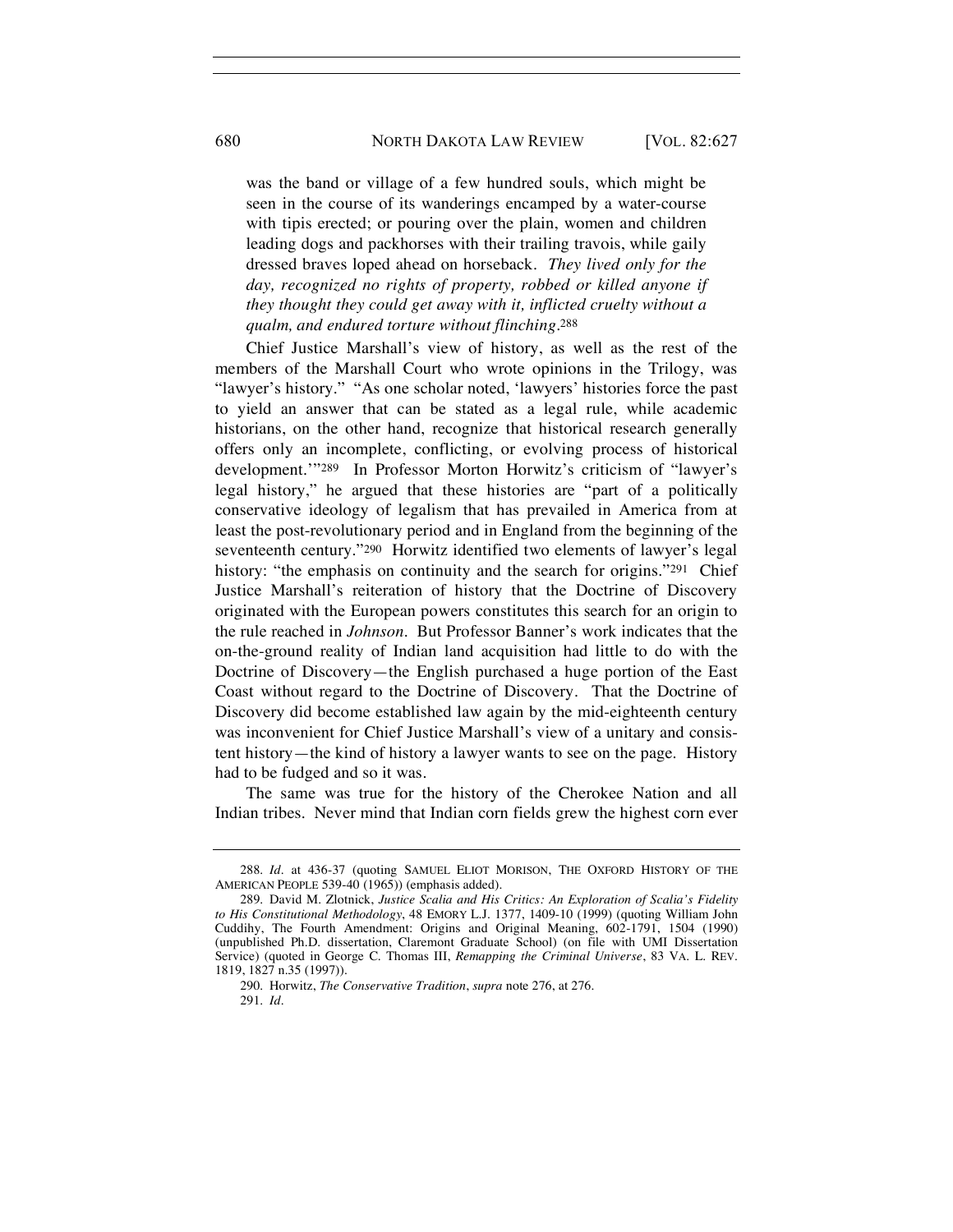was the band or village of a few hundred souls, which might be seen in the course of its wanderings encamped by a water-course with tipis erected; or pouring over the plain, women and children leading dogs and packhorses with their trailing travois, while gaily dressed braves loped ahead on horseback. *They lived only for the day, recognized no rights of property, robbed or killed anyone if they thought they could get away with it, inflicted cruelty without a qualm, and endured torture without flinching*.[288]

Chief Justice Marshall's view of history, as well as the rest of the members of the Marshall Court who wrote opinions in the Trilogy, was "lawyer's history." "As one scholar noted, 'lawyers' histories force the past to yield an answer that can be stated as a legal rule, while academic historians, on the other hand, recognize that historical research generally offers only an incomplete, conflicting, or evolving process of historical development.'"[289] In Professor Morton Horwitz's criticism of "lawyer's legal history," he argued that these histories are "part of a politically conservative ideology of legalism that has prevailed in America from at least the post-revolutionary period and in England from the beginning of the seventeenth century."[290] Horwitz identified two elements of lawyer's legal history: "the emphasis on continuity and the search for origins."[291] Chief Justice Marshall's reiteration of history that the Doctrine of Discovery originated with the European powers constitutes this search for an origin to the rule reached in *Johnson*. But Professor Banner's work indicates that the on-the-ground reality of Indian land acquisition had little to do with the Doctrine of Discovery—the English purchased a huge portion of the East Coast without regard to the Doctrine of Discovery. That the Doctrine of Discovery did become established law again by the mid-eighteenth century was inconvenient for Chief Justice Marshall's view of a unitary and consistent history—the kind of history a lawyer wants to see on the page. History had to be fudged and so it was.

The same was true for the history of the Cherokee Nation and all Indian tribes. Never mind that Indian corn fields grew the highest corn ever

---

288. *Id.* at 436-37 (quoting SAMUEL ELIOT MORISON, THE OXFORD HISTORY OF THE AMERICAN PEOPLE 539-40 (1965)) (emphasis added).

289. David M. Zlotnick, *Justice Scalia and His Critics: An Exploration of Scalia's Fidelity to His Constitutional Methodology*, 48 EMORY L.J. 1377, 1409-10 (1999) (quoting William John Cuddihy, The Fourth Amendment: Origins and Original Meaning, 602-1791, 1504 (1990) (unpublished Ph.D. dissertation, Claremont Graduate School) (on file with UMI Dissertation Service) (quoted in George C. Thomas III, *Remapping the Criminal Universe*, 83 VA. L. REV. 1819, 1827 n.35 (1997)).

290. Horwitz, *The Conservative Tradition*, *supra* note 276, at 276.

291. *Id.*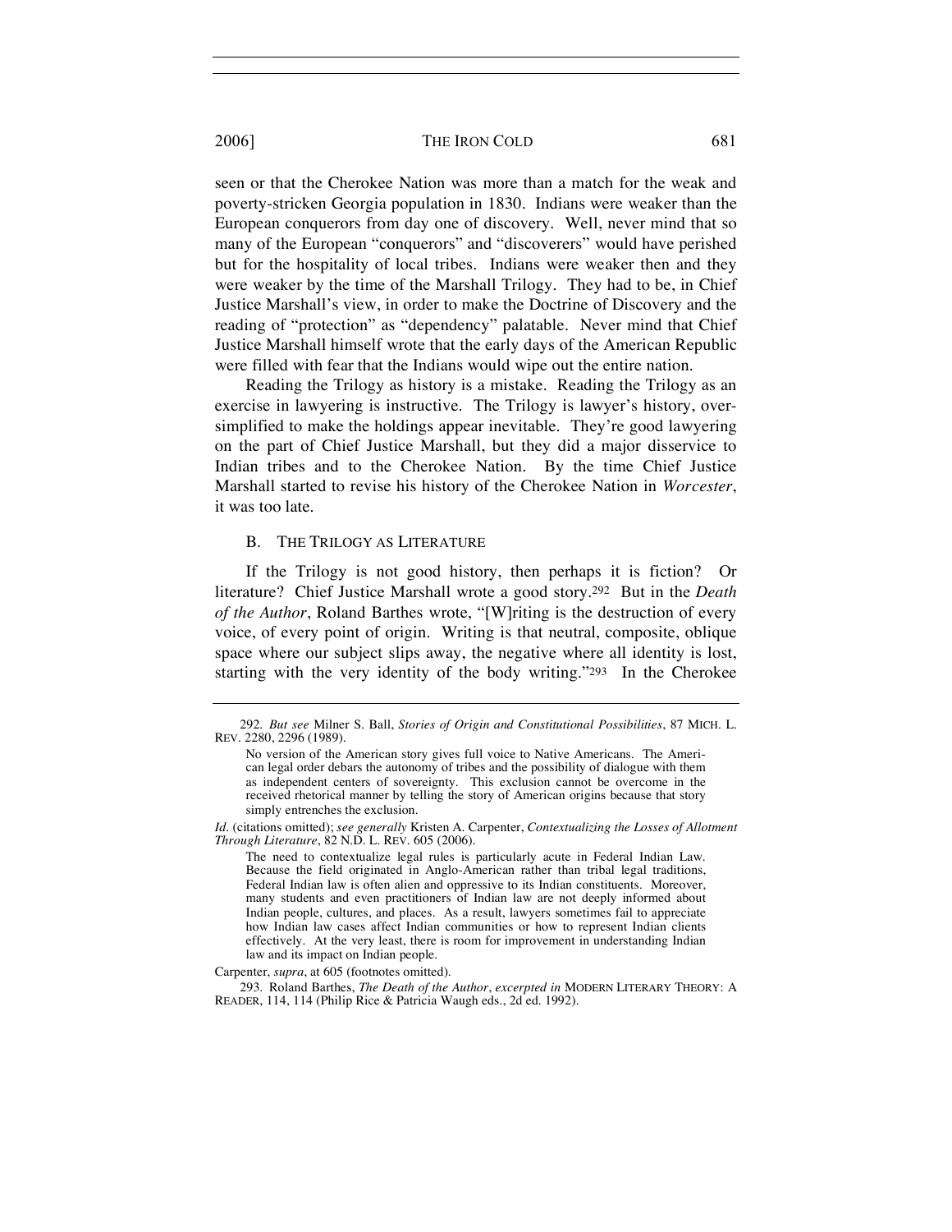seen or that the Cherokee Nation was more than a match for the weak and poverty-stricken Georgia population in 1830. Indians were weaker than the European conquerors from day one of discovery. Well, never mind that so many of the European "conquerors" and "discoverers" would have perished but for the hospitality of local tribes. Indians were weaker then and they were weaker by the time of the Marshall Trilogy. They had to be, in Chief Justice Marshall's view, in order to make the Doctrine of Discovery and the reading of "protection" as "dependency" palatable. Never mind that Chief Justice Marshall himself wrote that the early days of the American Republic were filled with fear that the Indians would wipe out the entire nation.

Reading the Trilogy as history is a mistake. Reading the Trilogy as an exercise in lawyering is instructive. The Trilogy is lawyer's history, over-simplified to make the holdings appear inevitable. They're good lawyering on the part of Chief Justice Marshall, but they did a major disservice to Indian tribes and to the Cherokee Nation. By the time Chief Justice Marshall started to revise his history of the Cherokee Nation in *Worcester*, it was too late.

### B. THE TRILOGY AS LITERATURE

If the Trilogy is not good history, then perhaps it is fiction? Or literature? Chief Justice Marshall wrote a good story.[292] But in the *Death of the Author*, Roland Barthes wrote, "[W]riting is the destruction of every voice, of every point of origin. Writing is that neutral, composite, oblique space where our subject slips away, the negative where all identity is lost, starting with the very identity of the body writing."[293] In the Cherokee

---

292. *But see* Milner S. Ball, *Stories of Origin and Constitutional Possibilities*, 87 MICH. L. REV. 2280, 2296 (1989).

> No version of the American story gives full voice to Native Americans. The American legal order debars the autonomy of tribes and the possibility of dialogue with them as independent centers of sovereignty. This exclusion cannot be overcome in the received rhetorical manner by telling the story of American origins because that story simply entrenches the exclusion.

*Id.* (citations omitted); *see generally* Kristen A. Carpenter, *Contextualizing the Losses of Allotment Through Literature*, 82 N.D. L. REV. 605 (2006).

> The need to contextualize legal rules is particularly acute in Federal Indian Law. Because the field originated in Anglo-American rather than tribal legal traditions, Federal Indian law is often alien and oppressive to its Indian constituents. Moreover, many students and even practitioners of Indian law are not deeply informed about Indian people, cultures, and places. As a result, lawyers sometimes fail to appreciate how Indian law cases affect Indian communities or how to represent Indian clients effectively. At the very least, there is room for improvement in understanding Indian law and its impact on Indian people.

Carpenter, *supra*, at 605 (footnotes omitted).

293. Roland Barthes, *The Death of the Author*, *excerpted in* MODERN LITERARY THEORY: A READER, 114, 114 (Philip Rice & Patricia Waugh eds., 2d ed. 1992).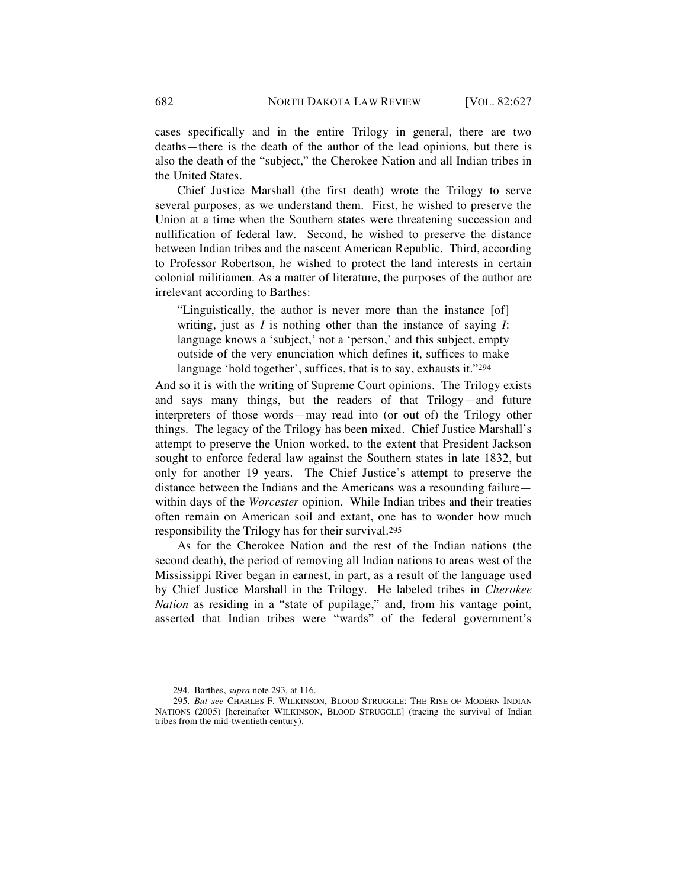cases specifically and in the entire Trilogy in general, there are two deaths—there is the death of the author of the lead opinions, but there is also the death of the "subject," the Cherokee Nation and all Indian tribes in the United States.

Chief Justice Marshall (the first death) wrote the Trilogy to serve several purposes, as we understand them. First, he wished to preserve the Union at a time when the Southern states were threatening succession and nullification of federal law. Second, he wished to preserve the distance between Indian tribes and the nascent American Republic. Third, according to Professor Robertson, he wished to protect the land interests in certain colonial militiamen. As a matter of literature, the purposes of the author are irrelevant according to Barthes:

> "Linguistically, the author is never more than the instance [of] writing, just as *I* is nothing other than the instance of saying *I*: language knows a 'subject,' not a 'person,' and this subject, empty outside of the very enunciation which defines it, suffices to make language 'hold together', suffices, that is to say, exhausts it."[294]

And so it is with the writing of Supreme Court opinions. The Trilogy exists and says many things, but the readers of that Trilogy—and future interpreters of those words—may read into (or out of) the Trilogy other things. The legacy of the Trilogy has been mixed. Chief Justice Marshall's attempt to preserve the Union worked, to the extent that President Jackson sought to enforce federal law against the Southern states in late 1832, but only for another 19 years. The Chief Justice's attempt to preserve the distance between the Indians and the Americans was a resounding failure—within days of the *Worcester* opinion. While Indian tribes and their treaties often remain on American soil and extant, one has to wonder how much responsibility the Trilogy has for their survival.[295]

As for the Cherokee Nation and the rest of the Indian nations (the second death), the period of removing all Indian nations to areas west of the Mississippi River began in earnest, in part, as a result of the language used by Chief Justice Marshall in the Trilogy. He labeled tribes in *Cherokee Nation* as residing in a "state of pupilage," and, from his vantage point, asserted that Indian tribes were "wards" of the federal government's

---

294. Barthes, *supra* note 293, at 116.

295. *But see* CHARLES F. WILKINSON, BLOOD STRUGGLE: THE RISE OF MODERN INDIAN NATIONS (2005) [hereinafter WILKINSON, BLOOD STRUGGLE] (tracing the survival of Indian tribes from the mid-twentieth century).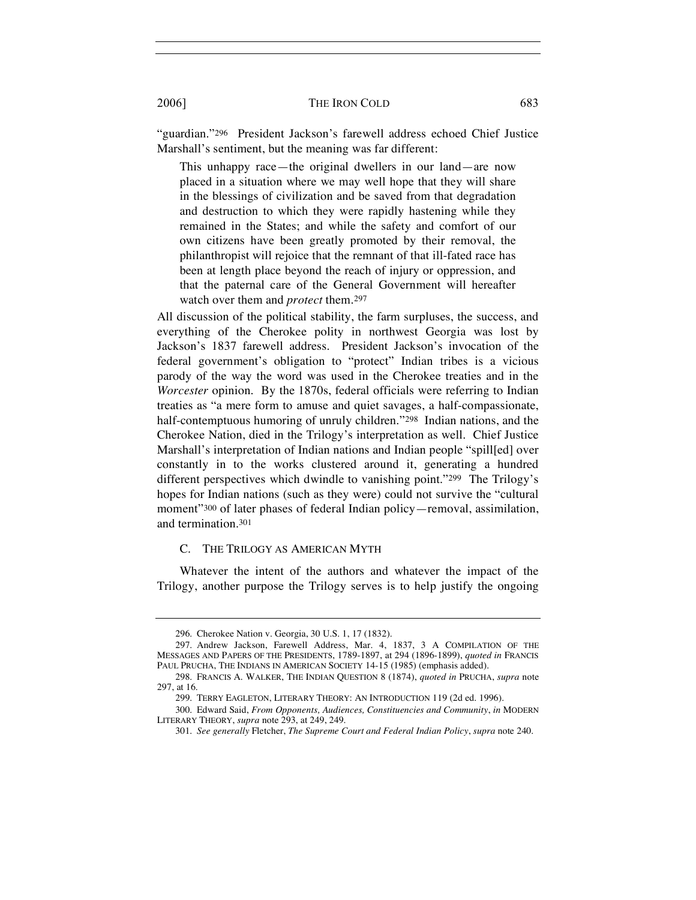"guardian."[296] President Jackson's farewell address echoed Chief Justice Marshall's sentiment, but the meaning was far different:

> This unhappy race—the original dwellers in our land—are now placed in a situation where we may well hope that they will share in the blessings of civilization and be saved from that degradation and destruction to which they were rapidly hastening while they remained in the States; and while the safety and comfort of our own citizens have been greatly promoted by their removal, the philanthropist will rejoice that the remnant of that ill-fated race has been at length place beyond the reach of injury or oppression, and that the paternal care of the General Government will hereafter watch over them and *protect* them.[297]

All discussion of the political stability, the farm surpluses, the success, and everything of the Cherokee polity in northwest Georgia was lost by Jackson's 1837 farewell address. President Jackson's invocation of the federal government's obligation to "protect" Indian tribes is a vicious parody of the way the word was used in the Cherokee treaties and in the *Worcester* opinion. By the 1870s, federal officials were referring to Indian treaties as "a mere form to amuse and quiet savages, a half-compassionate, half-contemptuous humoring of unruly children."[298] Indian nations, and the Cherokee Nation, died in the Trilogy's interpretation as well. Chief Justice Marshall's interpretation of Indian nations and Indian people "spill[ed] over constantly in to the works clustered around it, generating a hundred different perspectives which dwindle to vanishing point."[299] The Trilogy's hopes for Indian nations (such as they were) could not survive the "cultural moment"[300] of later phases of federal Indian policy—removal, assimilation, and termination.[301]

### C. The Trilogy as American Myth

Whatever the intent of the authors and whatever the impact of the Trilogy, another purpose the Trilogy serves is to help justify the ongoing

---

296. Cherokee Nation v. Georgia, 30 U.S. 1, 17 (1832).

297. Andrew Jackson, Farewell Address, Mar. 4, 1837, 3 A COMPILATION OF THE MESSAGES AND PAPERS OF THE PRESIDENTS, 1789-1897, at 294 (1896-1899), *quoted in* FRANCIS PAUL PRUCHA, THE INDIANS IN AMERICAN SOCIETY 14-15 (1985) (emphasis added).

298. FRANCIS A. WALKER, THE INDIAN QUESTION 8 (1874), *quoted in* PRUCHA, *supra* note 297, at 16.

299. TERRY EAGLETON, LITERARY THEORY: AN INTRODUCTION 119 (2d ed. 1996).

300. Edward Said, *From Opponents, Audiences, Constituencies and Community*, *in* MODERN LITERARY THEORY, *supra* note 293, at 249, 249.

301. *See generally* Fletcher, *The Supreme Court and Federal Indian Policy*, *supra* note 240.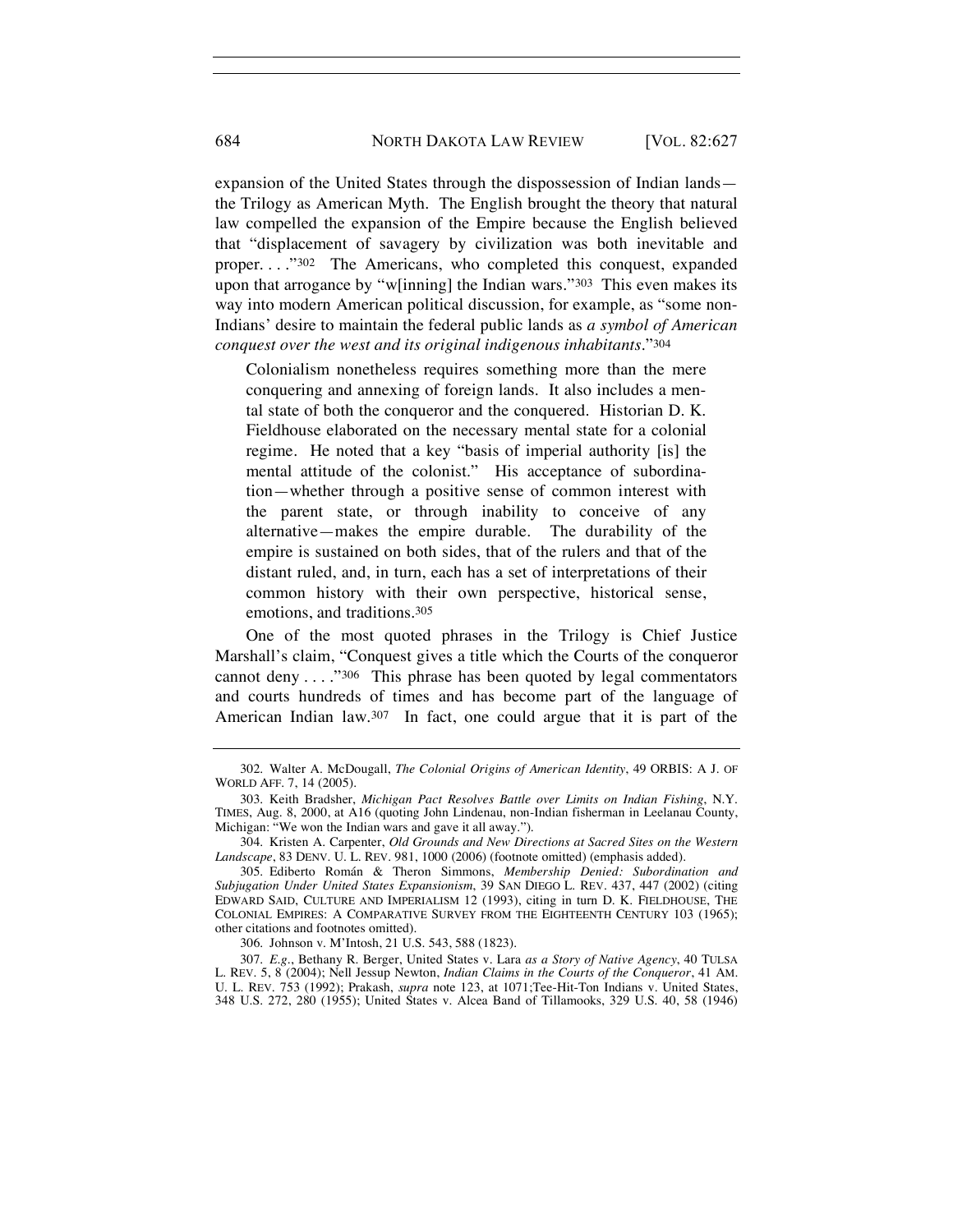expansion of the United States through the dispossession of Indian lands—the Trilogy as American Myth. The English brought the theory that natural law compelled the expansion of the Empire because the English believed that "displacement of savagery by civilization was both inevitable and proper. . . ."[302] The Americans, who completed this conquest, expanded upon that arrogance by "w[inning] the Indian wars."[303] This even makes its way into modern American political discussion, for example, as "some non-Indians' desire to maintain the federal public lands as *a symbol of American conquest over the west and its original indigenous inhabitants*."[304]

> Colonialism nonetheless requires something more than the mere conquering and annexing of foreign lands. It also includes a mental state of both the conqueror and the conquered. Historian D. K. Fieldhouse elaborated on the necessary mental state for a colonial regime. He noted that a key "basis of imperial authority [is] the mental attitude of the colonist." His acceptance of subordination—whether through a positive sense of common interest with the parent state, or through inability to conceive of any alternative—makes the empire durable. The durability of the empire is sustained on both sides, that of the rulers and that of the distant ruled, and, in turn, each has a set of interpretations of their common history with their own perspective, historical sense, emotions, and traditions.[305]

One of the most quoted phrases in the Trilogy is Chief Justice Marshall's claim, "Conquest gives a title which the Courts of the conqueror cannot deny . . . ."[306] This phrase has been quoted by legal commentators and courts hundreds of times and has become part of the language of American Indian law.[307] In fact, one could argue that it is part of the

---

302. Walter A. McDougall, *The Colonial Origins of American Identity*, 49 ORBIS: A J. OF WORLD AFF. 7, 14 (2005).

303. Keith Bradsher, *Michigan Pact Resolves Battle over Limits on Indian Fishing*, N.Y. TIMES, Aug. 8, 2000, at A16 (quoting John Lindenau, non-Indian fisherman in Leelanau County, Michigan: "We won the Indian wars and gave it all away.").

304. Kristen A. Carpenter, *Old Grounds and New Directions at Sacred Sites on the Western Landscape*, 83 DENV. U. L. REV. 981, 1000 (2006) (footnote omitted) (emphasis added).

305. Ediberto Román & Theron Simmons, *Membership Denied: Subordination and Subjugation Under United States Expansionism*, 39 SAN DIEGO L. REV. 437, 447 (2002) (citing EDWARD SAID, CULTURE AND IMPERIALISM 12 (1993), citing in turn D. K. FIELDHOUSE, THE COLONIAL EMPIRES: A COMPARATIVE SURVEY FROM THE EIGHTEENTH CENTURY 103 (1965); other citations and footnotes omitted).

306. Johnson v. M'Intosh, 21 U.S. 543, 588 (1823).

307. *E.g.*, Bethany R. Berger, United States v. Lara *as a Story of Native Agency*, 40 TULSA L. REV. 5, 8 (2004); Nell Jessup Newton, *Indian Claims in the Courts of the Conqueror*, 41 AM. U. L. REV. 753 (1992); Prakash, *supra* note 123, at 1071;Tee-Hit-Ton Indians v. United States, 348 U.S. 272, 280 (1955); United States v. Alcea Band of Tillamooks, 329 U.S. 40, 58 (1946)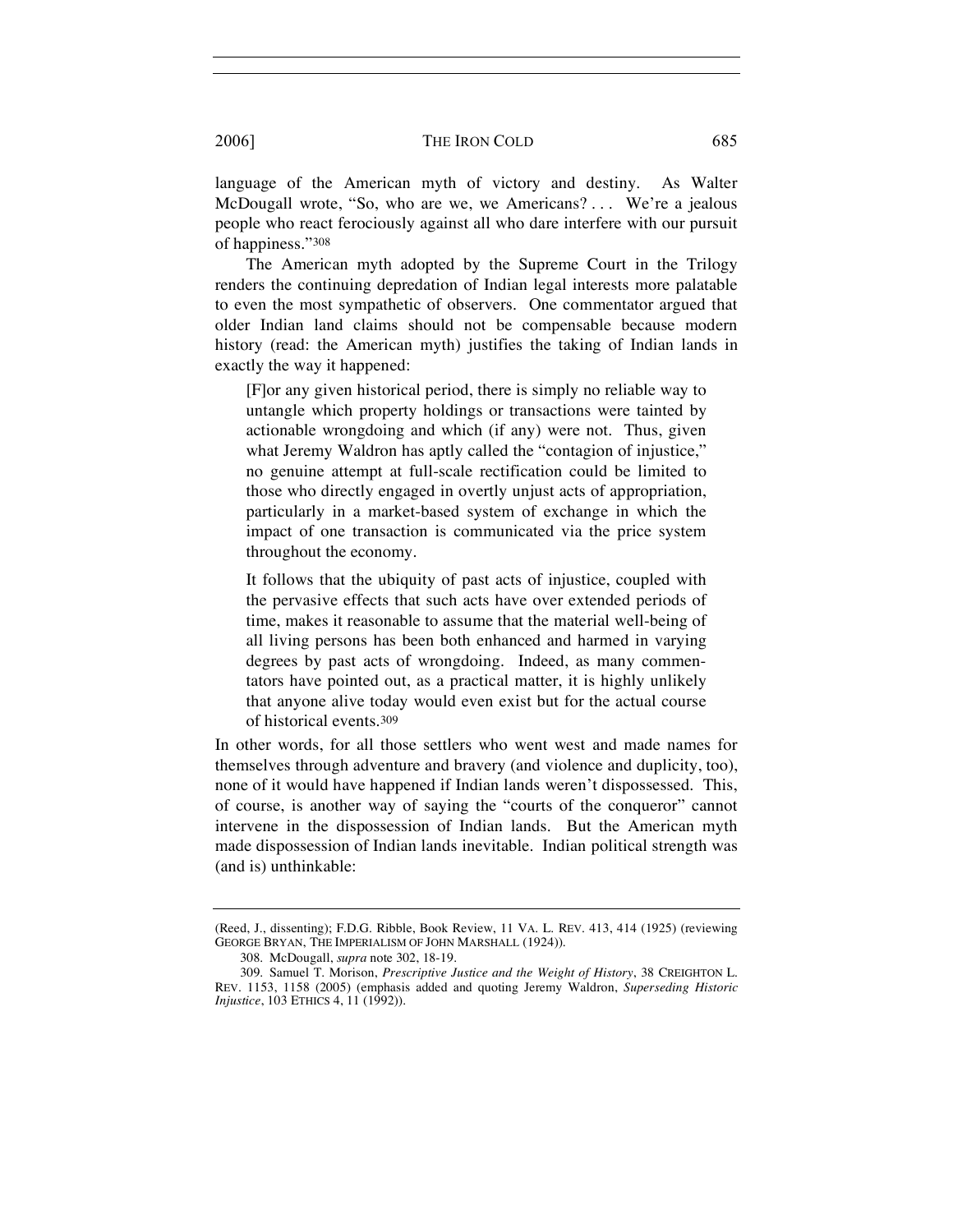language of the American myth of victory and destiny. As Walter McDougall wrote, "So, who are we, we Americans? . . . We're a jealous people who react ferociously against all who dare interfere with our pursuit of happiness."[308]

The American myth adopted by the Supreme Court in the Trilogy renders the continuing depredation of Indian legal interests more palatable to even the most sympathetic of observers. One commentator argued that older Indian land claims should not be compensable because modern history (read: the American myth) justifies the taking of Indian lands in exactly the way it happened:

> [F]or any given historical period, there is simply no reliable way to untangle which property holdings or transactions were tainted by actionable wrongdoing and which (if any) were not. Thus, given what Jeremy Waldron has aptly called the "contagion of injustice," no genuine attempt at full-scale rectification could be limited to those who directly engaged in overtly unjust acts of appropriation, particularly in a market-based system of exchange in which the impact of one transaction is communicated via the price system throughout the economy.
>
> It follows that the ubiquity of past acts of injustice, coupled with the pervasive effects that such acts have over extended periods of time, makes it reasonable to assume that the material well-being of all living persons has been both enhanced and harmed in varying degrees by past acts of wrongdoing. Indeed, as many commentators have pointed out, as a practical matter, it is highly unlikely that anyone alive today would even exist but for the actual course of historical events.[309]

In other words, for all those settlers who went west and made names for themselves through adventure and bravery (and violence and duplicity, too), none of it would have happened if Indian lands weren't dispossessed. This, of course, is another way of saying the "courts of the conqueror" cannot intervene in the dispossession of Indian lands. But the American myth made dispossession of Indian lands inevitable. Indian political strength was (and is) unthinkable:

---

(Reed, J., dissenting); F.D.G. Ribble, Book Review, 11 VA. L. REV. 413, 414 (1925) (reviewing GEORGE BRYAN, THE IMPERIALISM OF JOHN MARSHALL (1924)).

308. McDougall, *supra* note 302, 18-19.

309. Samuel T. Morison, *Prescriptive Justice and the Weight of History*, 38 CREIGHTON L. REV. 1153, 1158 (2005) (emphasis added and quoting Jeremy Waldron, *Superseding Historic Injustice*, 103 ETHICS 4, 11 (1992)).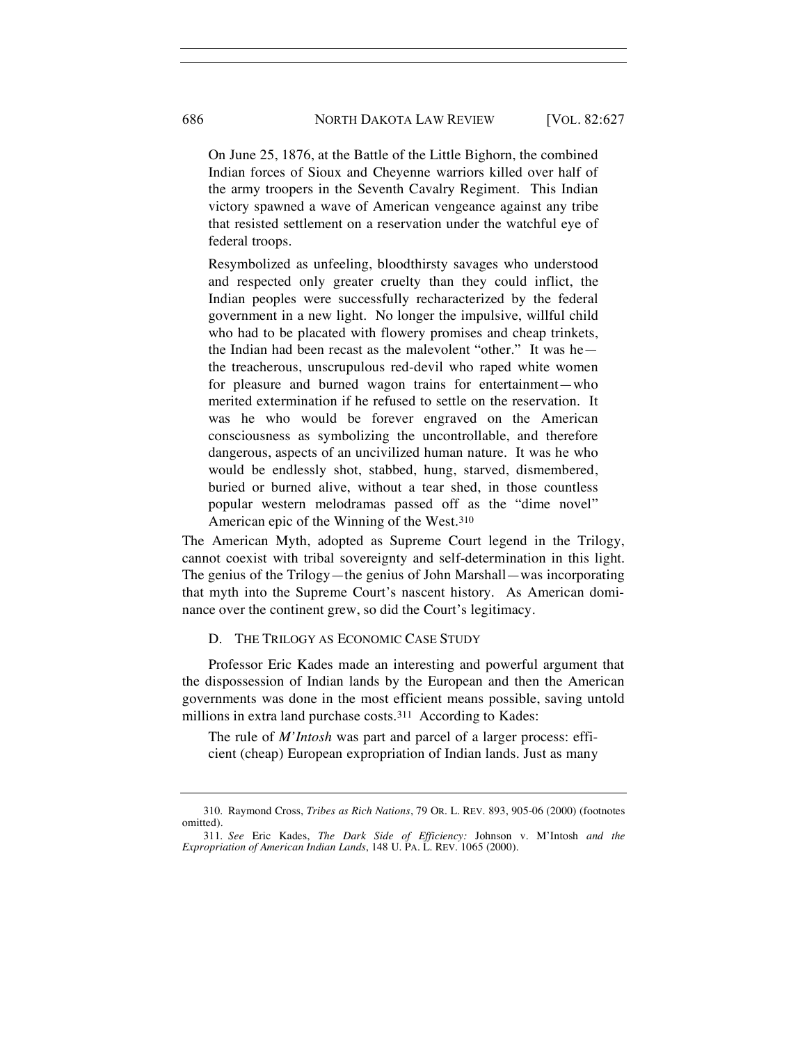> On June 25, 1876, at the Battle of the Little Bighorn, the combined Indian forces of Sioux and Cheyenne warriors killed over half of the army troopers in the Seventh Cavalry Regiment. This Indian victory spawned a wave of American vengeance against any tribe that resisted settlement on a reservation under the watchful eye of federal troops.
>
> Resymbolized as unfeeling, bloodthirsty savages who understood and respected only greater cruelty than they could inflict, the Indian peoples were successfully recharacterized by the federal government in a new light. No longer the impulsive, willful child who had to be placated with flowery promises and cheap trinkets, the Indian had been recast as the malevolent "other." It was he—the treacherous, unscrupulous red-devil who raped white women for pleasure and burned wagon trains for entertainment—who merited extermination if he refused to settle on the reservation. It was he who would be forever engraved on the American consciousness as symbolizing the uncontrollable, and therefore dangerous, aspects of an uncivilized human nature. It was he who would be endlessly shot, stabbed, hung, starved, dismembered, buried or burned alive, without a tear shed, in those countless popular western melodramas passed off as the "dime novel" American epic of the Winning of the West.[310]

The American Myth, adopted as Supreme Court legend in the Trilogy, cannot coexist with tribal sovereignty and self-determination in this light. The genius of the Trilogy—the genius of John Marshall—was incorporating that myth into the Supreme Court's nascent history. As American dominance over the continent grew, so did the Court's legitimacy.

### D. THE TRILOGY AS ECONOMIC CASE STUDY

Professor Eric Kades made an interesting and powerful argument that the dispossession of Indian lands by the European and then the American governments was done in the most efficient means possible, saving untold millions in extra land purchase costs.[311] According to Kades:

> The rule of *M'Intosh* was part and parcel of a larger process: efficient (cheap) European expropriation of Indian lands. Just as many

---

310. Raymond Cross, *Tribes as Rich Nations*, 79 OR. L. REV. 893, 905-06 (2000) (footnotes omitted).

311. *See* Eric Kades, *The Dark Side of Efficiency:* Johnson v. M'Intosh *and the Expropriation of American Indian Lands*, 148 U. PA. L. REV. 1065 (2000).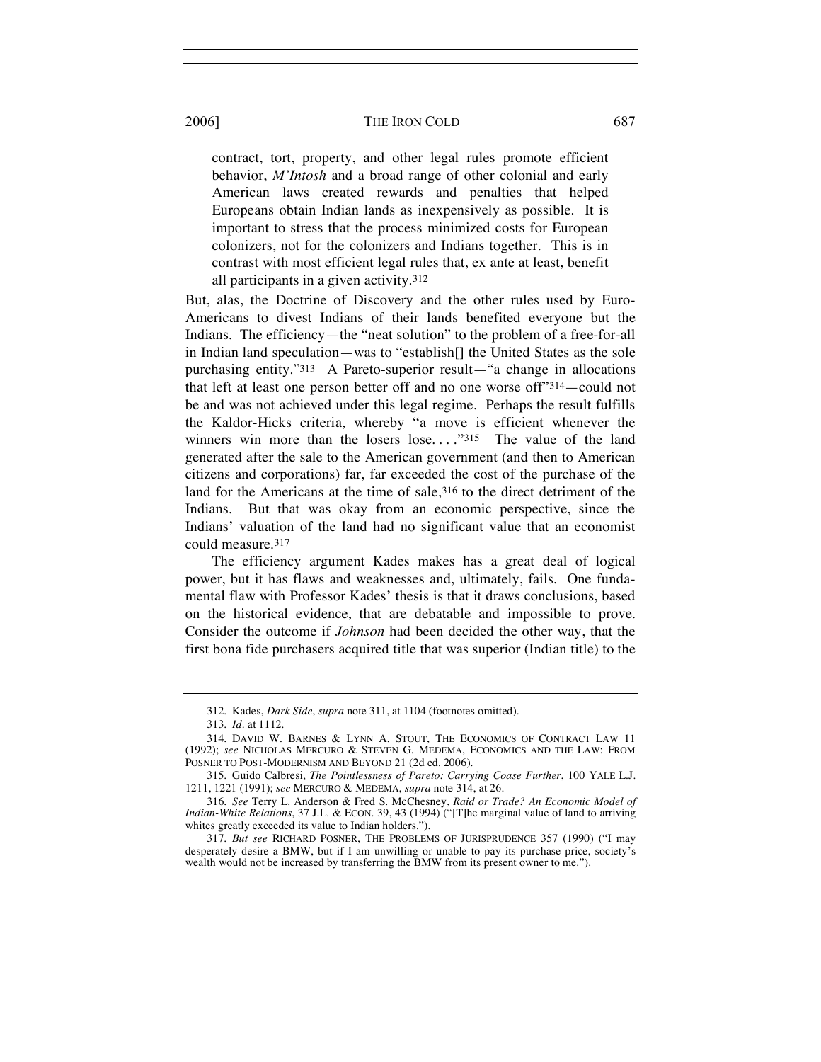> contract, tort, property, and other legal rules promote efficient behavior, *M'Intosh* and a broad range of other colonial and early American laws created rewards and penalties that helped Europeans obtain Indian lands as inexpensively as possible. It is important to stress that the process minimized costs for European colonizers, not for the colonizers and Indians together. This is in contrast with most efficient legal rules that, ex ante at least, benefit all participants in a given activity.[312]

But, alas, the Doctrine of Discovery and the other rules used by Euro-Americans to divest Indians of their lands benefited everyone but the Indians. The efficiency—the "neat solution" to the problem of a free-for-all in Indian land speculation—was to "establish[] the United States as the sole purchasing entity."[313] A Pareto-superior result—"a change in allocations that left at least one person better off and no one worse off"[314]—could not be and was not achieved under this legal regime. Perhaps the result fulfills the Kaldor-Hicks criteria, whereby "a move is efficient whenever the winners win more than the losers lose. . . ."[315] The value of the land generated after the sale to the American government (and then to American citizens and corporations) far, far exceeded the cost of the purchase of the land for the Americans at the time of sale,[316] to the direct detriment of the Indians. But that was okay from an economic perspective, since the Indians' valuation of the land had no significant value that an economist could measure.[317]

The efficiency argument Kades makes has a great deal of logical power, but it has flaws and weaknesses and, ultimately, fails. One fundamental flaw with Professor Kades' thesis is that it draws conclusions, based on the historical evidence, that are debatable and impossible to prove. Consider the outcome if *Johnson* had been decided the other way, that the first bona fide purchasers acquired title that was superior (Indian title) to the

---

312. Kades, *Dark Side*, *supra* note 311, at 1104 (footnotes omitted).

313. *Id*. at 1112.

314. DAVID W. BARNES & LYNN A. STOUT, THE ECONOMICS OF CONTRACT LAW 11 (1992); *see* NICHOLAS MERCURO & STEVEN G. MEDEMA, ECONOMICS AND THE LAW: FROM POSNER TO POST-MODERNISM AND BEYOND 21 (2d ed. 2006).

315. Guido Calbresi, *The Pointlessness of Pareto: Carrying Coase Further*, 100 YALE L.J. 1211, 1221 (1991); *see* MERCURO & MEDEMA, *supra* note 314, at 26.

316. *See* Terry L. Anderson & Fred S. McChesney, *Raid or Trade? An Economic Model of Indian-White Relations*, 37 J.L. & ECON. 39, 43 (1994) ("[T]he marginal value of land to arriving whites greatly exceeded its value to Indian holders.").

317. *But see* RICHARD POSNER, THE PROBLEMS OF JURISPRUDENCE 357 (1990) ("I may desperately desire a BMW, but if I am unwilling or unable to pay its purchase price, society's wealth would not be increased by transferring the BMW from its present owner to me.").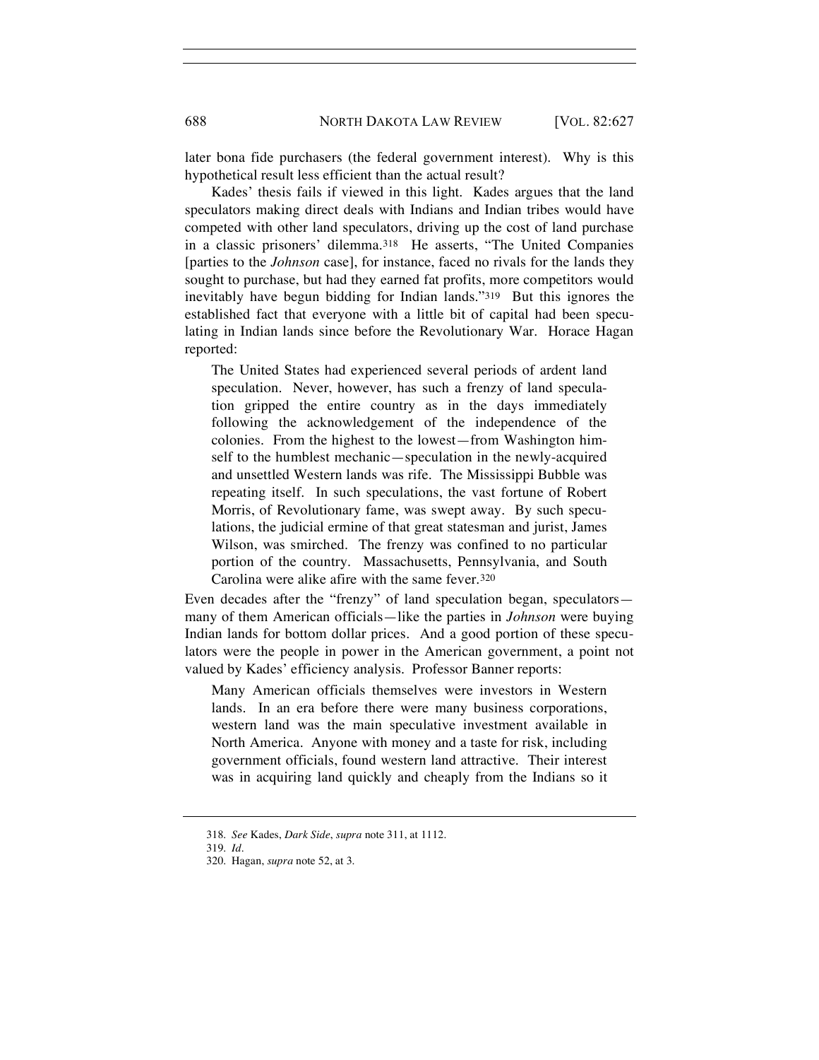later bona fide purchasers (the federal government interest). Why is this hypothetical result less efficient than the actual result?

Kades' thesis fails if viewed in this light. Kades argues that the land speculators making direct deals with Indians and Indian tribes would have competed with other land speculators, driving up the cost of land purchase in a classic prisoners' dilemma.[318] He asserts, "The United Companies [parties to the *Johnson* case], for instance, faced no rivals for the lands they sought to purchase, but had they earned fat profits, more competitors would inevitably have begun bidding for Indian lands."[319] But this ignores the established fact that everyone with a little bit of capital had been speculating in Indian lands since before the Revolutionary War. Horace Hagan reported:

> The United States had experienced several periods of ardent land speculation. Never, however, has such a frenzy of land speculation gripped the entire country as in the days immediately following the acknowledgement of the independence of the colonies. From the highest to the lowest—from Washington himself to the humblest mechanic—speculation in the newly-acquired and unsettled Western lands was rife. The Mississippi Bubble was repeating itself. In such speculations, the vast fortune of Robert Morris, of Revolutionary fame, was swept away. By such speculations, the judicial ermine of that great statesman and jurist, James Wilson, was smirched. The frenzy was confined to no particular portion of the country. Massachusetts, Pennsylvania, and South Carolina were alike afire with the same fever.[320]

Even decades after the "frenzy" of land speculation began, speculators—many of them American officials—like the parties in *Johnson* were buying Indian lands for bottom dollar prices. And a good portion of these speculators were the people in power in the American government, a point not valued by Kades' efficiency analysis. Professor Banner reports:

> Many American officials themselves were investors in Western lands. In an era before there were many business corporations, western land was the main speculative investment available in North America. Anyone with money and a taste for risk, including government officials, found western land attractive. Their interest was in acquiring land quickly and cheaply from the Indians so it

---

318. *See* Kades, *Dark Side*, *supra* note 311, at 1112.

319. *Id*.

320. Hagan, *supra* note 52, at 3.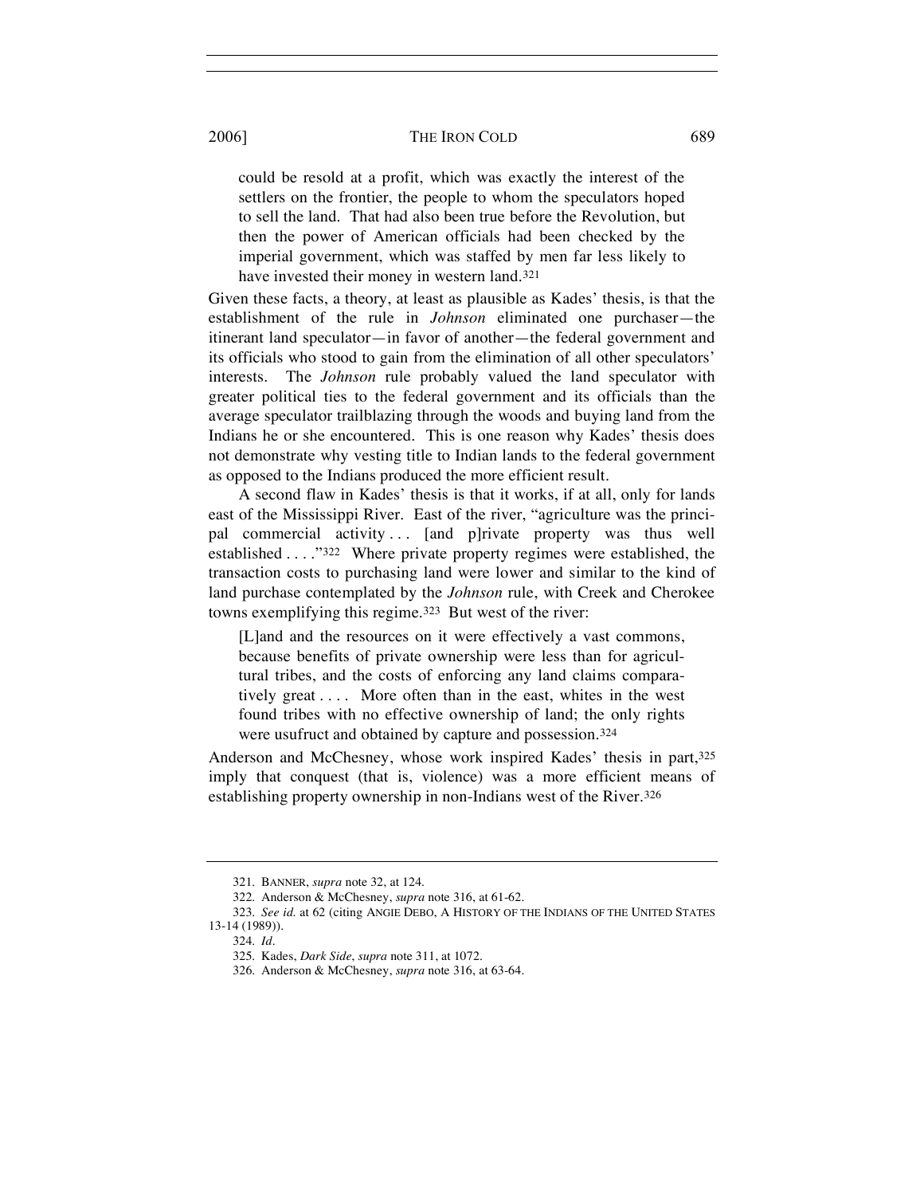> could be resold at a profit, which was exactly the interest of the settlers on the frontier, the people to whom the speculators hoped to sell the land. That had also been true before the Revolution, but then the power of American officials had been checked by the imperial government, which was staffed by men far less likely to have invested their money in western land.[321]

Given these facts, a theory, at least as plausible as Kades' thesis, is that the establishment of the rule in *Johnson* eliminated one purchaser—the itinerant land speculator—in favor of another—the federal government and its officials who stood to gain from the elimination of all other speculators' interests. The *Johnson* rule probably valued the land speculator with greater political ties to the federal government and its officials than the average speculator trailblazing through the woods and buying land from the Indians he or she encountered. This is one reason why Kades' thesis does not demonstrate why vesting title to Indian lands to the federal government as opposed to the Indians produced the more efficient result.

A second flaw in Kades' thesis is that it works, if at all, only for lands east of the Mississippi River. East of the river, "agriculture was the principal commercial activity . . . [and p]rivate property was thus well established . . . ."[322] Where private property regimes were established, the transaction costs to purchasing land were lower and similar to the kind of land purchase contemplated by the *Johnson* rule, with Creek and Cherokee towns exemplifying this regime.[323] But west of the river:

> [L]and and the resources on it were effectively a vast commons, because benefits of private ownership were less than for agricultural tribes, and the costs of enforcing any land claims comparatively great . . . . More often than in the east, whites in the west found tribes with no effective ownership of land; the only rights were usufruct and obtained by capture and possession.[324]

Anderson and McChesney, whose work inspired Kades' thesis in part,[325] imply that conquest (that is, violence) was a more efficient means of establishing property ownership in non-Indians west of the River.[326]

---

321. BANNER, *supra* note 32, at 124.

322. Anderson & McChesney, *supra* note 316, at 61-62.

323. *See id.* at 62 (citing ANGIE DEBO, A HISTORY OF THE INDIANS OF THE UNITED STATES 13-14 (1989)).

324. *Id*.

325. Kades, *Dark Side*, *supra* note 311, at 1072.

326. Anderson & McChesney, *supra* note 316, at 63-64.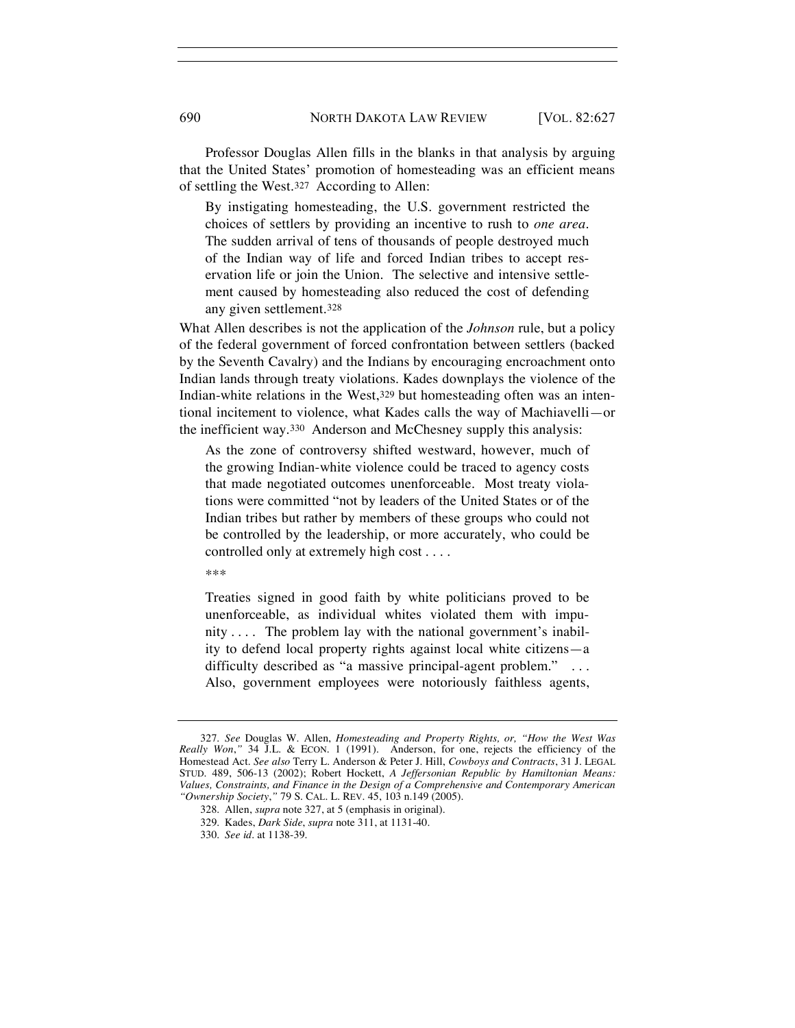Professor Douglas Allen fills in the blanks in that analysis by arguing that the United States' promotion of homesteading was an efficient means of settling the West.[327] According to Allen:

> By instigating homesteading, the U.S. government restricted the choices of settlers by providing an incentive to rush to *one area*. The sudden arrival of tens of thousands of people destroyed much of the Indian way of life and forced Indian tribes to accept reservation life or join the Union. The selective and intensive settlement caused by homesteading also reduced the cost of defending any given settlement.[328]

What Allen describes is not the application of the *Johnson* rule, but a policy of the federal government of forced confrontation between settlers (backed by the Seventh Cavalry) and the Indians by encouraging encroachment onto Indian lands through treaty violations. Kades downplays the violence of the Indian-white relations in the West,[329] but homesteading often was an intentional incitement to violence, what Kades calls the way of Machiavelli—or the inefficient way.[330] Anderson and McChesney supply this analysis:

> As the zone of controversy shifted westward, however, much of the growing Indian-white violence could be traced to agency costs that made negotiated outcomes unenforceable. Most treaty violations were committed "not by leaders of the United States or of the Indian tribes but rather by members of these groups who could not be controlled by the leadership, or more accurately, who could be controlled only at extremely high cost . . . .
>
> \*\*\*
>
> Treaties signed in good faith by white politicians proved to be unenforceable, as individual whites violated them with impunity . . . . The problem lay with the national government's inability to defend local property rights against local white citizens—a difficulty described as "a massive principal-agent problem." . . . Also, government employees were notoriously faithless agents,

---

327. *See* Douglas W. Allen, *Homesteading and Property Rights, or, "How the West Was Really Won*,*"* 34 J.L. & ECON. 1 (1991). Anderson, for one, rejects the efficiency of the Homestead Act. *See also* Terry L. Anderson & Peter J. Hill, *Cowboys and Contracts*, 31 J. LEGAL STUD. 489, 506-13 (2002); Robert Hockett, *A Jeffersonian Republic by Hamiltonian Means: Values, Constraints, and Finance in the Design of a Comprehensive and Contemporary American "Ownership Society*,*"* 79 S. CAL. L. REV. 45, 103 n.149 (2005).

328. Allen, *supra* note 327, at 5 (emphasis in original).

329. Kades, *Dark Side*, *supra* note 311, at 1131-40.

330. *See id*. at 1138-39.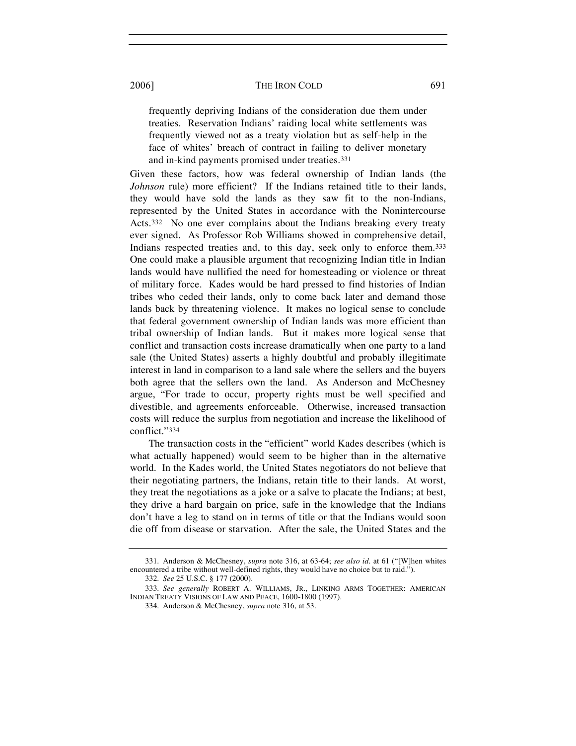> frequently depriving Indians of the consideration due them under treaties. Reservation Indians' raiding local white settlements was frequently viewed not as a treaty violation but as self-help in the face of whites' breach of contract in failing to deliver monetary and in-kind payments promised under treaties.[331]

Given these factors, how was federal ownership of Indian lands (the *Johnson* rule) more efficient? If the Indians retained title to their lands, they would have sold the lands as they saw fit to the non-Indians, represented by the United States in accordance with the Nonintercourse Acts.[332] No one ever complains about the Indians breaking every treaty ever signed. As Professor Rob Williams showed in comprehensive detail, Indians respected treaties and, to this day, seek only to enforce them.[333] One could make a plausible argument that recognizing Indian title in Indian lands would have nullified the need for homesteading or violence or threat of military force. Kades would be hard pressed to find histories of Indian tribes who ceded their lands, only to come back later and demand those lands back by threatening violence. It makes no logical sense to conclude that federal government ownership of Indian lands was more efficient than tribal ownership of Indian lands. But it makes more logical sense that conflict and transaction costs increase dramatically when one party to a land sale (the United States) asserts a highly doubtful and probably illegitimate interest in land in comparison to a land sale where the sellers and the buyers both agree that the sellers own the land. As Anderson and McChesney argue, "For trade to occur, property rights must be well specified and divestible, and agreements enforceable. Otherwise, increased transaction costs will reduce the surplus from negotiation and increase the likelihood of conflict."[334]

The transaction costs in the "efficient" world Kades describes (which is what actually happened) would seem to be higher than in the alternative world. In the Kades world, the United States negotiators do not believe that their negotiating partners, the Indians, retain title to their lands. At worst, they treat the negotiations as a joke or a salve to placate the Indians; at best, they drive a hard bargain on price, safe in the knowledge that the Indians don't have a leg to stand on in terms of title or that the Indians would soon die off from disease or starvation. After the sale, the United States and the

---

331. Anderson & McChesney, *supra* note 316, at 63-64; *see also id.* at 61 ("[W]hen whites encountered a tribe without well-defined rights, they would have no choice but to raid.").

332. *See* 25 U.S.C. § 177 (2000).

333. *See generally* ROBERT A. WILLIAMS, JR., LINKING ARMS TOGETHER: AMERICAN INDIAN TREATY VISIONS OF LAW AND PEACE, 1600-1800 (1997).

334. Anderson & McChesney, *supra* note 316, at 53.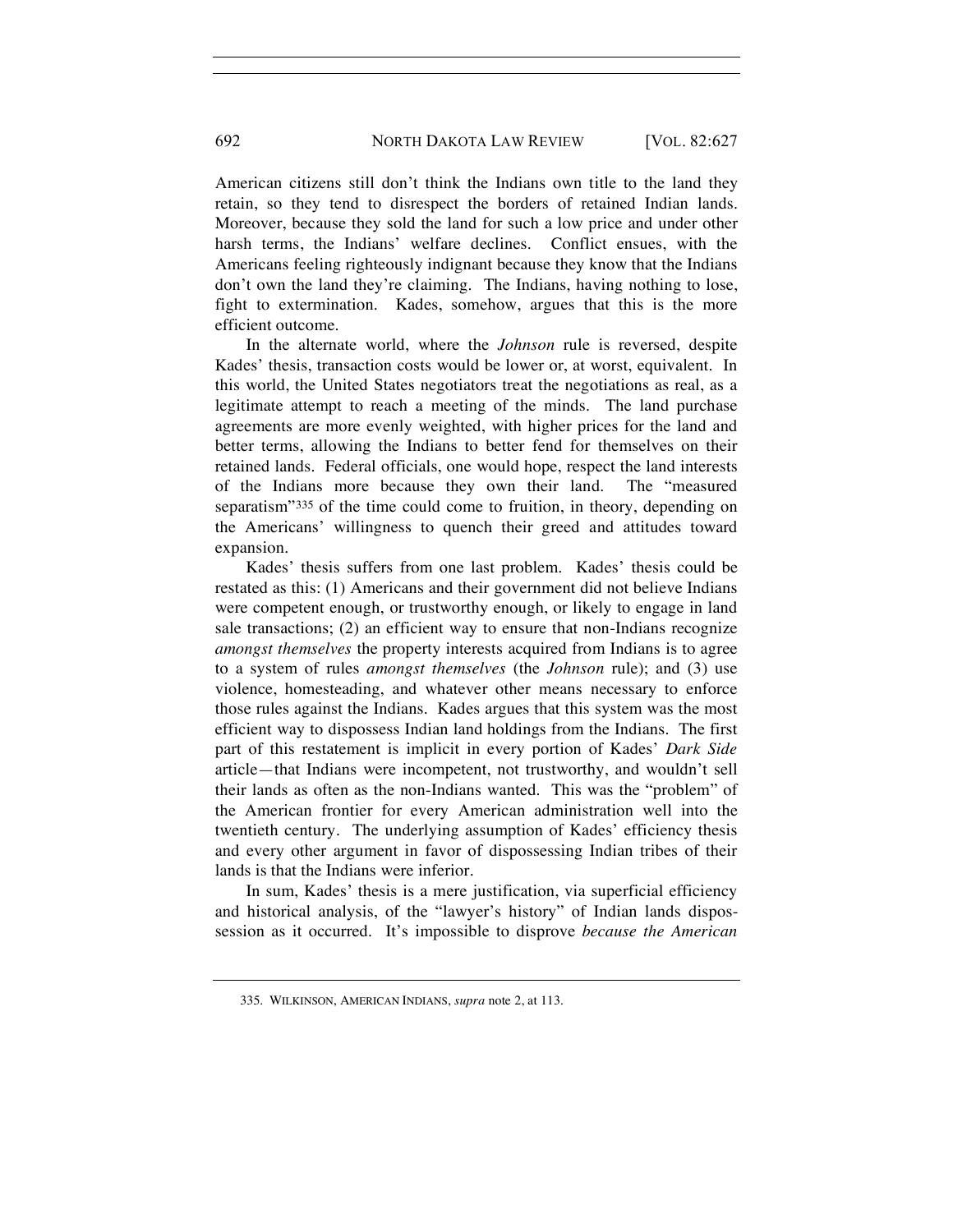American citizens still don't think the Indians own title to the land they retain, so they tend to disrespect the borders of retained Indian lands. Moreover, because they sold the land for such a low price and under other harsh terms, the Indians' welfare declines. Conflict ensues, with the Americans feeling righteously indignant because they know that the Indians don't own the land they're claiming. The Indians, having nothing to lose, fight to extermination. Kades, somehow, argues that this is the more efficient outcome.

In the alternate world, where the *Johnson* rule is reversed, despite Kades' thesis, transaction costs would be lower or, at worst, equivalent. In this world, the United States negotiators treat the negotiations as real, as a legitimate attempt to reach a meeting of the minds. The land purchase agreements are more evenly weighted, with higher prices for the land and better terms, allowing the Indians to better fend for themselves on their retained lands. Federal officials, one would hope, respect the land interests of the Indians more because they own their land. The "measured separatism"[335] of the time could come to fruition, in theory, depending on the Americans' willingness to quench their greed and attitudes toward expansion.

Kades' thesis suffers from one last problem. Kades' thesis could be restated as this: (1) Americans and their government did not believe Indians were competent enough, or trustworthy enough, or likely to engage in land sale transactions; (2) an efficient way to ensure that non-Indians recognize *amongst themselves* the property interests acquired from Indians is to agree to a system of rules *amongst themselves* (the *Johnson* rule); and (3) use violence, homesteading, and whatever other means necessary to enforce those rules against the Indians. Kades argues that this system was the most efficient way to dispossess Indian land holdings from the Indians. The first part of this restatement is implicit in every portion of Kades' *Dark Side* article—that Indians were incompetent, not trustworthy, and wouldn't sell their lands as often as the non-Indians wanted. This was the "problem" of the American frontier for every American administration well into the twentieth century. The underlying assumption of Kades' efficiency thesis and every other argument in favor of dispossessing Indian tribes of their lands is that the Indians were inferior.

In sum, Kades' thesis is a mere justification, via superficial efficiency and historical analysis, of the "lawyer's history" of Indian lands dispossession as it occurred. It's impossible to disprove *because the American*

---

335. WILKINSON, AMERICAN INDIANS, *supra* note 2, at 113.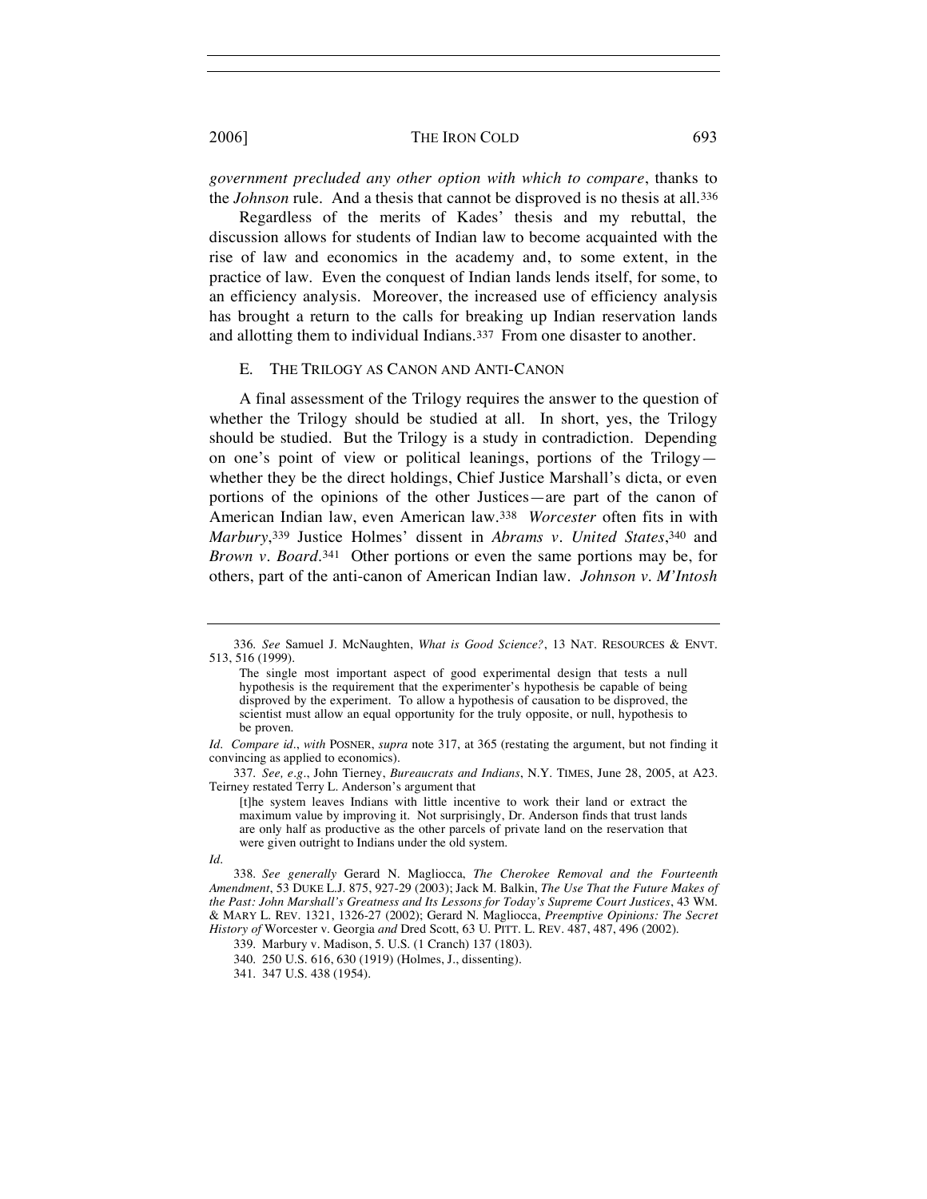*government precluded any other option with which to compare*, thanks to the *Johnson* rule. And a thesis that cannot be disproved is no thesis at all.[336]

Regardless of the merits of Kades' thesis and my rebuttal, the discussion allows for students of Indian law to become acquainted with the rise of law and economics in the academy and, to some extent, in the practice of law. Even the conquest of Indian lands lends itself, for some, to an efficiency analysis. Moreover, the increased use of efficiency analysis has brought a return to the calls for breaking up Indian reservation lands and allotting them to individual Indians.[337] From one disaster to another.

### E. THE TRILOGY AS CANON AND ANTI-CANON

A final assessment of the Trilogy requires the answer to the question of whether the Trilogy should be studied at all. In short, yes, the Trilogy should be studied. But the Trilogy is a study in contradiction. Depending on one's point of view or political leanings, portions of the Trilogy—whether they be the direct holdings, Chief Justice Marshall's dicta, or even portions of the opinions of the other Justices—are part of the canon of American Indian law, even American law.[338] *Worcester* often fits in with *Marbury*,[339] Justice Holmes' dissent in *Abrams v. United States*,[340] and *Brown v. Board*.[341] Other portions or even the same portions may be, for others, part of the anti-canon of American Indian law. *Johnson v. M'Intosh*

---

336. *See* Samuel J. McNaughten, *What is Good Science?*, 13 NAT. RESOURCES & ENVT. 513, 516 (1999).

> The single most important aspect of good experimental design that tests a null hypothesis is the requirement that the experimenter's hypothesis be capable of being disproved by the experiment. To allow a hypothesis of causation to be disproved, the scientist must allow an equal opportunity for the truly opposite, or null, hypothesis to be proven.

*Id*. *Compare id*., *with* POSNER, *supra* note 317, at 365 (restating the argument, but not finding it convincing as applied to economics).

337. *See, e.g*., John Tierney, *Bureaucrats and Indians*, N.Y. TIMES, June 28, 2005, at A23. Teirney restated Terry L. Anderson's argument that

> [t]he system leaves Indians with little incentive to work their land or extract the maximum value by improving it. Not surprisingly, Dr. Anderson finds that trust lands are only half as productive as the other parcels of private land on the reservation that were given outright to Indians under the old system.

*Id*.

338. *See generally* Gerard N. Magliocca, *The Cherokee Removal and the Fourteenth Amendment*, 53 DUKE L.J. 875, 927-29 (2003); Jack M. Balkin, *The Use That the Future Makes of the Past: John Marshall's Greatness and Its Lessons for Today's Supreme Court Justices*, 43 WM. & MARY L. REV. 1321, 1326-27 (2002); Gerard N. Magliocca, *Preemptive Opinions: The Secret History of* Worcester v. Georgia *and* Dred Scott, 63 U. PITT. L. REV. 487, 487, 496 (2002).

339. Marbury v. Madison, 5. U.S. (1 Cranch) 137 (1803).

340. 250 U.S. 616, 630 (1919) (Holmes, J., dissenting).

341. 347 U.S. 438 (1954).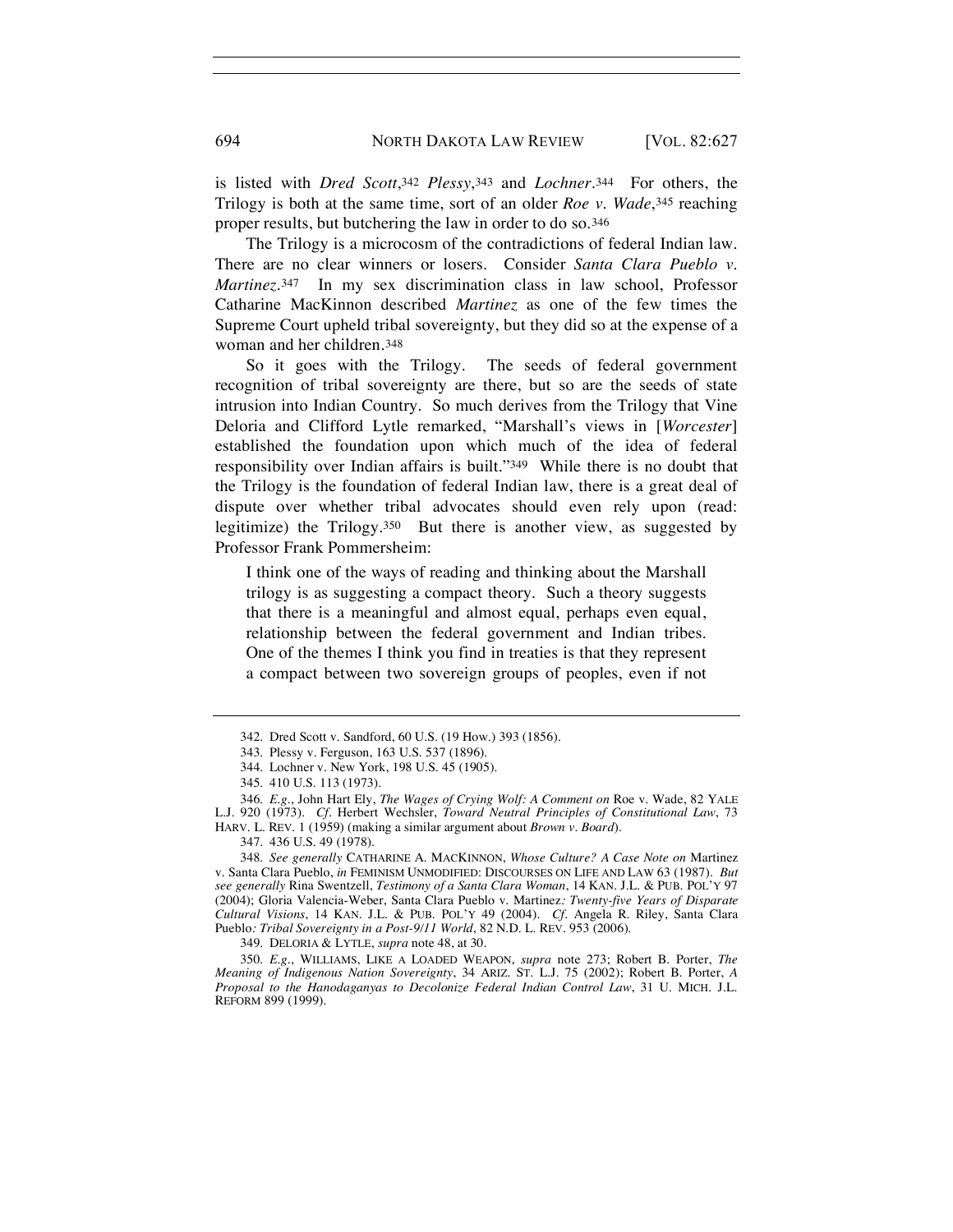is listed with *Dred Scott*,[342] *Plessy*,[343] and *Lochner*.[344] For others, the Trilogy is both at the same time, sort of an older *Roe v. Wade*,[345] reaching proper results, but butchering the law in order to do so.[346]

The Trilogy is a microcosm of the contradictions of federal Indian law. There are no clear winners or losers. Consider *Santa Clara Pueblo v. Martinez*.[347] In my sex discrimination class in law school, Professor Catharine MacKinnon described *Martinez* as one of the few times the Supreme Court upheld tribal sovereignty, but they did so at the expense of a woman and her children.[348]

So it goes with the Trilogy. The seeds of federal government recognition of tribal sovereignty are there, but so are the seeds of state intrusion into Indian Country. So much derives from the Trilogy that Vine Deloria and Clifford Lytle remarked, "Marshall's views in [*Worcester*] established the foundation upon which much of the idea of federal responsibility over Indian affairs is built."[349] While there is no doubt that the Trilogy is the foundation of federal Indian law, there is a great deal of dispute over whether tribal advocates should even rely upon (read: legitimize) the Trilogy.[350] But there is another view, as suggested by Professor Frank Pommersheim:

> I think one of the ways of reading and thinking about the Marshall trilogy is as suggesting a compact theory. Such a theory suggests that there is a meaningful and almost equal, perhaps even equal, relationship between the federal government and Indian tribes. One of the themes I think you find in treaties is that they represent a compact between two sovereign groups of peoples, even if not

---

342. Dred Scott v. Sandford, 60 U.S. (19 How.) 393 (1856).

343. Plessy v. Ferguson, 163 U.S. 537 (1896).

344. Lochner v. New York, 198 U.S. 45 (1905).

345. 410 U.S. 113 (1973).

346. *E.g.*, John Hart Ely, *The Wages of Crying Wolf: A Comment on* Roe v. Wade, 82 YALE L.J. 920 (1973). *Cf.* Herbert Wechsler, *Toward Neutral Principles of Constitutional Law*, 73 HARV. L. REV. 1 (1959) (making a similar argument about *Brown v. Board*).

347. 436 U.S. 49 (1978).

348. *See generally* CATHARINE A. MACKINNON, *Whose Culture? A Case Note on* Martinez v. Santa Clara Pueblo, *in* FEMINISM UNMODIFIED: DISCOURSES ON LIFE AND LAW 63 (1987). *But see generally* Rina Swentzell, *Testimony of a Santa Clara Woman*, 14 KAN. J.L. & PUB. POL'Y 97 (2004); Gloria Valencia-Weber, Santa Clara Pueblo v. Martinez*: Twenty-five Years of Disparate Cultural Visions*, 14 KAN. J.L. & PUB. POL'Y 49 (2004). *Cf.* Angela R. Riley, Santa Clara Pueblo*: Tribal Sovereignty in a Post-9/11 World*, 82 N.D. L. REV. 953 (2006).

349. DELORIA & LYTLE, *supra* note 48, at 30.

350. *E.g.*, WILLIAMS, LIKE A LOADED WEAPON, *supra* note 273; Robert B. Porter, *The Meaning of Indigenous Nation Sovereignty*, 34 ARIZ. ST. L.J. 75 (2002); Robert B. Porter, *A Proposal to the Hanodaganyas to Decolonize Federal Indian Control Law*, 31 U. MICH. J.L. REFORM 899 (1999).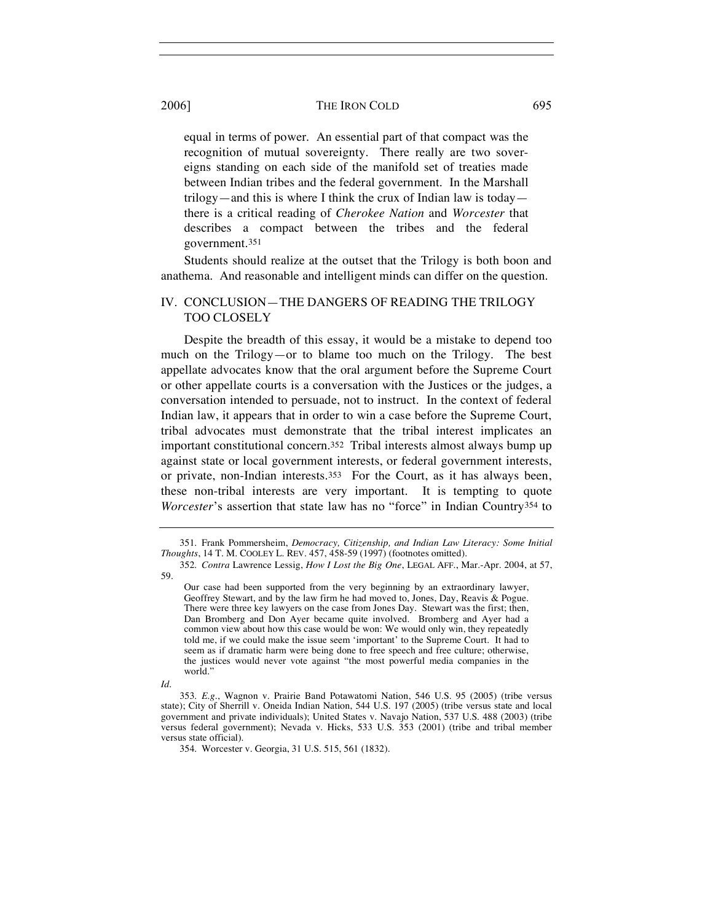equal in terms of power. An essential part of that compact was the recognition of mutual sovereignty. There really are two sovereigns standing on each side of the manifold set of treaties made between Indian tribes and the federal government. In the Marshall trilogy—and this is where I think the crux of Indian law is today—there is a critical reading of *Cherokee Nation* and *Worcester* that describes a compact between the tribes and the federal government.[351]

Students should realize at the outset that the Trilogy is both boon and anathema. And reasonable and intelligent minds can differ on the question.

## IV. CONCLUSION—THE DANGERS OF READING THE TRILOGY TOO CLOSELY

Despite the breadth of this essay, it would be a mistake to depend too much on the Trilogy—or to blame too much on the Trilogy. The best appellate advocates know that the oral argument before the Supreme Court or other appellate courts is a conversation with the Justices or the judges, a conversation intended to persuade, not to instruct. In the context of federal Indian law, it appears that in order to win a case before the Supreme Court, tribal advocates must demonstrate that the tribal interest implicates an important constitutional concern.[352] Tribal interests almost always bump up against state or local government interests, or federal government interests, or private, non-Indian interests.[353] For the Court, as it has always been, these non-tribal interests are very important. It is tempting to quote *Worcester*'s assertion that state law has no "force" in Indian Country[354] to

---

351. Frank Pommersheim, *Democracy, Citizenship, and Indian Law Literacy: Some Initial Thoughts*, 14 T. M. COOLEY L. REV. 457, 458-59 (1997) (footnotes omitted).

352. *Contra* Lawrence Lessig, *How I Lost the Big One*, LEGAL AFF., Mar.-Apr. 2004, at 57, 59.

> Our case had been supported from the very beginning by an extraordinary lawyer, Geoffrey Stewart, and by the law firm he had moved to, Jones, Day, Reavis & Pogue. There were three key lawyers on the case from Jones Day. Stewart was the first; then, Dan Bromberg and Don Ayer became quite involved. Bromberg and Ayer had a common view about how this case would be won: We would only win, they repeatedly told me, if we could make the issue seem 'important' to the Supreme Court. It had to seem as if dramatic harm were being done to free speech and free culture; otherwise, the justices would never vote against "the most powerful media companies in the world."

*Id.*

353. *E.g.*, Wagnon v. Prairie Band Potawatomi Nation, 546 U.S. 95 (2005) (tribe versus state); City of Sherrill v. Oneida Indian Nation, 544 U.S. 197 (2005) (tribe versus state and local government and private individuals); United States v. Navajo Nation, 537 U.S. 488 (2003) (tribe versus federal government); Nevada v. Hicks, 533 U.S. 353 (2001) (tribe and tribal member versus state official).

354. Worcester v. Georgia, 31 U.S. 515, 561 (1832).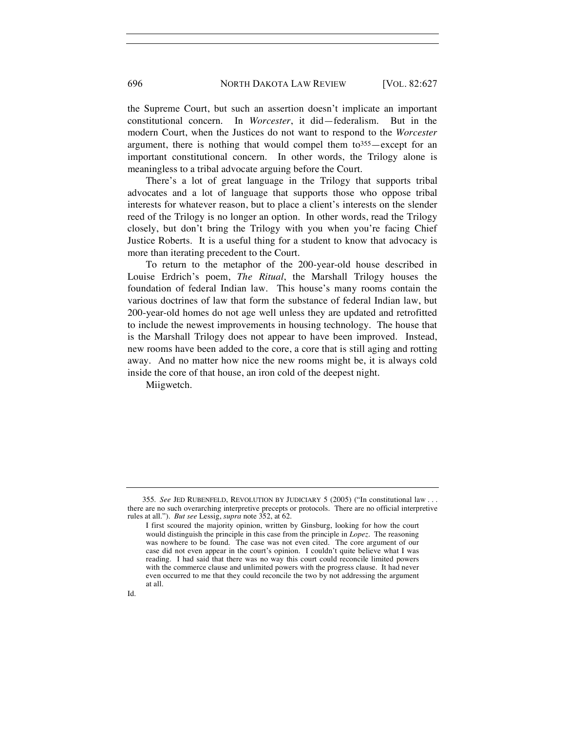the Supreme Court, but such an assertion doesn't implicate an important constitutional concern. In *Worcester*, it did—federalism. But in the modern Court, when the Justices do not want to respond to the *Worcester* argument, there is nothing that would compel them to[355]—except for an important constitutional concern. In other words, the Trilogy alone is meaningless to a tribal advocate arguing before the Court.

There's a lot of great language in the Trilogy that supports tribal advocates and a lot of language that supports those who oppose tribal interests for whatever reason, but to place a client's interests on the slender reed of the Trilogy is no longer an option. In other words, read the Trilogy closely, but don't bring the Trilogy with you when you're facing Chief Justice Roberts. It is a useful thing for a student to know that advocacy is more than iterating precedent to the Court.

To return to the metaphor of the 200-year-old house described in Louise Erdrich's poem, *The Ritual*, the Marshall Trilogy houses the foundation of federal Indian law. This house's many rooms contain the various doctrines of law that form the substance of federal Indian law, but 200-year-old homes do not age well unless they are updated and retrofitted to include the newest improvements in housing technology. The house that is the Marshall Trilogy does not appear to have been improved. Instead, new rooms have been added to the core, a core that is still aging and rotting away. And no matter how nice the new rooms might be, it is always cold inside the core of that house, an iron cold of the deepest night.

Miigwetch.

---

355. *See* JED RUBENFELD, REVOLUTION BY JUDICIARY 5 (2005) ("In constitutional law . . . there are no such overarching interpretive precepts or protocols. There are no official interpretive rules at all."). *But see* Lessig, *supra* note 352, at 62.

> I first scoured the majority opinion, written by Ginsburg, looking for how the court would distinguish the principle in this case from the principle in *Lopez*. The reasoning was nowhere to be found. The case was not even cited. The core argument of our case did not even appear in the court's opinion. I couldn't quite believe what I was reading. I had said that there was no way this court could reconcile limited powers with the commerce clause and unlimited powers with the progress clause. It had never even occurred to me that they could reconcile the two by not addressing the argument at all.

Id.